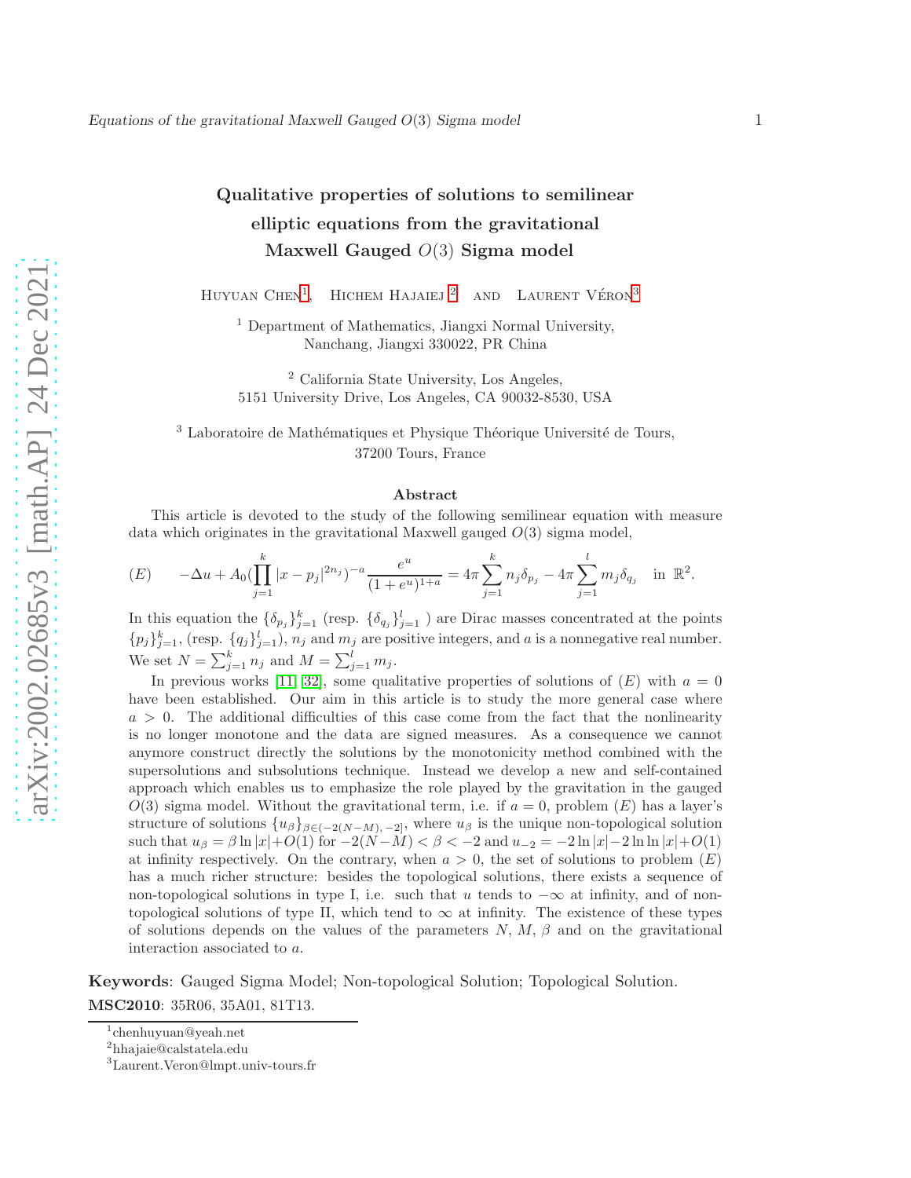# Qualitative properties of solutions to semilinear elliptic equations from the gravitational Maxwell Gauged $O(3)$ Sigma model

Huyuan Chen[1], Hichem Hajaiej[2] and Laurent Véron[3]

[1] Department of Mathematics, Jiangxi Normal University, Nanchang, Jiangxi 330022, PR China

[2] California State University, Los Angeles, 5151 University Drive, Los Angeles, CA 90032-8530, USA

[3] Laboratoire de Mathématiques et Physique Théorique Université de Tours, 37200 Tours, France

## Abstract

This article is devoted to the study of the following semilinear equation with measure data which originates in the gravitational Maxwell gauged $O(3)$ sigma model,

$$(E) \qquad -\Delta u + A_0\Big(\prod_{j=1}^{k}|x-p_j|^{2n_j}\Big)^{-a}\frac{e^u}{(1+e^u)^{1+a}} = 4\pi\sum_{j=1}^{k} n_j\delta_{p_j} - 4\pi\sum_{j=1}^{l} m_j\delta_{q_j} \quad \text{in } \mathbb{R}^2.$$

In this equation the $\{\delta_{p_j}\}_{j=1}^k$ (resp. $\{\delta_{q_j}\}_{j=1}^l$ ) are Dirac masses concentrated at the points $\{p_j\}_{j=1}^k$, (resp. $\{q_j\}_{j=1}^l$), $n_j$ and $m_j$ are positive integers, and $a$ is a nonnegative real number. We set $N=\sum_{j=1}^k n_j$ and $M=\sum_{j=1}^l m_j$.

In previous works [11, 32], some qualitative properties of solutions of $(E)$ with $a=0$ have been established. Our aim in this article is to study the more general case where $a>0$. The additional difficulties of this case come from the fact that the nonlinearity is no longer monotone and the data are signed measures. As a consequence we cannot anymore construct directly the solutions by the monotonicity method combined with the supersolutions and subsolutions technique. Instead we develop a new and self-contained approach which enables us to emphasize the role played by the gravitation in the gauged $O(3)$ sigma model. Without the gravitational term, i.e. if $a=0$, problem $(E)$ has a layer's structure of solutions $\{u_\beta\}_{\beta\in(-2(N-M),-2]}$, where $u_\beta$ is the unique non-topological solution such that $u_\beta=\beta\ln|x|+O(1)$ for $-2(N-M)<\beta<-2$ and $u_{-2}=-2\ln|x|-2\ln\ln|x|+O(1)$ at infinity respectively. On the contrary, when $a>0$, the set of solutions to problem $(E)$ has a much richer structure: besides the topological solutions, there exists a sequence of non-topological solutions in type I, i.e. such that $u$ tends to $-\infty$ at infinity, and of non-topological solutions of type II, which tend to $\infty$ at infinity. The existence of these types of solutions depends on the values of the parameters $N$, $M$, $\beta$ and on the gravitational interaction associated to $a$.

**Keywords**: Gauged Sigma Model; Non-topological Solution; Topological Solution.

**MSC2010**: 35R06, 35A01, 81T13.

[1] chenhuyuan@yeah.net

[2] hhajaie@calstatela.edu

[3] Laurent.Veron@lmpt.univ-tours.fr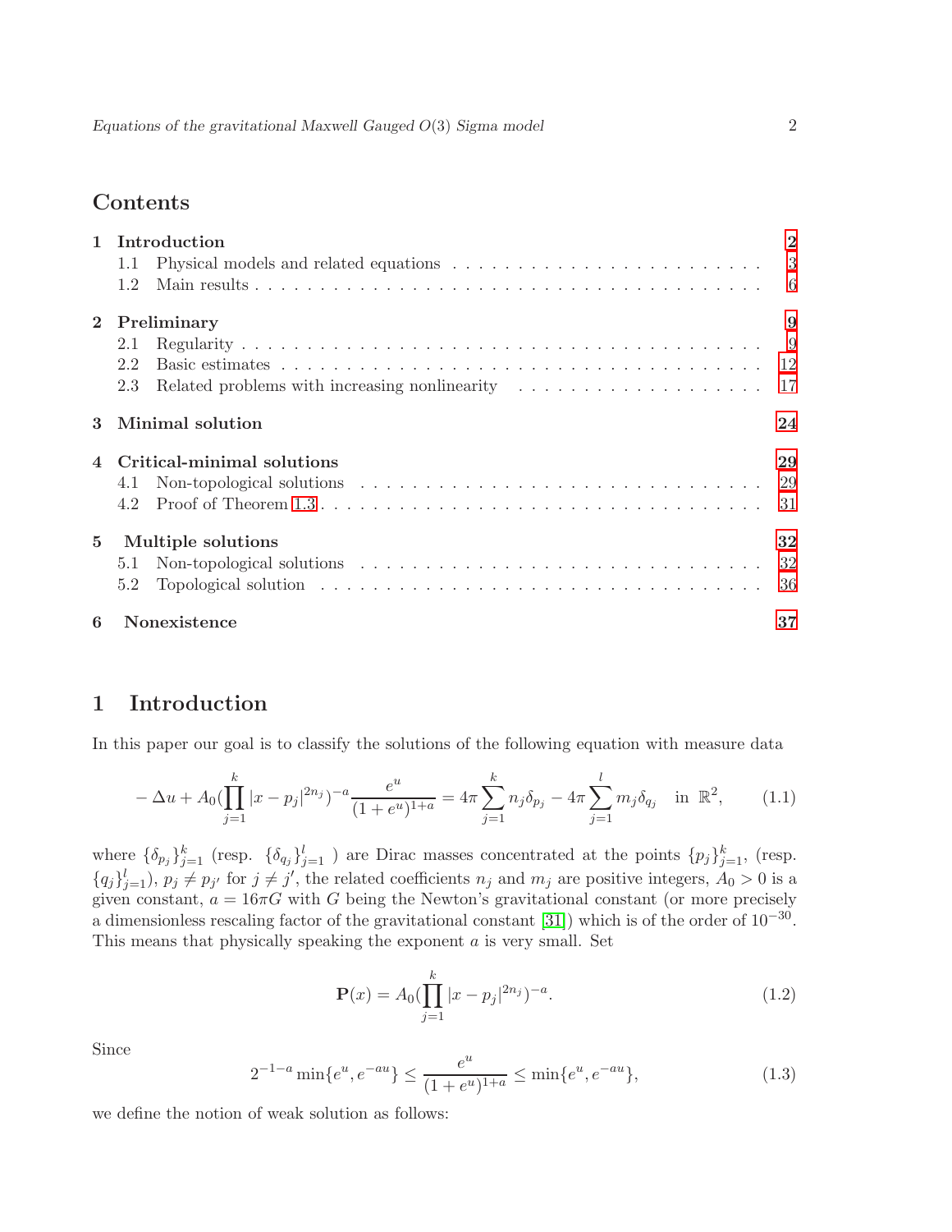## Contents

1 Introduction ... 2
  - 1.1 Physical models and related equations ... 3
  - 1.2 Main results ... 6

2 Preliminary ... 9
  - 2.1 Regularity ... 9
  - 2.2 Basic estimates ... 12
  - 2.3 Related problems with increasing nonlinearity ... 17

3 Minimal solution ... 24

4 Critical-minimal solutions ... 29
  - 4.1 Non-topological solutions ... 29
  - 4.2 Proof of Theorem 1.3 ... 31

5 Multiple solutions ... 32
  - 5.1 Non-topological solutions ... 32
  - 5.2 Topological solution ... 36

6 Nonexistence ... 37

# 1 Introduction

In this paper our goal is to classify the solutions of the following equation with measure data

$$-\Delta u + A_0\Big(\prod_{j=1}^{k}|x-p_j|^{2n_j}\Big)^{-a}\frac{e^u}{(1+e^u)^{1+a}} = 4\pi\sum_{j=1}^{k}n_j\delta_{p_j} - 4\pi\sum_{j=1}^{l}m_j\delta_{q_j} \quad \text{in } \mathbb{R}^2, \tag{1.1}$$

where $\{\delta_{p_j}\}_{j=1}^k$ (resp. $\{\delta_{q_j}\}_{j=1}^l$ ) are Dirac masses concentrated at the points $\{p_j\}_{j=1}^k$, (resp. $\{q_j\}_{j=1}^l$), $p_j \neq p_{j'}$ for $j \neq j'$, the related coefficients $n_j$ and $m_j$ are positive integers, $A_0 > 0$ is a given constant, $a = 16\pi G$ with $G$ being the Newton's gravitational constant (or more precisely a dimensionless rescaling factor of the gravitational constant [31]) which is of the order of $10^{-30}$. This means that physically speaking the exponent $a$ is very small. Set

$$\mathbf{P}(x) = A_0\Big(\prod_{j=1}^{k}|x-p_j|^{2n_j}\Big)^{-a}. \tag{1.2}$$

Since

$$2^{-1-a}\min\{e^u, e^{-au}\} \le \frac{e^u}{(1+e^u)^{1+a}} \le \min\{e^u, e^{-au}\}, \tag{1.3}$$

we define the notion of weak solution as follows: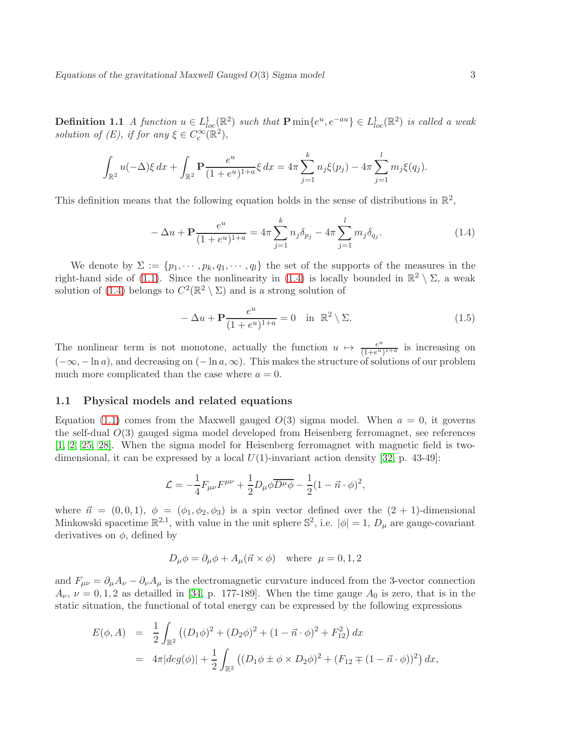**Definition 1.1** *A function $u \in L^1_{loc}(\mathbb{R}^2)$ such that $\mathbf{P}\min\{e^u, e^{-au}\} \in L^1_{loc}(\mathbb{R}^2)$ is called a weak solution of (E), if for any $\xi \in C_c^\infty(\mathbb{R}^2)$,*

$$\int_{\mathbb{R}^2} u(-\Delta)\xi \, dx + \int_{\mathbb{R}^2} \mathbf{P}\frac{e^u}{(1+e^u)^{1+a}}\xi \, dx = 4\pi\sum_{j=1}^{k} n_j \xi(p_j) - 4\pi\sum_{j=1}^{l} m_j \xi(q_j).$$

This definition means that the following equation holds in the sense of distributions in $\mathbb{R}^2$,

$$-\Delta u + \mathbf{P}\frac{e^u}{(1+e^u)^{1+a}} = 4\pi\sum_{j=1}^{k} n_j \delta_{p_j} - 4\pi\sum_{j=1}^{l} m_j \delta_{q_j}. \tag{1.4}$$

We denote by $\Sigma := \{p_1, \cdots, p_k, q_1, \cdots, q_l\}$ the set of the supports of the measures in the right-hand side of (1.1). Since the nonlinearity in (1.4) is locally bounded in $\mathbb{R}^2 \setminus \Sigma$, a weak solution of (1.4) belongs to $C^2(\mathbb{R}^2 \setminus \Sigma)$ and is a strong solution of

$$-\Delta u + \mathbf{P}\frac{e^u}{(1+e^u)^{1+a}} = 0 \quad \text{in } \mathbb{R}^2 \setminus \Sigma. \tag{1.5}$$

The nonlinear term is not monotone, actually the function $u \mapsto \frac{e^u}{(1+e^u)^{1+a}}$ is increasing on $(-\infty, -\ln a)$, and decreasing on $(-\ln a, \infty)$. This makes the structure of solutions of our problem much more complicated than the case where $a = 0$.

## 1.1 Physical models and related equations

Equation (1.1) comes from the Maxwell gauged $O(3)$ sigma model. When $a = 0$, it governs the self-dual $O(3)$ gauged sigma model developed from Heisenberg ferromagnet, see references [1, 2, 25, 28]. When the sigma model for Heisenberg ferromagnet with magnetic field is two-dimensional, it can be expressed by a local $U(1)$-invariant action density [32, p. 43-49]:

$$\mathcal{L} = -\frac{1}{4}F_{\mu\nu}F^{\mu\nu} + \frac{1}{2}D_\mu\phi\overline{D^\mu\phi} - \frac{1}{2}(1 - \vec{n}\cdot\phi)^2,$$

where $\vec{n} = (0, 0, 1)$, $\phi = (\phi_1, \phi_2, \phi_3)$ is a spin vector defined over the $(2+1)$-dimensional Minkowski spacetime $\mathbb{R}^{2,1}$, with value in the unit sphere $\mathbb{S}^2$, i.e. $|\phi| = 1$, $D_\mu$ are gauge-covariant derivatives on $\phi$, defined by

$$D_\mu\phi = \partial_\mu\phi + A_\mu(\vec{n}\times\phi) \quad \text{where} \quad \mu = 0, 1, 2$$

and $F_{\mu\nu} = \partial_\mu A_\nu - \partial_\nu A_\mu$ is the electromagnetic curvature induced from the 3-vector connection $A_\nu$, $\nu = 0, 1, 2$ as detailled in [34, p. 177-189]. When the time gauge $A_0$ is zero, that is in the static situation, the functional of total energy can be expressed by the following expressions

$$\begin{aligned}
E(\phi, A) &= \frac{1}{2}\int_{\mathbb{R}^2} \left((D_1\phi)^2 + (D_2\phi)^2 + (1 - \vec{n}\cdot\phi)^2 + F_{12}^2\right) dx \\
&= 4\pi|deg(\phi)| + \frac{1}{2}\int_{\mathbb{R}^2} \left((D_1\phi \pm \phi \times D_2\phi)^2 + (F_{12} \mp (1 - \vec{n}\cdot\phi))^2\right) dx,
\end{aligned}$$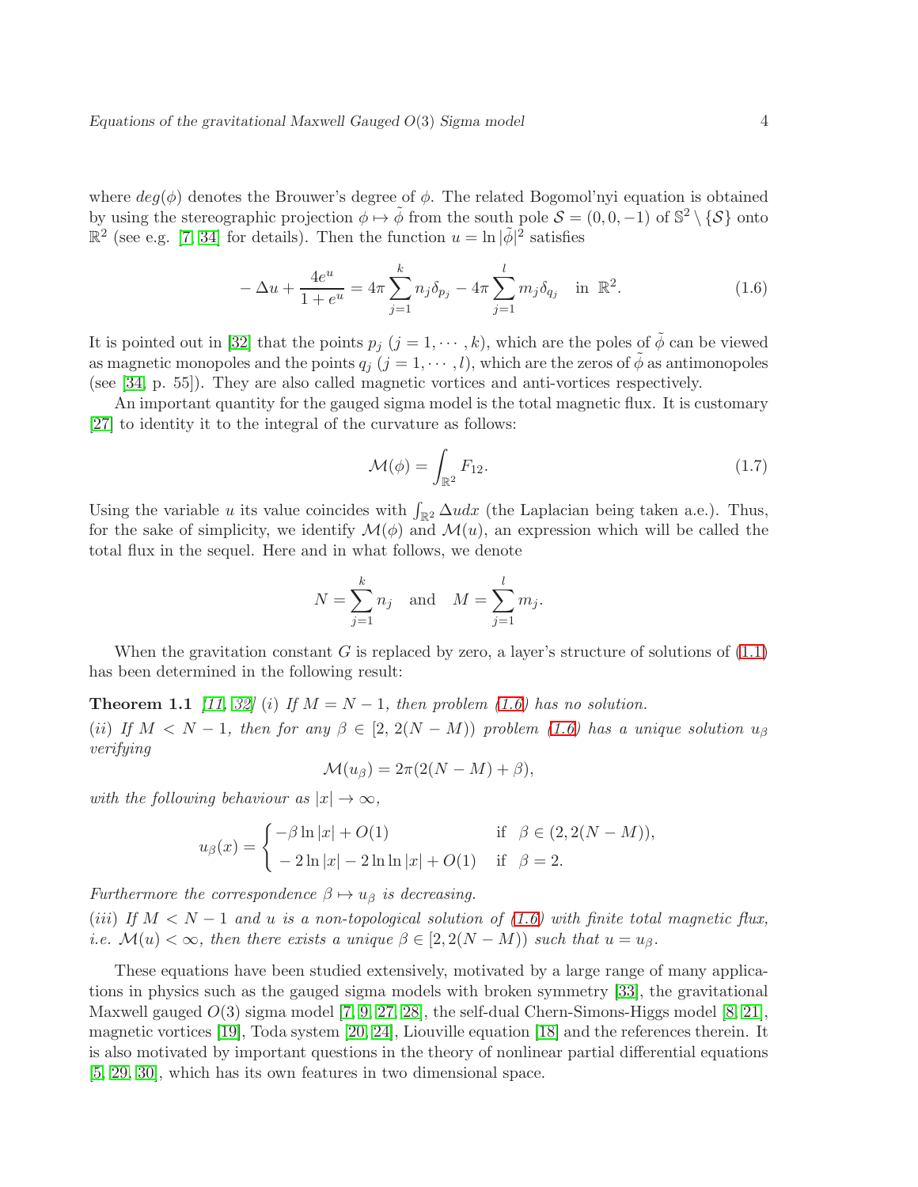where $deg(\phi)$ denotes the Brouwer's degree of $\phi$. The related Bogomol'nyi equation is obtained by using the stereographic projection $\phi \mapsto \tilde{\phi}$ from the south pole $\mathcal{S} = (0, 0, -1)$ of $\mathbb{S}^2 \setminus \{\mathcal{S}\}$ onto $\mathbb{R}^2$ (see e.g. [7, 34] for details). Then the function $u = \ln |\tilde{\phi}|^2$ satisfies

$$
-\Delta u + \frac{4e^u}{1+e^u} = 4\pi \sum_{j=1}^{k} n_j \delta_{p_j} - 4\pi \sum_{j=1}^{l} m_j \delta_{q_j} \quad \text{in } \mathbb{R}^2. \tag{1.6}
$$

It is pointed out in [32] that the points $p_j$ $(j = 1, \cdots, k)$, which are the poles of $\tilde{\phi}$ can be viewed as magnetic monopoles and the points $q_j$ $(j = 1, \cdots, l)$, which are the zeros of $\tilde{\phi}$ as antimonopoles (see [34, p. 55]). They are also called magnetic vortices and anti-vortices respectively.

An important quantity for the gauged sigma model is the total magnetic flux. It is customary [27] to identity it to the integral of the curvature as follows:

$$
\mathcal{M}(\phi) = \int_{\mathbb{R}^2} F_{12}. \tag{1.7}
$$

Using the variable $u$ its value coincides with $\int_{\mathbb{R}^2} \Delta u dx$ (the Laplacian being taken a.e.). Thus, for the sake of simplicity, we identify $\mathcal{M}(\phi)$ and $\mathcal{M}(u)$, an expression which will be called the total flux in the sequel. Here and in what follows, we denote

$$
N = \sum_{j=1}^{k} n_j \quad \text{and} \quad M = \sum_{j=1}^{l} m_j.
$$

When the gravitation constant $G$ is replaced by zero, a layer's structure of solutions of (1.1) has been determined in the following result:

**Theorem 1.1** *[11, 32] (i) If $M = N - 1$, then problem (1.6) has no solution.*

*(ii) If $M < N - 1$, then for any $\beta \in [2, 2(N - M))$ problem (1.6) has a unique solution $u_\beta$ verifying*

$$
\mathcal{M}(u_\beta) = 2\pi(2(N - M) + \beta),
$$

*with the following behaviour as $|x| \to \infty$,*

$$
u_\beta(x) = \begin{cases} -\beta \ln |x| + O(1) & \text{if } \beta \in (2, 2(N - M)), \\ -2\ln|x| - 2\ln\ln|x| + O(1) & \text{if } \beta = 2. \end{cases}
$$

*Furthermore the correspondence $\beta \mapsto u_\beta$ is decreasing.*

*(iii) If $M < N - 1$ and $u$ is a non-topological solution of (1.6) with finite total magnetic flux, i.e. $\mathcal{M}(u) < \infty$, then there exists a unique $\beta \in [2, 2(N - M))$ such that $u = u_\beta$.*

These equations have been studied extensively, motivated by a large range of many applications in physics such as the gauged sigma models with broken symmetry [33], the gravitational Maxwell gauged $O(3)$ sigma model [7, 9, 27, 28], the self-dual Chern-Simons-Higgs model [8, 21], magnetic vortices [19], Toda system [20, 24], Liouville equation [18] and the references therein. It is also motivated by important questions in the theory of nonlinear partial differential equations [5, 29, 30], which has its own features in two dimensional space.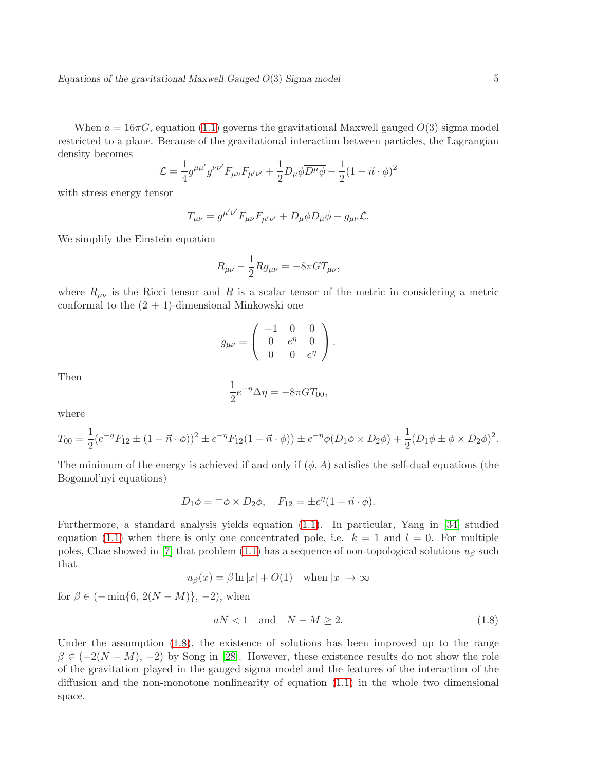When $a = 16\pi G$, equation (1.1) governs the gravitational Maxwell gauged $O(3)$ sigma model restricted to a plane. Because of the gravitational interaction between particles, the Lagrangian density becomes

$$\mathcal{L} = \frac{1}{4}g^{\mu\mu'}g^{\nu\nu'}F_{\mu\nu}F_{\mu'\nu'} + \frac{1}{2}D_\mu\phi\overline{D^\mu\phi} - \frac{1}{2}(1 - \vec{n}\cdot\phi)^2$$

with stress energy tensor

$$T_{\mu\nu} = g^{\mu'\nu'}F_{\mu\nu}F_{\mu'\nu'} + D_\mu\phi D_\mu\phi - g_{\mu\nu}\mathcal{L}.$$

We simplify the Einstein equation

$$R_{\mu\nu} - \frac{1}{2}Rg_{\mu\nu} = -8\pi G T_{\mu\nu},$$

where $R_{\mu\nu}$ is the Ricci tensor and $R$ is a scalar tensor of the metric in considering a metric conformal to the $(2+1)$-dimensional Minkowski one

$$g_{\mu\nu} = \begin{pmatrix} -1 & 0 & 0 \\ 0 & e^\eta & 0 \\ 0 & 0 & e^\eta \end{pmatrix}.$$

Then

$$\frac{1}{2}e^{-\eta}\Delta\eta = -8\pi G T_{00},$$

where

$$T_{00} = \frac{1}{2}(e^{-\eta}F_{12} \pm (1 - \vec{n}\cdot\phi))^2 \pm e^{-\eta}F_{12}(1 - \vec{n}\cdot\phi)) \pm e^{-\eta}\phi(D_1\phi \times D_2\phi) + \frac{1}{2}(D_1\phi \pm \phi \times D_2\phi)^2.$$

The minimum of the energy is achieved if and only if $(\phi, A)$ satisfies the self-dual equations (the Bogomol'nyi equations)

$$D_1\phi = \mp\phi \times D_2\phi, \quad F_{12} = \pm e^\eta(1 - \vec{n}\cdot\phi).$$

Furthermore, a standard analysis yields equation (1.1). In particular, Yang in [34] studied equation (1.1) when there is only one concentrated pole, i.e. $k = 1$ and $l = 0$. For multiple poles, Chae showed in [7] that problem (1.1) has a sequence of non-topological solutions $u_\beta$ such that

$$u_\beta(x) = \beta \ln|x| + O(1) \quad \text{when } |x| \to \infty$$

for $\beta \in (-\min\{6,\, 2(N - M)\},\, -2)$, when

$$aN < 1 \quad \text{and} \quad N - M \geq 2. \tag{1.8}$$

Under the assumption (1.8), the existence of solutions has been improved up to the range $\beta \in (-2(N - M), -2)$ by Song in [28]. However, these existence results do not show the role of the gravitation played in the gauged sigma model and the features of the interaction of the diffusion and the non-monotone nonlinearity of equation (1.1) in the whole two dimensional space.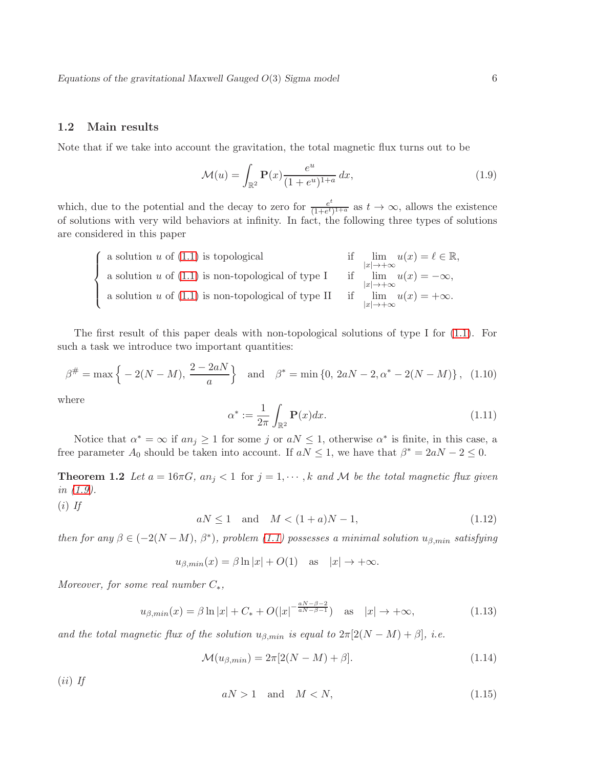### 1.2 Main results

Note that if we take into account the gravitation, the total magnetic flux turns out to be

$$\mathcal{M}(u) = \int_{\mathbb{R}^2} \mathbf{P}(x) \frac{e^u}{(1+e^u)^{1+a}}\, dx, \tag{1.9}$$

which, due to the potential and the decay to zero for $\frac{e^t}{(1+e^t)^{1+a}}$ as $t \to \infty$, allows the existence of solutions with very wild behaviors at infinity. In fact, the following three types of solutions are considered in this paper

$$\begin{cases} \text{a solution } u \text{ of (1.1) is topological} & \text{if} \quad \lim\limits_{|x|\to+\infty} u(x) = \ell \in \mathbb{R}, \\ \text{a solution } u \text{ of (1.1) is non-topological of type I} & \text{if} \quad \lim\limits_{|x|\to+\infty} u(x) = -\infty, \\ \text{a solution } u \text{ of (1.1) is non-topological of type II} & \text{if} \quad \lim\limits_{|x|\to+\infty} u(x) = +\infty. \end{cases}$$

The first result of this paper deals with non-topological solutions of type I for (1.1). For such a task we introduce two important quantities:

$$\beta^{\#} = \max\Big\{ -2(N-M),\, \frac{2-2aN}{a} \Big\} \quad \text{and} \quad \beta^* = \min\left\{0,\, 2aN-2, \alpha^* - 2(N-M)\right\}, \tag{1.10}$$

where

$$\alpha^* := \frac{1}{2\pi} \int_{\mathbb{R}^2} \mathbf{P}(x) dx. \tag{1.11}$$

Notice that $\alpha^* = \infty$ if $an_j \geq 1$ for some $j$ or $aN \leq 1$, otherwise $\alpha^*$ is finite, in this case, a free parameter $A_0$ should be taken into account. If $aN \leq 1$, we have that $\beta^* = 2aN - 2 \leq 0$.

**Theorem 1.2** *Let $a = 16\pi G$, $an_j < 1$ for $j = 1, \cdots, k$ and $\mathcal{M}$ be the total magnetic flux given in (1.9).*

*(i) If*

$$aN \leq 1 \quad \text{and} \quad M < (1+a)N - 1, \tag{1.12}$$

*then for any $\beta \in (-2(N-M),\, \beta^*)$, problem (1.1) possesses a minimal solution $u_{\beta,min}$ satisfying*

$$u_{\beta,min}(x) = \beta \ln|x| + O(1) \quad \text{as} \quad |x| \to +\infty.$$

*Moreover, for some real number $C_*$,*

$$u_{\beta,min}(x) = \beta \ln|x| + C_* + O(|x|^{-\frac{aN-\beta-2}{aN-\beta-1}}) \quad \text{as} \quad |x| \to +\infty, \tag{1.13}$$

*and the total magnetic flux of the solution $u_{\beta,min}$ is equal to $2\pi[2(N-M)+\beta]$, i.e.*

$$\mathcal{M}(u_{\beta,min}) = 2\pi[2(N-M)+\beta]. \tag{1.14}$$

*(ii) If*

$$aN > 1 \quad \text{and} \quad M < N, \tag{1.15}$$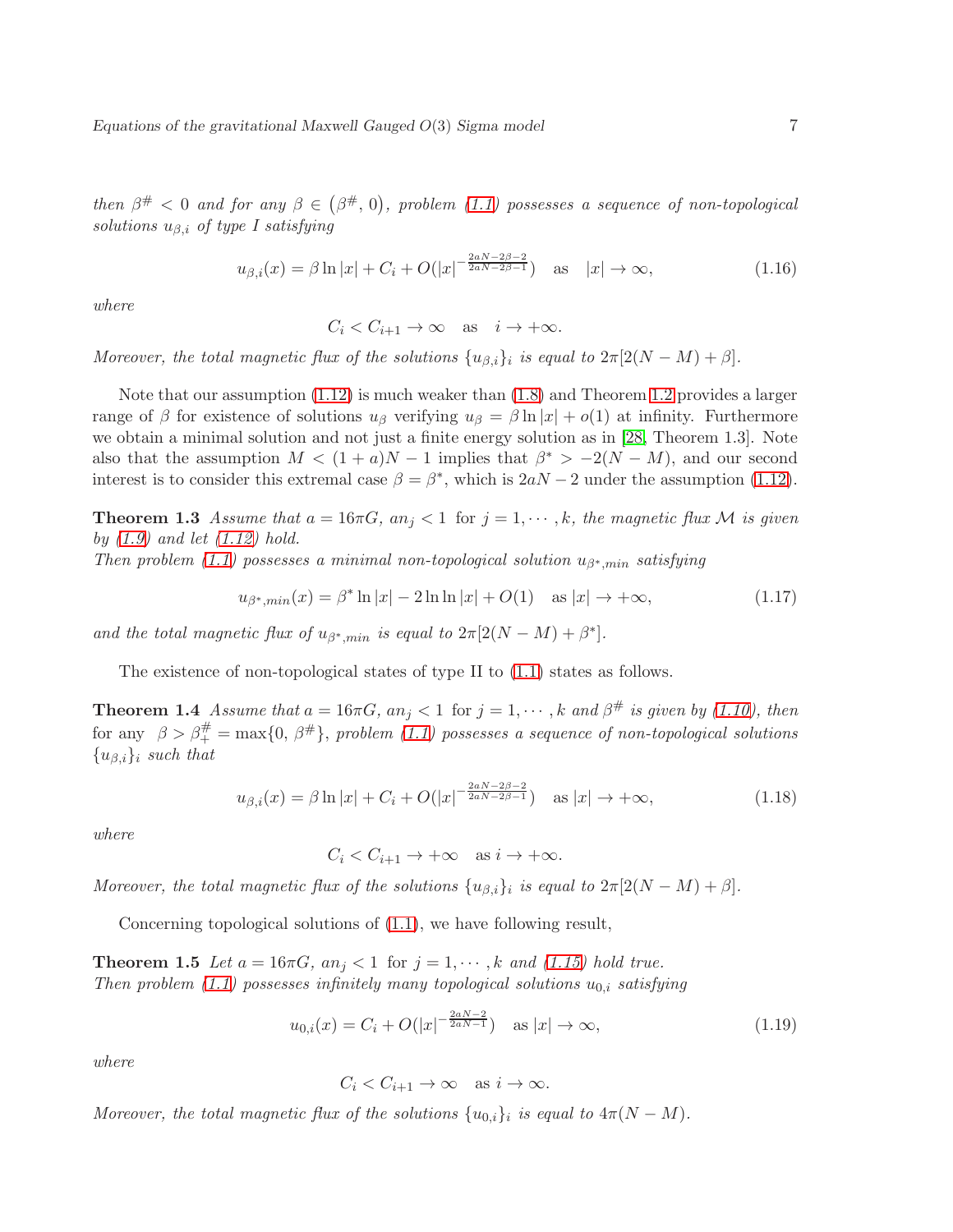*then $\beta^{\#} < 0$ and for any $\beta \in \left(\beta^{\#}, 0\right)$, problem (1.1) possesses a sequence of non-topological solutions $u_{\beta,i}$ of type I satisfying*

$$u_{\beta,i}(x) = \beta \ln|x| + C_i + O(|x|^{-\frac{2aN-2\beta-2}{2aN-2\beta-1}}) \quad \text{as} \quad |x| \to \infty, \tag{1.16}$$

*where*

$$C_i < C_{i+1} \to \infty \quad \text{as} \quad i \to +\infty.$$

*Moreover, the total magnetic flux of the solutions $\{u_{\beta,i}\}_i$ is equal to $2\pi[2(N-M)+\beta]$.*

Note that our assumption (1.12) is much weaker than (1.8) and Theorem 1.2 provides a larger range of $\beta$ for existence of solutions $u_\beta$ verifying $u_\beta = \beta \ln|x| + o(1)$ at infinity. Furthermore we obtain a minimal solution and not just a finite energy solution as in [28, Theorem 1.3]. Note also that the assumption $M < (1+a)N - 1$ implies that $\beta^* > -2(N-M)$, and our second interest is to consider this extremal case $\beta = \beta^*$, which is $2aN - 2$ under the assumption (1.12).

**Theorem 1.3** *Assume that $a = 16\pi G$, $an_j < 1$ for $j = 1, \cdots, k$, the magnetic flux $\mathcal{M}$ is given by (1.9) and let (1.12) hold.*
*Then problem (1.1) possesses a minimal non-topological solution $u_{\beta^*,min}$ satisfying*

$$u_{\beta^*,min}(x) = \beta^* \ln|x| - 2\ln\ln|x| + O(1) \quad \text{as } |x| \to +\infty, \tag{1.17}$$

*and the total magnetic flux of $u_{\beta^*,min}$ is equal to $2\pi[2(N-M)+\beta^*]$.*

The existence of non-topological states of type II to (1.1) states as follows.

**Theorem 1.4** *Assume that $a = 16\pi G$, $an_j < 1$ for $j = 1, \cdots, k$ and $\beta^{\#}$ is given by (1.10), then for any $\beta > \beta^{\#}_+ = \max\{0, \beta^{\#}\}$, problem (1.1) possesses a sequence of non-topological solutions $\{u_{\beta,i}\}_i$ such that*

$$u_{\beta,i}(x) = \beta \ln|x| + C_i + O(|x|^{-\frac{2aN-2\beta-2}{2aN-2\beta-1}}) \quad \text{as } |x| \to +\infty, \tag{1.18}$$

*where*

$$C_i < C_{i+1} \to +\infty \quad \text{as } i \to +\infty.$$

*Moreover, the total magnetic flux of the solutions $\{u_{\beta,i}\}_i$ is equal to $2\pi[2(N-M)+\beta]$.*

Concerning topological solutions of (1.1), we have following result,

**Theorem 1.5** *Let $a = 16\pi G$, $an_j < 1$ for $j = 1, \cdots, k$ and (1.15) hold true.*
*Then problem (1.1) possesses infinitely many topological solutions $u_{0,i}$ satisfying*

$$u_{0,i}(x) = C_i + O(|x|^{-\frac{2aN-2}{2aN-1}}) \quad \text{as } |x| \to \infty, \tag{1.19}$$

*where*

$$C_i < C_{i+1} \to \infty \quad \text{as } i \to \infty.$$

*Moreover, the total magnetic flux of the solutions $\{u_{0,i}\}_i$ is equal to $4\pi(N-M)$.*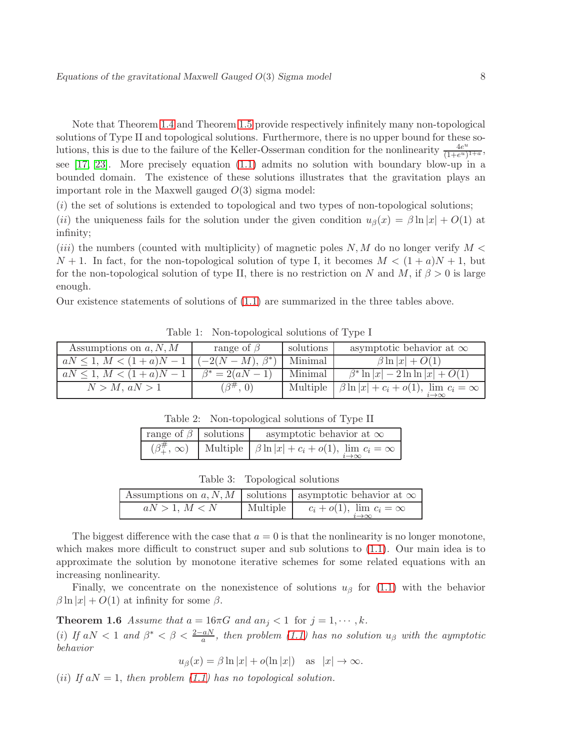Note that Theorem 1.4 and Theorem 1.5 provide respectively infinitely many non-topological solutions of Type II and topological solutions. Furthermore, there is no upper bound for these solutions, this is due to the failure of the Keller-Osserman condition for the nonlinearity $\frac{4e^u}{(1+e^u)^{1+a}}$, see [17, 23]. More precisely equation (1.1) admits no solution with boundary blow-up in a bounded domain. The existence of these solutions illustrates that the gravitation plays an important role in the Maxwell gauged $O(3)$ sigma model:

$(i)$ the set of solutions is extended to topological and two types of non-topological solutions;

$(ii)$ the uniqueness fails for the solution under the given condition $u_\beta(x) = \beta \ln|x| + O(1)$ at infinity;

$(iii)$ the numbers (counted with multiplicity) of magnetic poles $N, M$ do no longer verify $M < N + 1$. In fact, for the non-topological solution of type I, it becomes $M < (1+a)N + 1$, but for the non-topological solution of type II, there is no restriction on $N$ and $M$, if $\beta > 0$ is large enough.

Our existence statements of solutions of (1.1) are summarized in the three tables above.

Table 1: Non-topological solutions of Type I

| Assumptions on $a, N, M$ | range of $\beta$ | solutions | asymptotic behavior at $\infty$ |
|---|---|---|---|
| $aN \leq 1$, $M < (1+a)N - 1$ | $(-2(N-M), \beta^*)$ | Minimal | $\beta \ln|x| + O(1)$ |
| $aN \leq 1$, $M < (1+a)N - 1$ | $\beta^* = 2(aN-1)$ | Minimal | $\beta^* \ln|x| - 2\ln\ln|x| + O(1)$ |
| $N > M$, $aN > 1$ | $(\beta^\#, 0)$ | Multiple | $\beta \ln|x| + c_i + o(1)$, $\lim_{i\to\infty} c_i = \infty$ |

Table 2: Non-topological solutions of Type II

| range of $\beta$ | solutions | asymptotic behavior at $\infty$ |
|---|---|---|
| $(\beta_+^\#, \infty)$ | Multiple | $\beta \ln|x| + c_i + o(1)$, $\lim_{i\to\infty} c_i = \infty$ |

Table 3: Topological solutions

| Assumptions on $a, N, M$ | solutions | asymptotic behavior at $\infty$ |
|---|---|---|
| $aN > 1$, $M < N$ | Multiple | $c_i + o(1)$, $\lim_{i\to\infty} c_i = \infty$ |

The biggest difference with the case that $a = 0$ is that the nonlinearity is no longer monotone, which makes more difficult to construct super and sub solutions to (1.1). Our main idea is to approximate the solution by monotone iterative schemes for some related equations with an increasing nonlinearity.

Finally, we concentrate on the nonexistence of solutions $u_\beta$ for (1.1) with the behavior $\beta \ln|x| + O(1)$ at infinity for some $\beta$.

**Theorem 1.6** *Assume that $a = 16\pi G$ and $an_j < 1$ for $j = 1, \cdots, k$.*

*$(i)$ If $aN < 1$ and $\beta^* < \beta < \frac{2-aN}{a}$, then problem (1.1) has no solution $u_\beta$ with the aymptotic behavior*

$$u_\beta(x) = \beta \ln|x| + o(\ln|x|) \quad \text{as} \quad |x| \to \infty.$$

*$(ii)$ If $aN = 1$, then problem (1.1) has no topological solution.*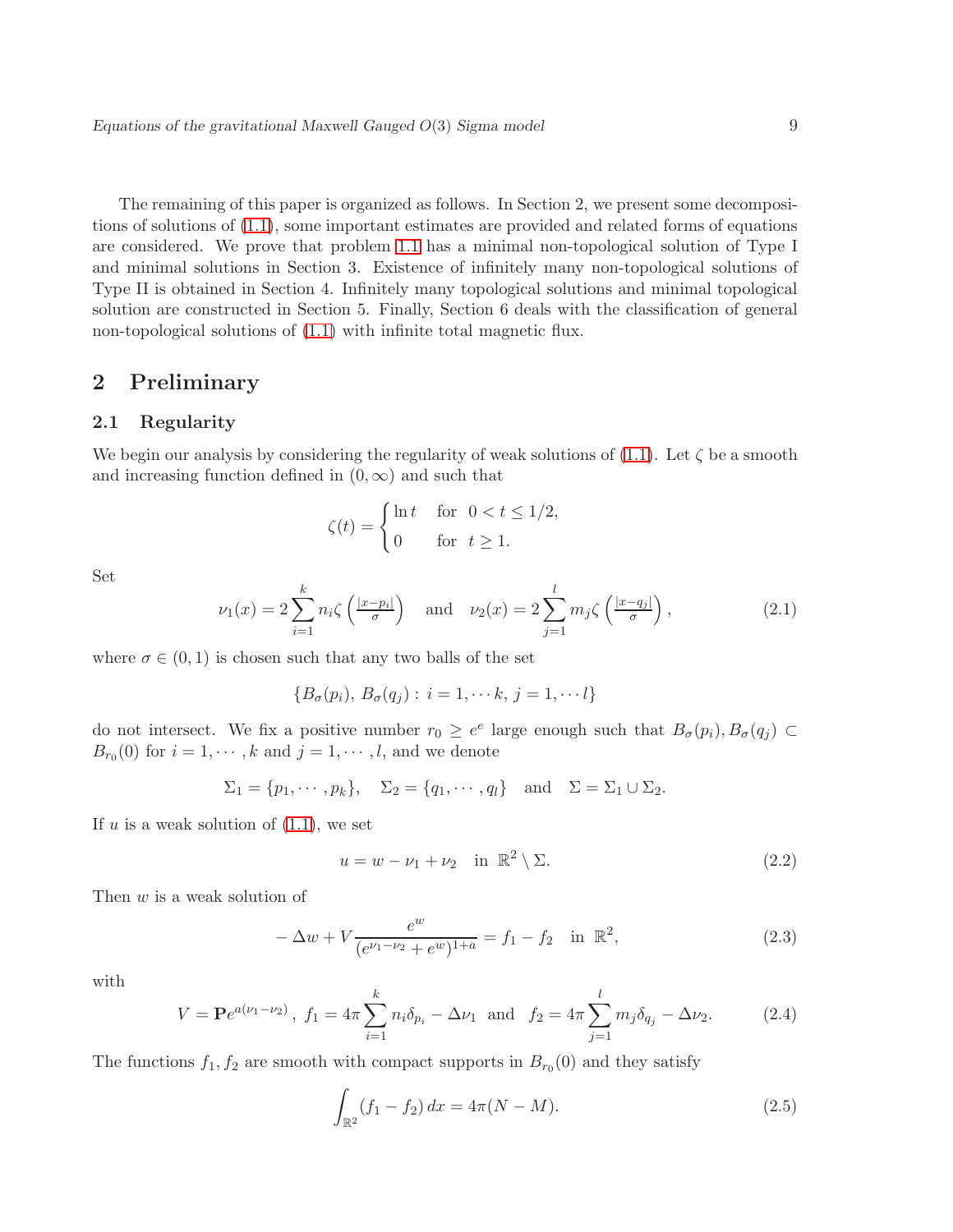The remaining of this paper is organized as follows. In Section 2, we present some decompositions of solutions of (1.1), some important estimates are provided and related forms of equations are considered. We prove that problem 1.1 has a minimal non-topological solution of Type I and minimal solutions in Section 3. Existence of infinitely many non-topological solutions of Type II is obtained in Section 4. Infinitely many topological solutions and minimal topological solution are constructed in Section 5. Finally, Section 6 deals with the classification of general non-topological solutions of (1.1) with infinite total magnetic flux.

## 2 Preliminary

### 2.1 Regularity

We begin our analysis by considering the regularity of weak solutions of (1.1). Let $\zeta$ be a smooth and increasing function defined in $(0,\infty)$ and such that

$$\zeta(t) = \begin{cases} \ln t & \text{for } \ 0 < t \le 1/2, \\ 0 & \text{for } \ t \ge 1. \end{cases}$$

Set

$$\nu_1(x) = 2\sum_{i=1}^{k} n_i \zeta\left(\tfrac{|x-p_i|}{\sigma}\right) \quad \text{and} \quad \nu_2(x) = 2\sum_{j=1}^{l} m_j \zeta\left(\tfrac{|x-q_j|}{\sigma}\right), \tag{2.1}$$

where $\sigma \in (0,1)$ is chosen such that any two balls of the set

$$\{B_\sigma(p_i),\, B_\sigma(q_j) : \, i = 1, \cdots k,\, j = 1, \cdots l\}$$

do not intersect. We fix a positive number $r_0 \ge e^e$ large enough such that $B_\sigma(p_i), B_\sigma(q_j) \subset B_{r_0}(0)$ for $i = 1, \cdots, k$ and $j = 1, \cdots, l$, and we denote

$$\Sigma_1 = \{p_1, \cdots, p_k\}, \quad \Sigma_2 = \{q_1, \cdots, q_l\} \quad \text{and} \quad \Sigma = \Sigma_1 \cup \Sigma_2.$$

If $u$ is a weak solution of (1.1), we set

$$u = w - \nu_1 + \nu_2 \quad \text{in } \ \mathbb{R}^2 \setminus \Sigma. \tag{2.2}$$

Then $w$ is a weak solution of

$$-\Delta w + V\frac{e^w}{(e^{\nu_1-\nu_2} + e^w)^{1+a}} = f_1 - f_2 \quad \text{in } \ \mathbb{R}^2, \tag{2.3}$$

with

$$V = \mathbf{P}e^{a(\nu_1-\nu_2)}, \ f_1 = 4\pi\sum_{i=1}^{k} n_i\delta_{p_i} - \Delta\nu_1 \quad \text{and} \quad f_2 = 4\pi\sum_{j=1}^{l} m_j\delta_{q_j} - \Delta\nu_2. \tag{2.4}$$

The functions $f_1, f_2$ are smooth with compact supports in $B_{r_0}(0)$ and they satisfy

$$\int_{\mathbb{R}^2} (f_1 - f_2)\, dx = 4\pi(N - M). \tag{2.5}$$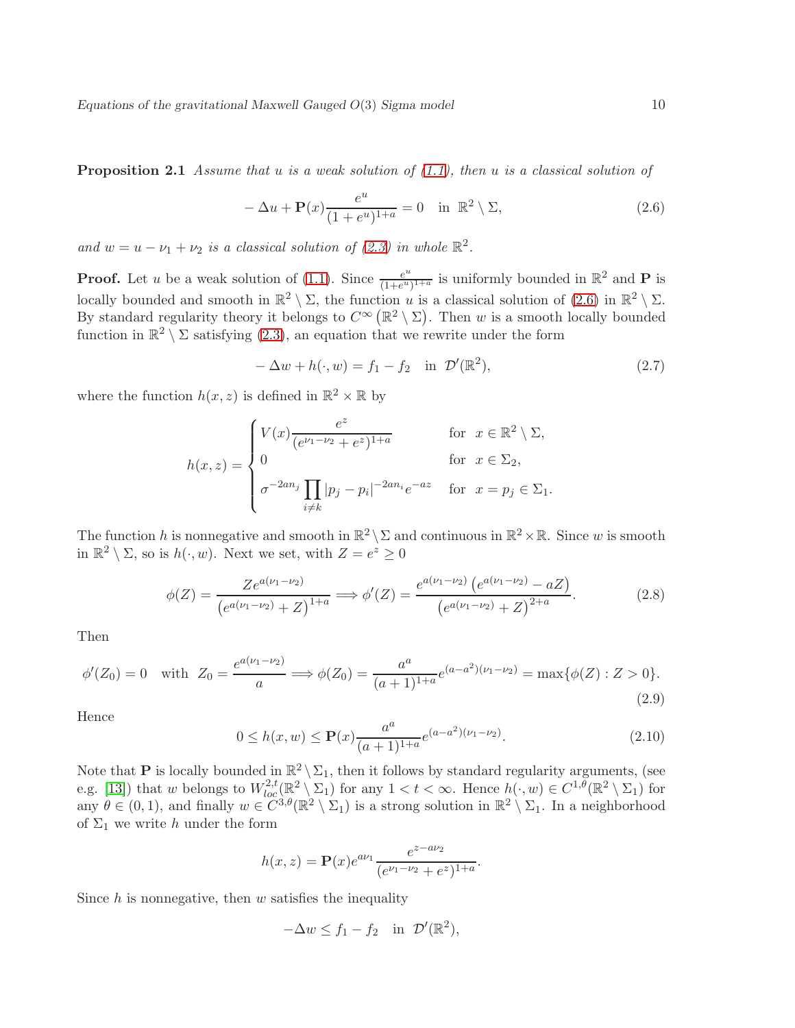**Proposition 2.1** *Assume that $u$ is a weak solution of (1.1), then $u$ is a classical solution of*

$$-\Delta u + \mathbf{P}(x)\frac{e^u}{(1+e^u)^{1+a}} = 0 \quad \text{in } \mathbb{R}^2 \setminus \Sigma, \tag{2.6}$$

*and $w = u - \nu_1 + \nu_2$ is a classical solution of (2.3) in whole $\mathbb{R}^2$.*

**Proof.** Let $u$ be a weak solution of (1.1). Since $\frac{e^u}{(1+e^u)^{1+a}}$ is uniformly bounded in $\mathbb{R}^2$ and $\mathbf{P}$ is locally bounded and smooth in $\mathbb{R}^2 \setminus \Sigma$, the function $u$ is a classical solution of (2.6) in $\mathbb{R}^2 \setminus \Sigma$. By standard regularity theory it belongs to $C^\infty\left(\mathbb{R}^2 \setminus \Sigma\right)$. Then $w$ is a smooth locally bounded function in $\mathbb{R}^2 \setminus \Sigma$ satisfying (2.3), an equation that we rewrite under the form

$$-\Delta w + h(\cdot, w) = f_1 - f_2 \quad \text{in } \mathcal{D}'(\mathbb{R}^2), \tag{2.7}$$

where the function $h(x,z)$ is defined in $\mathbb{R}^2 \times \mathbb{R}$ by

$$h(x,z) = \begin{cases} V(x)\dfrac{e^z}{(e^{\nu_1-\nu_2}+e^z)^{1+a}} & \text{for } x \in \mathbb{R}^2 \setminus \Sigma, \\ 0 & \text{for } x \in \Sigma_2, \\ \sigma^{-2an_j}\displaystyle\prod_{i \neq k}|p_j - p_i|^{-2an_i}e^{-az} & \text{for } x = p_j \in \Sigma_1. \end{cases}$$

The function $h$ is nonnegative and smooth in $\mathbb{R}^2 \setminus \Sigma$ and continuous in $\mathbb{R}^2 \times \mathbb{R}$. Since $w$ is smooth in $\mathbb{R}^2 \setminus \Sigma$, so is $h(\cdot, w)$. Next we set, with $Z = e^z \geq 0$

$$\phi(Z) = \frac{Ze^{a(\nu_1-\nu_2)}}{\left(e^{a(\nu_1-\nu_2)}+Z\right)^{1+a}} \Longrightarrow \phi'(Z) = \frac{e^{a(\nu_1-\nu_2)}\left(e^{a(\nu_1-\nu_2)}-aZ\right)}{\left(e^{a(\nu_1-\nu_2)}+Z\right)^{2+a}}. \tag{2.8}$$

Then

$$\phi'(Z_0) = 0 \quad \text{with } Z_0 = \frac{e^{a(\nu_1-\nu_2)}}{a} \Longrightarrow \phi(Z_0) = \frac{a^a}{(a+1)^{1+a}}e^{(a-a^2)(\nu_1-\nu_2)} = \max\{\phi(Z) : Z > 0\}. \tag{2.9}$$

Hence

$$0 \leq h(x,w) \leq \mathbf{P}(x)\frac{a^a}{(a+1)^{1+a}}e^{(a-a^2)(\nu_1-\nu_2)}. \tag{2.10}$$

Note that $\mathbf{P}$ is locally bounded in $\mathbb{R}^2 \setminus \Sigma_1$, then it follows by standard regularity arguments, (see e.g. [13]) that $w$ belongs to $W^{2,t}_{loc}(\mathbb{R}^2 \setminus \Sigma_1)$ for any $1 < t < \infty$. Hence $h(\cdot, w) \in C^{1,\theta}(\mathbb{R}^2 \setminus \Sigma_1)$ for any $\theta \in (0,1)$, and finally $w \in C^{3,\theta}(\mathbb{R}^2 \setminus \Sigma_1)$ is a strong solution in $\mathbb{R}^2 \setminus \Sigma_1$. In a neighborhood of $\Sigma_1$ we write $h$ under the form

$$h(x,z) = \mathbf{P}(x)e^{a\nu_1}\frac{e^{z-a\nu_2}}{(e^{\nu_1-\nu_2}+e^z)^{1+a}}.$$

Since $h$ is nonnegative, then $w$ satisfies the inequality

$$-\Delta w \leq f_1 - f_2 \quad \text{in } \mathcal{D}'(\mathbb{R}^2),$$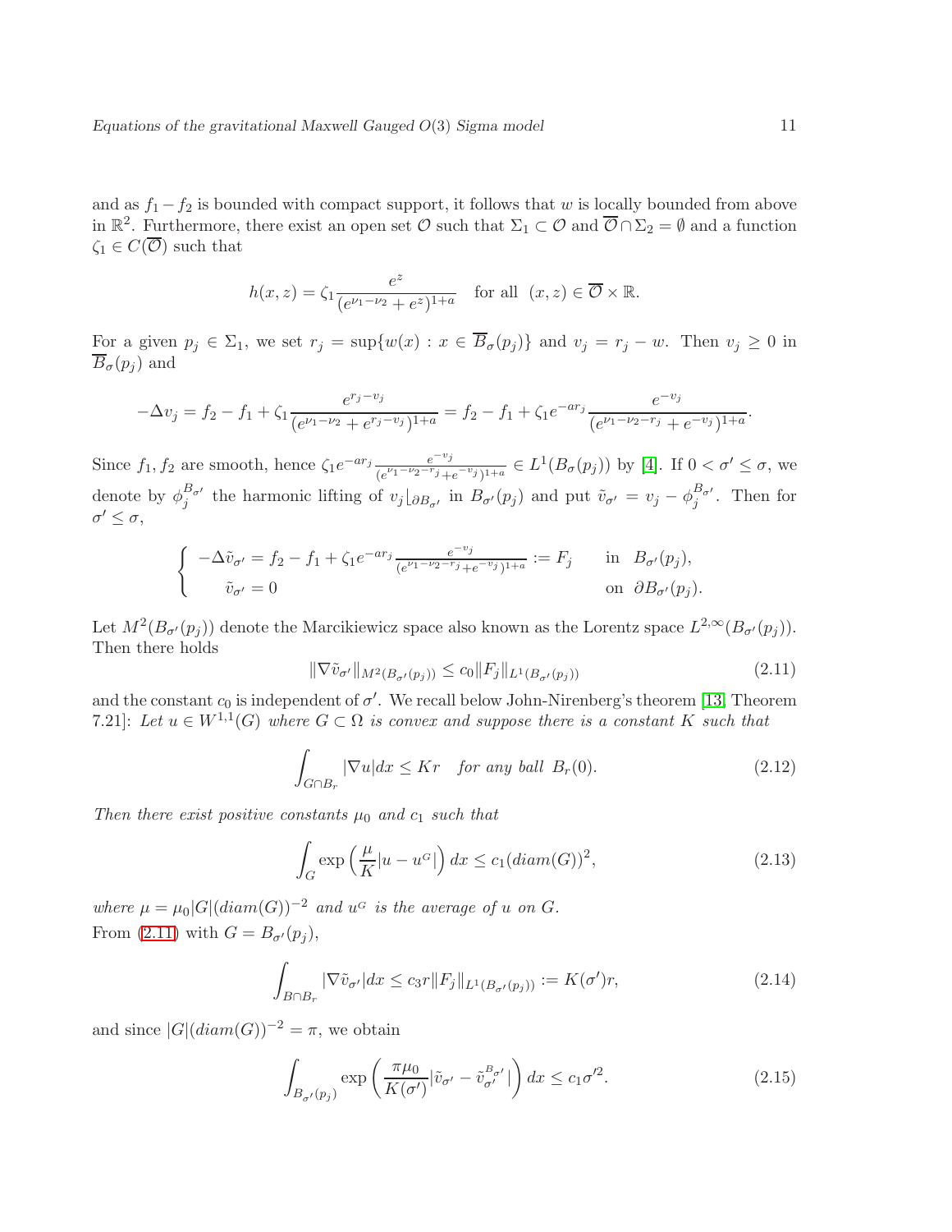and as $f_1 - f_2$ is bounded with compact support, it follows that $w$ is locally bounded from above in $\mathbb{R}^2$. Furthermore, there exist an open set $\mathcal{O}$ such that $\Sigma_1 \subset \mathcal{O}$ and $\overline{\mathcal{O}} \cap \Sigma_2 = \emptyset$ and a function $\zeta_1 \in C(\overline{\mathcal{O}})$ such that

$$h(x,z) = \zeta_1 \frac{e^z}{(e^{\nu_1-\nu_2} + e^z)^{1+a}} \quad \text{for all } \ (x,z) \in \overline{\mathcal{O}} \times \mathbb{R}.$$

For a given $p_j \in \Sigma_1$, we set $r_j = \sup\{w(x) : x \in \overline{B}_\sigma(p_j)\}$ and $v_j = r_j - w$. Then $v_j \geq 0$ in $\overline{B}_\sigma(p_j)$ and

$$-\Delta v_j = f_2 - f_1 + \zeta_1 \frac{e^{r_j - v_j}}{(e^{\nu_1-\nu_2} + e^{r_j - v_j})^{1+a}} = f_2 - f_1 + \zeta_1 e^{-ar_j} \frac{e^{-v_j}}{(e^{\nu_1-\nu_2-r_j} + e^{-v_j})^{1+a}}.$$

Since $f_1, f_2$ are smooth, hence $\zeta_1 e^{-ar_j} \frac{e^{-v_j}}{(e^{\nu_1-\nu_2-r_j}+e^{-v_j})^{1+a}} \in L^1(B_\sigma(p_j))$ by [4]. If $0 < \sigma' \leq \sigma$, we denote by $\phi_j^{B_{\sigma'}}$ the harmonic lifting of $v_j\lfloor_{\partial B_{\sigma'}}$ in $B_{\sigma'}(p_j)$ and put $\tilde{v}_{\sigma'} = v_j - \phi_j^{B_{\sigma'}}$. Then for $\sigma' \leq \sigma$,

$$\begin{cases} -\Delta \tilde{v}_{\sigma'} = f_2 - f_1 + \zeta_1 e^{-ar_j} \frac{e^{-v_j}}{(e^{\nu_1-\nu_2-r_j}+e^{-v_j})^{1+a}} := F_j & \text{in } \ B_{\sigma'}(p_j), \\ \quad \tilde{v}_{\sigma'} = 0 & \text{on } \ \partial B_{\sigma'}(p_j). \end{cases}$$

Let $M^2(B_{\sigma'}(p_j))$ denote the Marcikiewicz space also known as the Lorentz space $L^{2,\infty}(B_{\sigma'}(p_j))$. Then there holds

$$\|\nabla \tilde{v}_{\sigma'}\|_{M^2(B_{\sigma'}(p_j))} \leq c_0 \|F_j\|_{L^1(B_{\sigma'}(p_j))} \tag{2.11}$$

and the constant $c_0$ is independent of $\sigma'$. We recall below John-Nirenberg's theorem [13, Theorem 7.21]: *Let $u \in W^{1,1}(G)$ where $G \subset \Omega$ is convex and suppose there is a constant $K$ such that*

$$\int_{G\cap B_r} |\nabla u| dx \leq Kr \quad \text{for any ball } \ B_r(0). \tag{2.12}$$

*Then there exist positive constants $\mu_0$ and $c_1$ such that*

$$\int_G \exp\left(\frac{\mu}{K}|u - u^G|\right) dx \leq c_1 (diam(G))^2, \tag{2.13}$$

*where $\mu = \mu_0 |G| (diam(G))^{-2}$ and $u^G$ is the average of $u$ on $G$.*
From (2.11) with $G = B_{\sigma'}(p_j)$,

$$\int_{B\cap B_r} |\nabla \tilde{v}_{\sigma'}| dx \leq c_3 r \|F_j\|_{L^1(B_{\sigma'}(p_j))} := K(\sigma') r, \tag{2.14}$$

and since $|G|(diam(G))^{-2} = \pi$, we obtain

$$\int_{B_{\sigma'}(p_j)} \exp\left(\frac{\pi\mu_0}{K(\sigma')}|\tilde{v}_{\sigma'} - \tilde{v}_{\sigma'}^{B_{\sigma'}}|\right) dx \leq c_1 \sigma'^2. \tag{2.15}$$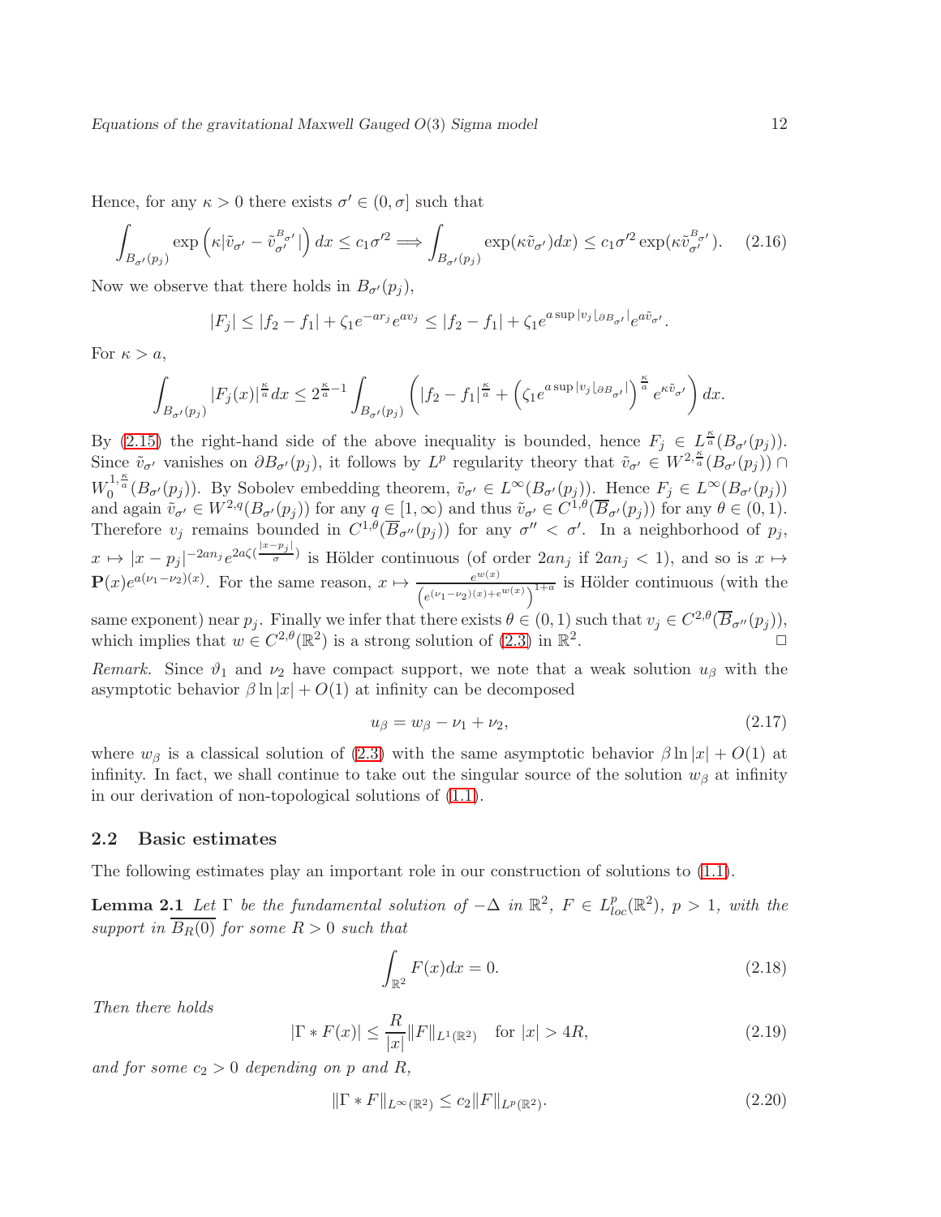Hence, for any $\kappa > 0$ there exists $\sigma' \in (0, \sigma]$ such that

$$\int_{B_{\sigma'}(p_j)} \exp\left(\kappa|\tilde{v}_{\sigma'} - \tilde{v}_{\sigma'}^{B_{\sigma'}}|\right) dx \leq c_1\sigma'^2 \Longrightarrow \int_{B_{\sigma'}(p_j)} \exp(\kappa\tilde{v}_{\sigma'})dx) \leq c_1\sigma'^2 \exp(\kappa\tilde{v}_{\sigma'}^{B_{\sigma'}}). \tag{2.16}$$

Now we observe that there holds in $B_{\sigma'}(p_j)$,

$$|F_j| \leq |f_2 - f_1| + \zeta_1 e^{-ar_j} e^{av_j} \leq |f_2 - f_1| + \zeta_1 e^{a\sup|v_j\lfloor_{\partial B_{\sigma'}}|} e^{a\tilde{v}_{\sigma'}}.$$

For $\kappa > a$,

$$\int_{B_{\sigma'}(p_j)} |F_j(x)|^{\frac{\kappa}{a}} dx \leq 2^{\frac{\kappa}{a}-1} \int_{B_{\sigma'}(p_j)} \left(|f_2 - f_1|^{\frac{\kappa}{a}} + \left(\zeta_1 e^{a\sup|v_j\lfloor_{\partial B_{\sigma'}}|}\right)^{\frac{\kappa}{a}} e^{\kappa\tilde{v}_{\sigma'}}\right) dx.$$

By (2.15) the right-hand side of the above inequality is bounded, hence $F_j \in L^{\frac{\kappa}{a}}(B_{\sigma'}(p_j))$. Since $\tilde{v}_{\sigma'}$ vanishes on $\partial B_{\sigma'}(p_j)$, it follows by $L^p$ regularity theory that $\tilde{v}_{\sigma'} \in W^{2,\frac{\kappa}{a}}(B_{\sigma'}(p_j)) \cap W_0^{1,\frac{\kappa}{a}}(B_{\sigma'}(p_j))$. By Sobolev embedding theorem, $\tilde{v}_{\sigma'} \in L^\infty(B_{\sigma'}(p_j))$. Hence $F_j \in L^\infty(B_{\sigma'}(p_j))$ and again $\tilde{v}_{\sigma'} \in W^{2,q}(B_{\sigma'}(p_j))$ for any $q \in [1, \infty)$ and thus $\tilde{v}_{\sigma'} \in C^{1,\theta}(\overline{B}_{\sigma'}(p_j))$ for any $\theta \in (0, 1)$. Therefore $v_j$ remains bounded in $C^{1,\theta}(\overline{B}_{\sigma''}(p_j))$ for any $\sigma'' < \sigma'$. In a neighborhood of $p_j$, $x \mapsto |x - p_j|^{-2an_j} e^{2a\zeta(\frac{|x-p_j|}{\sigma})}$ is Hölder continuous (of order $2an_j$ if $2an_j < 1$), and so is $x \mapsto \mathbf{P}(x)e^{a(\nu_1-\nu_2)(x)}$. For the same reason, $x \mapsto \frac{e^{w(x)}}{\left(e^{(\nu_1-\nu_2)(x)+e^{w(x)}}\right)^{1+a}}$ is Hölder continuous (with the same exponent) near $p_j$. Finally we infer that there exists $\theta \in (0, 1)$ such that $v_j \in C^{2,\theta}(\overline{B}_{\sigma''}(p_j))$, which implies that $w \in C^{2,\theta}(\mathbb{R}^2)$ is a strong solution of (2.3) in $\mathbb{R}^2$. □

*Remark.* Since $\vartheta_1$ and $\nu_2$ have compact support, we note that a weak solution $u_\beta$ with the asymptotic behavior $\beta \ln|x| + O(1)$ at infinity can be decomposed

$$u_\beta = w_\beta - \nu_1 + \nu_2, \tag{2.17}$$

where $w_\beta$ is a classical solution of (2.3) with the same asymptotic behavior $\beta \ln|x| + O(1)$ at infinity. In fact, we shall continue to take out the singular source of the solution $w_\beta$ at infinity in our derivation of non-topological solutions of (1.1).

### 2.2 Basic estimates

The following estimates play an important role in our construction of solutions to (1.1).

**Lemma 2.1** *Let $\Gamma$ be the fundamental solution of $-\Delta$ in $\mathbb{R}^2$, $F \in L^p_{loc}(\mathbb{R}^2)$, $p > 1$, with the support in $\overline{B_R(0)}$ for some $R > 0$ such that*

$$\int_{\mathbb{R}^2} F(x)dx = 0. \tag{2.18}$$

*Then there holds*

$$|\Gamma * F(x)| \leq \frac{R}{|x|}\|F\|_{L^1(\mathbb{R}^2)} \quad \text{for } |x| > 4R, \tag{2.19}$$

*and for some $c_2 > 0$ depending on $p$ and $R$,*

$$\|\Gamma * F\|_{L^\infty(\mathbb{R}^2)} \leq c_2\|F\|_{L^p(\mathbb{R}^2)}. \tag{2.20}$$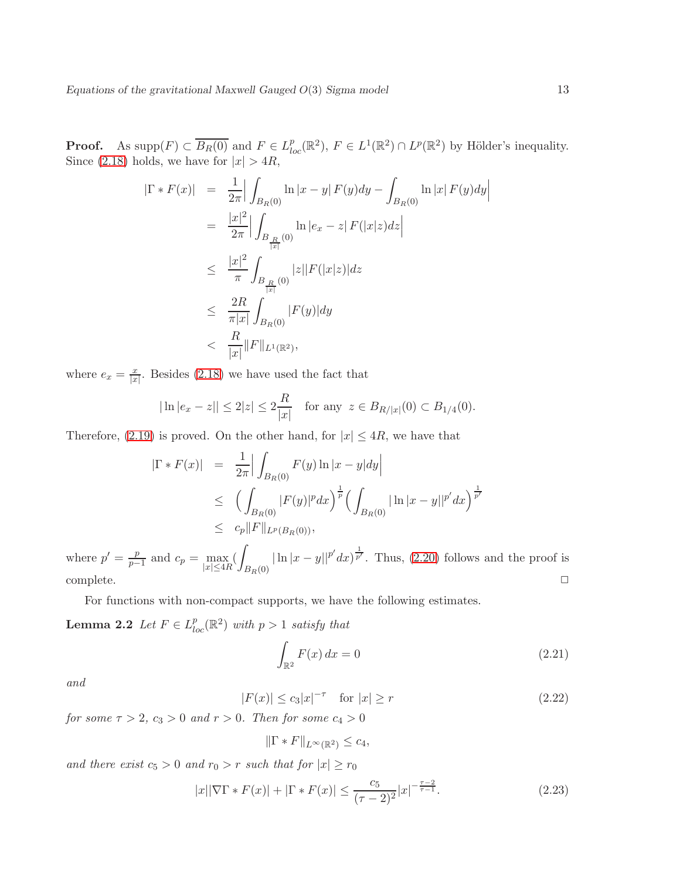**Proof.** As $\text{supp}(F) \subset \overline{B_R(0)}$ and $F \in L^p_{loc}(\mathbb{R}^2)$, $F \in L^1(\mathbb{R}^2) \cap L^p(\mathbb{R}^2)$ by Hölder's inequality. Since (2.18) holds, we have for $|x| > 4R$,

$$
\begin{aligned}
|\Gamma * F(x)| &= \frac{1}{2\pi}\Big| \int_{B_R(0)} \ln|x-y|\, F(y)dy - \int_{B_R(0)} \ln|x|\, F(y)dy \Big| \\
&= \frac{|x|^2}{2\pi}\Big| \int_{B_{\frac{R}{|x|}}(0)} \ln|e_x - z|\, F(|x|z)dz \Big| \\
&\le \frac{|x|^2}{\pi} \int_{B_{\frac{R}{|x|}}(0)} |z||F(|x|z)|dz \\
&\le \frac{2R}{\pi|x|} \int_{B_R(0)} |F(y)|dy \\
&< \frac{R}{|x|}\|F\|_{L^1(\mathbb{R}^2)},
\end{aligned}
$$

where $e_x = \frac{x}{|x|}$. Besides (2.18) we have used the fact that

$$
|\ln|e_x - z|| \le 2|z| \le 2\frac{R}{|x|} \quad \text{for any } \ z \in B_{R/|x|}(0) \subset B_{1/4}(0).
$$

Therefore, (2.19) is proved. On the other hand, for $|x| \le 4R$, we have that

$$
\begin{aligned}
|\Gamma * F(x)| &= \frac{1}{2\pi}\Big| \int_{B_R(0)} F(y) \ln|x-y| dy \Big| \\
&\le \Big( \int_{B_R(0)} |F(y)|^p dx \Big)^{\frac{1}{p}} \Big( \int_{B_R(0)} |\ln|x-y||^{p'} dx \Big)^{\frac{1}{p'}} \\
&\le c_p \|F\|_{L^p(B_R(0))},
\end{aligned}
$$

where $p' = \frac{p}{p-1}$ and $c_p = \max\limits_{|x|\le 4R} (\int_{B_R(0)} |\ln|x-y||^{p'} dx)^{\frac{1}{p'}}$. Thus, (2.20) follows and the proof is complete. $\square$

For functions with non-compact supports, we have the following estimates.

**Lemma 2.2** *Let $F \in L^p_{loc}(\mathbb{R}^2)$ with $p > 1$ satisfy that*

$$
\int_{\mathbb{R}^2} F(x)\, dx = 0 \tag{2.21}
$$

*and*

$$
|F(x)| \le c_3 |x|^{-\tau} \quad \text{for } |x| \ge r \tag{2.22}
$$

*for some $\tau > 2$, $c_3 > 0$ and $r > 0$. Then for some $c_4 > 0$*

$$
\|\Gamma * F\|_{L^\infty(\mathbb{R}^2)} \le c_4,
$$

*and there exist $c_5 > 0$ and $r_0 > r$ such that for $|x| \ge r_0$*

$$
|x||\nabla \Gamma * F(x)| + |\Gamma * F(x)| \le \frac{c_5}{(\tau-2)^2} |x|^{-\frac{\tau-2}{\tau-1}}. \tag{2.23}
$$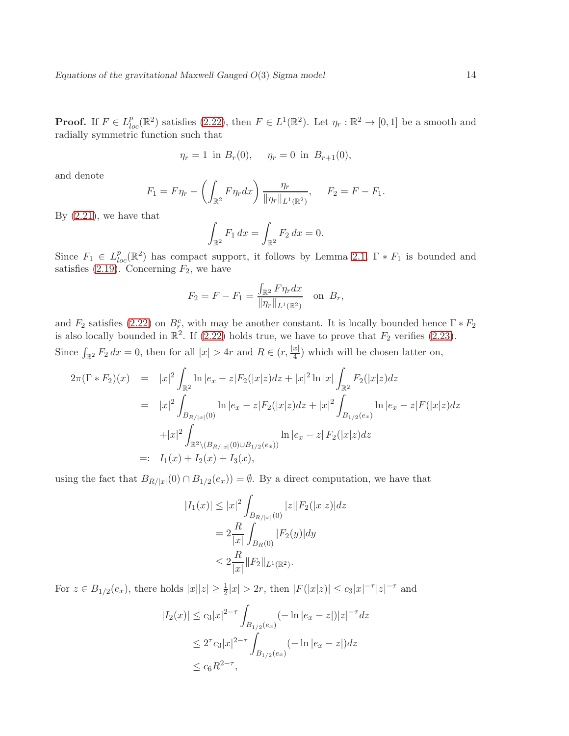**Proof.** If $F \in L^p_{loc}(\mathbb{R}^2)$ satisfies (2.22), then $F \in L^1(\mathbb{R}^2)$. Let $\eta_r : \mathbb{R}^2 \to [0,1]$ be a smooth and radially symmetric function such that

$$\eta_r = 1 \text{ in } B_r(0), \quad \eta_r = 0 \text{ in } B_{r+1}(0),$$

and denote

$$F_1 = F\eta_r - \left(\int_{\mathbb{R}^2} F\eta_r dx\right) \frac{\eta_r}{\|\eta_r\|_{L^1(\mathbb{R}^2)}}, \quad F_2 = F - F_1.$$

By (2.21), we have that

$$\int_{\mathbb{R}^2} F_1 \, dx = \int_{\mathbb{R}^2} F_2 \, dx = 0.$$

Since $F_1 \in L^p_{loc}(\mathbb{R}^2)$ has compact support, it follows by Lemma 2.1, $\Gamma * F_1$ is bounded and satisfies (2.19). Concerning $F_2$, we have

$$F_2 = F - F_1 = \frac{\int_{\mathbb{R}^2} F\eta_r dx}{\|\eta_r\|_{L^1(\mathbb{R}^2)}} \quad \text{on } B_r,$$

and $F_2$ satisfies (2.22) on $B_r^c$, with may be another constant. It is locally bounded hence $\Gamma * F_2$ is also locally bounded in $\mathbb{R}^2$. If (2.22) holds true, we have to prove that $F_2$ verifies (2.23). Since $\int_{\mathbb{R}^2} F_2 \, dx = 0$, then for all $|x| > 4r$ and $R \in (r, \frac{|x|}{4})$ which will be chosen latter on,

$$\begin{aligned}
2\pi(\Gamma * F_2)(x) &= |x|^2 \int_{\mathbb{R}^2} \ln|e_x - z| F_2(|x|z) dz + |x|^2 \ln|x| \int_{\mathbb{R}^2} F_2(|x|z) dz \\
&= |x|^2 \int_{B_{R/|x|}(0)} \ln|e_x - z| F_2(|x|z) dz + |x|^2 \int_{B_{1/2}(e_x)} \ln|e_x - z| F(|x|z) dz \\
&\quad + |x|^2 \int_{\mathbb{R}^2 \setminus (B_{R/|x|}(0) \cup B_{1/2}(e_x))} \ln|e_x - z| \, F_2(|x|z) dz \\
&=: \; I_1(x) + I_2(x) + I_3(x),
\end{aligned}$$

using the fact that $B_{R/|x|}(0) \cap B_{1/2}(e_x)) = \emptyset$. By a direct computation, we have that

$$\begin{aligned}
|I_1(x)| &\le |x|^2 \int_{B_{R/|x|}(0)} |z||F_2(|x|z)| dz \\
&= 2\frac{R}{|x|} \int_{B_R(0)} |F_2(y)| dy \\
&\le 2\frac{R}{|x|} \|F_2\|_{L^1(\mathbb{R}^2)}.
\end{aligned}$$

For $z \in B_{1/2}(e_x)$, there holds $|x||z| \ge \frac{1}{2}|x| > 2r$, then $|F(|x|z)| \le c_3 |x|^{-\tau} |z|^{-\tau}$ and

$$\begin{aligned}
|I_2(x)| &\le c_3 |x|^{2-\tau} \int_{B_{1/2}(e_x)} (-\ln|e_x - z|) |z|^{-\tau} dz \\
&\le 2^\tau c_3 |x|^{2-\tau} \int_{B_{1/2}(e_x)} (-\ln|e_x - z|) dz \\
&\le c_6 R^{2-\tau},
\end{aligned}$$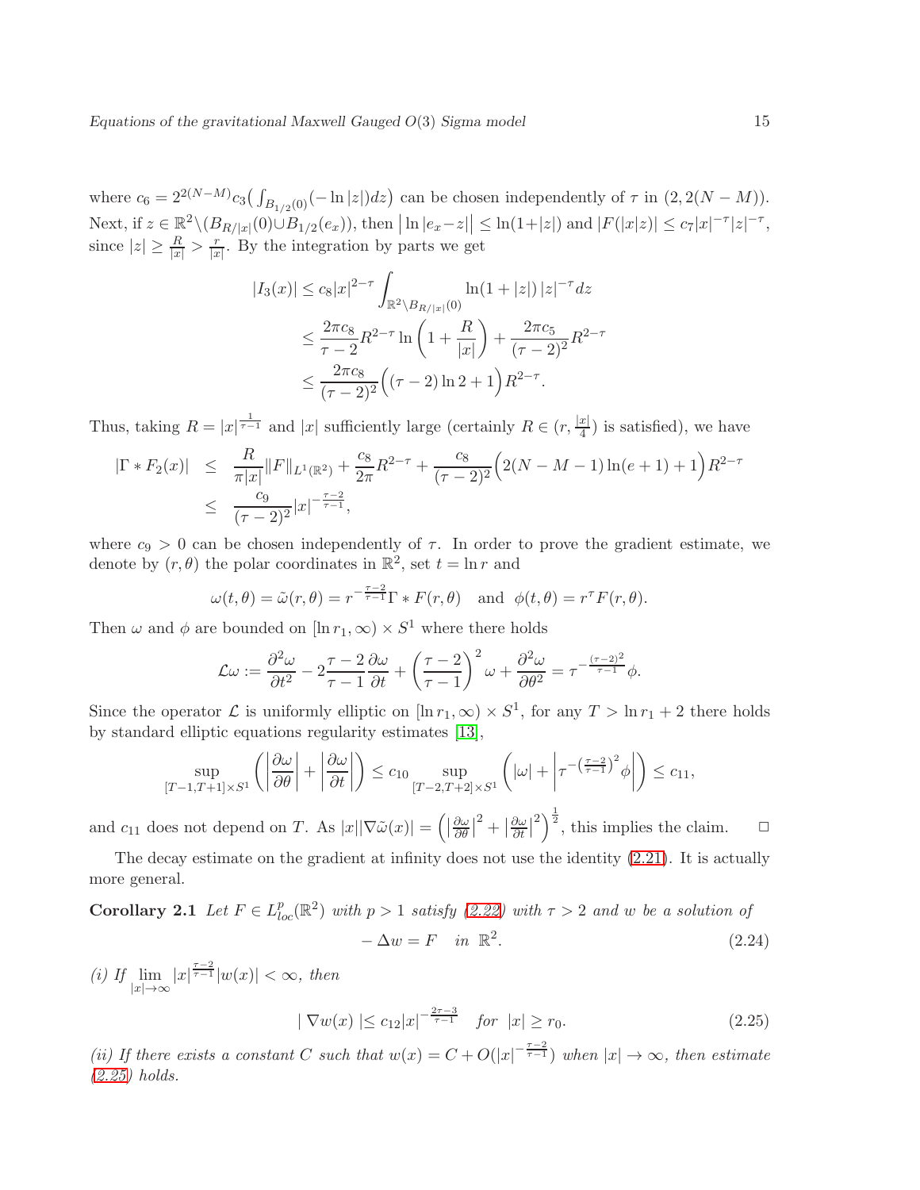where $c_6 = 2^{2(N-M)}c_3\big(\int_{B_{1/2}(0)}(-\ln|z|)dz\big)$ can be chosen independently of $\tau$ in $(2, 2(N-M))$. Next, if $z \in \mathbb{R}^2\backslash(B_{R/|x|}(0)\cup B_{1/2}(e_x))$, then $\big|\ln|e_x - z|\big| \leq \ln(1+|z|)$ and $|F(|x|z)| \leq c_7|x|^{-\tau}|z|^{-\tau}$, since $|z| \geq \frac{R}{|x|} > \frac{r}{|x|}$. By the integration by parts we get

$$
\begin{aligned}
|I_3(x)| &\leq c_8|x|^{2-\tau}\int_{\mathbb{R}^2\backslash B_{R/|x|}(0)} \ln(1+|z|)\,|z|^{-\tau}dz \\
&\leq \frac{2\pi c_8}{\tau-2}R^{2-\tau}\ln\left(1+\frac{R}{|x|}\right) + \frac{2\pi c_5}{(\tau-2)^2}R^{2-\tau} \\
&\leq \frac{2\pi c_8}{(\tau-2)^2}\Big((\tau-2)\ln 2 + 1\Big)R^{2-\tau}.
\end{aligned}
$$

Thus, taking $R = |x|^{\frac{1}{\tau-1}}$ and $|x|$ sufficiently large (certainly $R \in (r, \frac{|x|}{4})$ is satisfied), we have

$$
\begin{aligned}
|\Gamma * F_2(x)| &\leq \frac{R}{\pi|x|}\|F\|_{L^1(\mathbb{R}^2)} + \frac{c_8}{2\pi}R^{2-\tau} + \frac{c_8}{(\tau-2)^2}\Big(2(N-M-1)\ln(e+1)+1\Big)R^{2-\tau} \\
&\leq \frac{c_9}{(\tau-2)^2}|x|^{-\frac{\tau-2}{\tau-1}},
\end{aligned}
$$

where $c_9 > 0$ can be chosen independently of $\tau$. In order to prove the gradient estimate, we denote by $(r, \theta)$ the polar coordinates in $\mathbb{R}^2$, set $t = \ln r$ and

$$
\omega(t,\theta) = \tilde{\omega}(r,\theta) = r^{-\frac{\tau-2}{\tau-1}}\Gamma * F(r,\theta) \quad \text{and} \quad \phi(t,\theta) = r^{\tau}F(r,\theta).
$$

Then $\omega$ and $\phi$ are bounded on $[\ln r_1, \infty) \times S^1$ where there holds

$$
\mathcal{L}\omega := \frac{\partial^2\omega}{\partial t^2} - 2\frac{\tau-2}{\tau-1}\frac{\partial\omega}{\partial t} + \left(\frac{\tau-2}{\tau-1}\right)^2\omega + \frac{\partial^2\omega}{\partial\theta^2} = \tau^{-\frac{(\tau-2)^2}{\tau-1}}\phi.
$$

Since the operator $\mathcal{L}$ is uniformly elliptic on $[\ln r_1, \infty)\times S^1$, for any $T > \ln r_1 + 2$ there holds by standard elliptic equations regularity estimates [13],

$$
\sup_{[T-1,T+1]\times S^1}\left(\left|\frac{\partial\omega}{\partial\theta}\right| + \left|\frac{\partial\omega}{\partial t}\right|\right) \leq c_{10}\sup_{[T-2,T+2]\times S^1}\left(|\omega| + \left|\tau^{-\left(\frac{\tau-2}{\tau-1}\right)^2}\phi\right|\right) \leq c_{11},
$$

and $c_{11}$ does not depend on $T$. As $|x||\nabla\tilde{\omega}(x)| = \left(\left|\frac{\partial\omega}{\partial\theta}\right|^2 + \left|\frac{\partial\omega}{\partial t}\right|^2\right)^{\frac{1}{2}}$, this implies the claim. $\square$

The decay estimate on the gradient at infinity does not use the identity (2.21). It is actually more general.

**Corollary 2.1** *Let $F \in L^p_{loc}(\mathbb{R}^2)$ with $p > 1$ satisfy (2.22) with $\tau > 2$ and $w$ be a solution of*

$$
-\Delta w = F \quad \text{in } \mathbb{R}^2. \tag{2.24}
$$

*(i) If $\lim\limits_{|x|\to\infty}|x|^{\frac{\tau-2}{\tau-1}}|w(x)| < \infty$, then*

$$
|\nabla w(x)| \leq c_{12}|x|^{-\frac{2\tau-3}{\tau-1}} \quad \text{for } |x| \geq r_0. \tag{2.25}
$$

*(ii) If there exists a constant $C$ such that $w(x) = C + O(|x|^{-\frac{\tau-2}{\tau-1}})$ when $|x| \to \infty$, then estimate (2.25) holds.*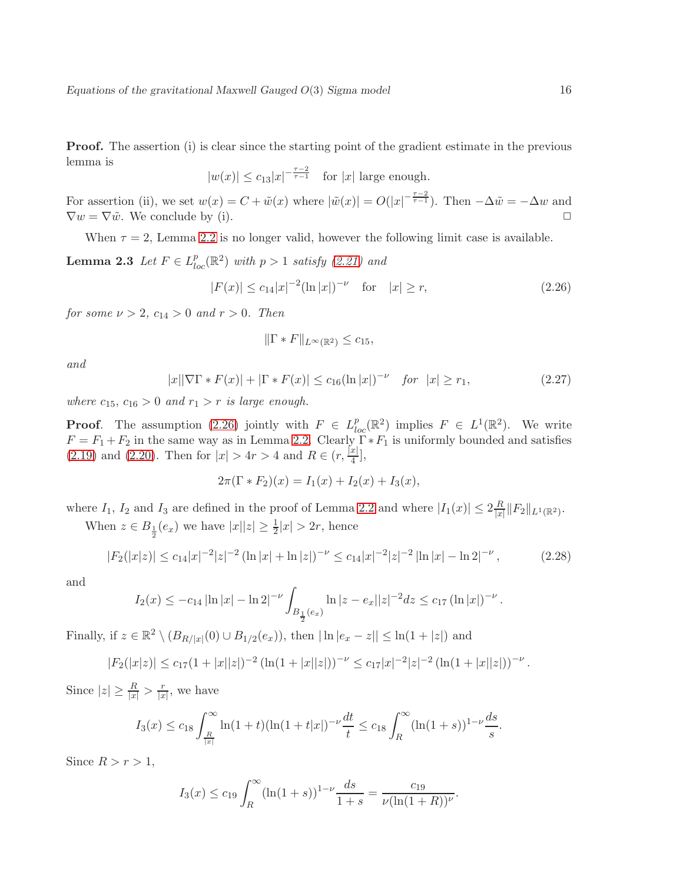**Proof.** The assertion (i) is clear since the starting point of the gradient estimate in the previous lemma is

$$|w(x)| \leq c_{13}|x|^{-\frac{\tau-2}{\tau-1}} \quad \text{for } |x| \text{ large enough.}$$

For assertion (ii), we set $w(x) = C + \tilde{w}(x)$ where $|\tilde{w}(x)| = O(|x|^{-\frac{\tau-2}{\tau-1}})$. Then $-\Delta\tilde{w} = -\Delta w$ and $\nabla w = \nabla\tilde{w}$. We conclude by (i). □

When $\tau = 2$, Lemma 2.2 is no longer valid, however the following limit case is available.

**Lemma 2.3** *Let $F \in L^p_{loc}(\mathbb{R}^2)$ with $p > 1$ satisfy (2.21) and*

$$|F(x)| \leq c_{14}|x|^{-2}(\ln|x|)^{-\nu} \quad \text{for} \quad |x| \geq r, \tag{2.26}$$

*for some $\nu > 2$, $c_{14} > 0$ and $r > 0$. Then*

$$\|\Gamma * F\|_{L^\infty(\mathbb{R}^2)} \leq c_{15},$$

*and*

$$|x||\nabla\Gamma * F(x)| + |\Gamma * F(x)| \leq c_{16}(\ln|x|)^{-\nu} \quad \text{for} \quad |x| \geq r_1, \tag{2.27}$$

*where $c_{15}$, $c_{16} > 0$ and $r_1 > r$ is large enough.*

**Proof**. The assumption (2.26) jointly with $F \in L^p_{loc}(\mathbb{R}^2)$ implies $F \in L^1(\mathbb{R}^2)$. We write $F = F_1 + F_2$ in the same way as in Lemma 2.2. Clearly $\Gamma * F_1$ is uniformly bounded and satisfies (2.19) and (2.20). Then for $|x| > 4r > 4$ and $R \in (r, \frac{|x|}{4}]$,

$$2\pi(\Gamma * F_2)(x) = I_1(x) + I_2(x) + I_3(x),$$

where $I_1$, $I_2$ and $I_3$ are defined in the proof of Lemma 2.2 and where $|I_1(x)| \leq 2\frac{R}{|x|}\|F_2\|_{L^1(\mathbb{R}^2)}$.

When $z \in B_{\frac{1}{2}}(e_x)$ we have $|x||z| \geq \frac{1}{2}|x| > 2r$, hence

$$|F_2(|x|z)| \leq c_{14}|x|^{-2}|z|^{-2}\left(\ln|x| + \ln|z|\right)^{-\nu} \leq c_{14}|x|^{-2}|z|^{-2}\left|\ln|x| - \ln 2\right|^{-\nu}, \tag{2.28}$$

and

$$I_2(x) \leq -c_{14}\left|\ln|x| - \ln 2\right|^{-\nu} \int_{B_{\frac{1}{2}}(e_x)} \ln|z - e_x||z|^{-2}dz \leq c_{17}\left(\ln|x|\right)^{-\nu}.$$

Finally, if $z \in \mathbb{R}^2 \setminus (B_{R/|x|}(0) \cup B_{1/2}(e_x))$, then $|\ln|e_x - z|| \leq \ln(1 + |z|)$ and

$$|F_2(|x|z)| \leq c_{17}(1 + |x||z|)^{-2}\left(\ln(1 + |x||z|)\right)^{-\nu} \leq c_{17}|x|^{-2}|z|^{-2}\left(\ln(1 + |x||z|)\right)^{-\nu}.$$

Since $|z| \geq \frac{R}{|x|} > \frac{r}{|x|}$, we have

$$I_3(x) \leq c_{18}\int_{\frac{R}{|x|}}^{\infty} \ln(1 + t)(\ln(1 + t|x|)^{-\nu}\frac{dt}{t} \leq c_{18}\int_R^{\infty}(\ln(1 + s))^{1-\nu}\frac{ds}{s}.$$

Since $R > r > 1$,

$$I_3(x) \leq c_{19}\int_R^{\infty}(\ln(1 + s))^{1-\nu}\frac{ds}{1 + s} = \frac{c_{19}}{\nu(\ln(1 + R))^{\nu}}.$$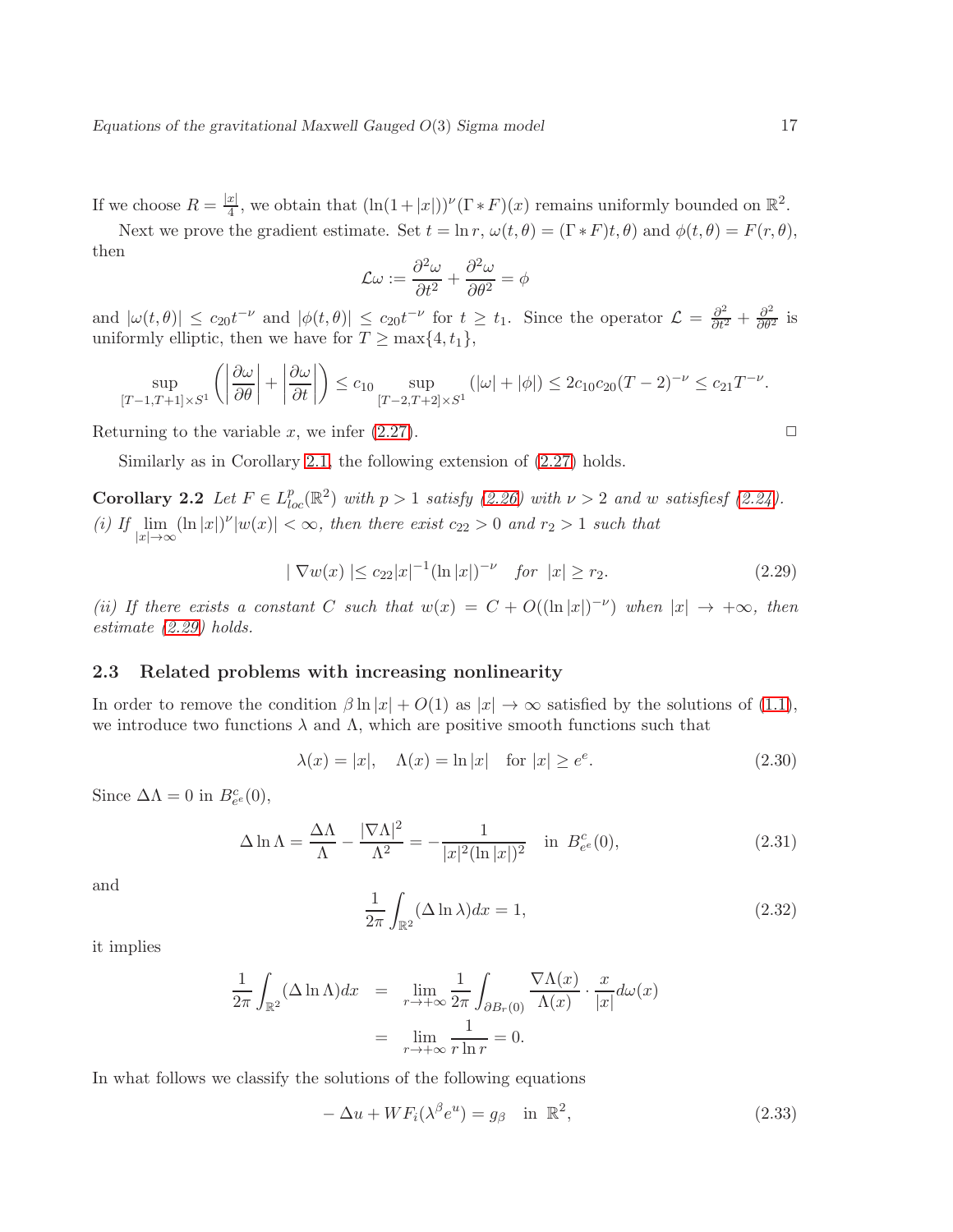If we choose $R = \frac{|x|}{4}$, we obtain that $(\ln(1+|x|))^\nu(\Gamma * F)(x)$ remains uniformly bounded on $\mathbb{R}^2$.

Next we prove the gradient estimate. Set $t = \ln r$, $\omega(t,\theta) = (\Gamma * F)t,\theta)$ and $\phi(t,\theta) = F(r,\theta)$, then

$$\mathcal{L}\omega := \frac{\partial^2 \omega}{\partial t^2} + \frac{\partial^2 \omega}{\partial \theta^2} = \phi$$

and $|\omega(t,\theta)| \le c_{20} t^{-\nu}$ and $|\phi(t,\theta)| \le c_{20} t^{-\nu}$ for $t \ge t_1$. Since the operator $\mathcal{L} = \frac{\partial^2}{\partial t^2} + \frac{\partial^2}{\partial \theta^2}$ is uniformly elliptic, then we have for $T \ge \max\{4, t_1\}$,

$$\sup_{[T-1,T+1]\times S^1} \left( \left|\frac{\partial \omega}{\partial \theta}\right| + \left|\frac{\partial \omega}{\partial t}\right| \right) \le c_{10} \sup_{[T-2,T+2]\times S^1} (|\omega| + |\phi|) \le 2c_{10}c_{20}(T-2)^{-\nu} \le c_{21} T^{-\nu}.$$

Returning to the variable $x$, we infer (2.27). $\square$

Similarly as in Corollary 2.1, the following extension of (2.27) holds.

**Corollary 2.2** *Let $F \in L^p_{loc}(\mathbb{R}^2)$ with $p > 1$ satisfy (2.26) with $\nu > 2$ and $w$ satisfiesf (2.24).*
*(i) If $\lim\limits_{|x|\to\infty} (\ln|x|)^\nu |w(x)| < \infty$, then there exist $c_{22} > 0$ and $r_2 > 1$ such that*

$$|\nabla w(x)| \le c_{22} |x|^{-1} (\ln|x|)^{-\nu} \quad \text{for} \ \ |x| \ge r_2. \tag{2.29}$$

*(ii) If there exists a constant $C$ such that $w(x) = C + O((\ln|x|)^{-\nu})$ when $|x| \to +\infty$, then estimate (2.29) holds.*

### 2.3 Related problems with increasing nonlinearity

In order to remove the condition $\beta \ln|x| + O(1)$ as $|x| \to \infty$ satisfied by the solutions of (1.1), we introduce two functions $\lambda$ and $\Lambda$, which are positive smooth functions such that

$$\lambda(x) = |x|, \quad \Lambda(x) = \ln|x| \quad \text{for } |x| \ge e^e. \tag{2.30}$$

Since $\Delta \Lambda = 0$ in $B^c_{e^e}(0)$,

$$\Delta \ln \Lambda = \frac{\Delta \Lambda}{\Lambda} - \frac{|\nabla \Lambda|^2}{\Lambda^2} = -\frac{1}{|x|^2 (\ln|x|)^2} \quad \text{in } \ B^c_{e^e}(0), \tag{2.31}$$

and

$$\frac{1}{2\pi} \int_{\mathbb{R}^2} (\Delta \ln \lambda) dx = 1, \tag{2.32}$$

it implies

$$\begin{aligned}
\frac{1}{2\pi} \int_{\mathbb{R}^2} (\Delta \ln \Lambda) dx &= \lim_{r\to+\infty} \frac{1}{2\pi} \int_{\partial B_r(0)} \frac{\nabla \Lambda(x)}{\Lambda(x)} \cdot \frac{x}{|x|} d\omega(x) \\
&= \lim_{r\to+\infty} \frac{1}{r \ln r} = 0.
\end{aligned}$$

In what follows we classify the solutions of the following equations

$$-\Delta u + WF_i(\lambda^\beta e^u) = g_\beta \quad \text{in } \ \mathbb{R}^2, \tag{2.33}$$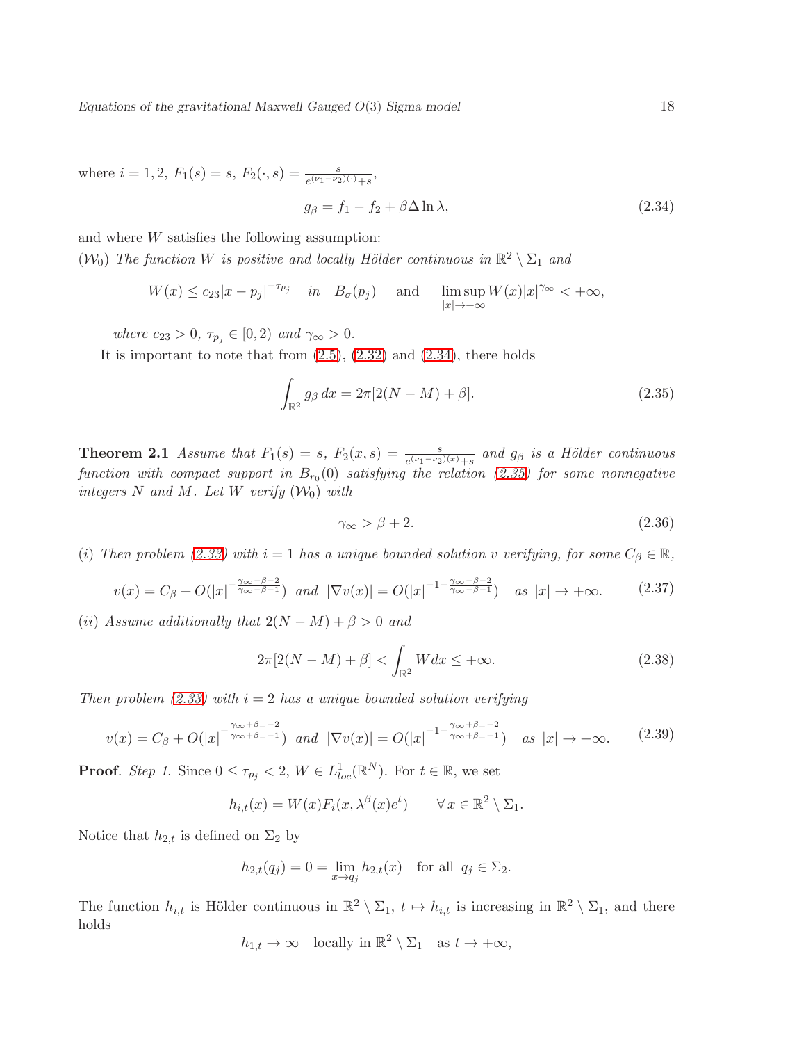where $i = 1, 2$, $F_1(s) = s$, $F_2(\cdot, s) = \frac{s}{e^{(\nu_1-\nu_2)(\cdot)}+s}$,

$$g_\beta = f_1 - f_2 + \beta \Delta \ln \lambda, \tag{2.34}$$

and where $W$ satisfies the following assumption:

$(\mathcal{W}_0)$ *The function $W$ is positive and locally Hölder continuous in $\mathbb{R}^2 \setminus \Sigma_1$ and*

$$W(x) \leq c_{23}|x - p_j|^{-\tau_{p_j}} \quad in \quad B_\sigma(p_j) \quad \text{ and } \quad \limsup_{|x|\to+\infty} W(x)|x|^{\gamma_\infty} < +\infty,$$

*where $c_{23} > 0$, $\tau_{p_j} \in [0, 2)$ and $\gamma_\infty > 0$.*

It is important to note that from (2.5), (2.32) and (2.34), there holds

$$\int_{\mathbb{R}^2} g_\beta \, dx = 2\pi[2(N - M) + \beta]. \tag{2.35}$$

**Theorem 2.1** *Assume that $F_1(s) = s$, $F_2(x, s) = \frac{s}{e^{(\nu_1-\nu_2)(x)}+s}$ and $g_\beta$ is a Hölder continuous function with compact support in $B_{r_0}(0)$ satisfying the relation (2.35) for some nonnegative integers $N$ and $M$. Let $W$ verify $(\mathcal{W}_0)$ with*

$$\gamma_\infty > \beta + 2. \tag{2.36}$$

*(i) Then problem (2.33) with $i = 1$ has a unique bounded solution $v$ verifying, for some $C_\beta \in \mathbb{R}$,*

$$v(x) = C_\beta + O(|x|^{-\frac{\gamma_\infty-\beta-2}{\gamma_\infty-\beta-1}}) \text{ and } |\nabla v(x)| = O(|x|^{-1-\frac{\gamma_\infty-\beta-2}{\gamma_\infty-\beta-1}}) \quad as \ |x| \to +\infty. \tag{2.37}$$

*(ii) Assume additionally that $2(N - M) + \beta > 0$ and*

$$2\pi[2(N - M) + \beta] < \int_{\mathbb{R}^2} W dx \leq +\infty. \tag{2.38}$$

*Then problem (2.33) with $i = 2$ has a unique bounded solution verifying*

$$v(x) = C_\beta + O(|x|^{-\frac{\gamma_\infty+\beta_- -2}{\gamma_\infty+\beta_- -1}}) \text{ and } |\nabla v(x)| = O(|x|^{-1-\frac{\gamma_\infty+\beta_- -2}{\gamma_\infty+\beta_- -1}}) \quad as \ |x| \to +\infty. \tag{2.39}$$

**Proof**. *Step 1.* Since $0 \leq \tau_{p_j} < 2$, $W \in L^1_{loc}(\mathbb{R}^N)$. For $t \in \mathbb{R}$, we set

$$h_{i,t}(x) = W(x)F_i(x, \lambda^\beta(x)e^t) \qquad \forall \, x \in \mathbb{R}^2 \setminus \Sigma_1.$$

Notice that $h_{2,t}$ is defined on $\Sigma_2$ by

$$h_{2,t}(q_j) = 0 = \lim_{x\to q_j} h_{2,t}(x) \quad \text{for all } \ q_j \in \Sigma_2.$$

The function $h_{i,t}$ is Hölder continuous in $\mathbb{R}^2 \setminus \Sigma_1$, $t \mapsto h_{i,t}$ is increasing in $\mathbb{R}^2 \setminus \Sigma_1$, and there holds

$$h_{1,t} \to \infty \quad \text{locally in } \mathbb{R}^2 \setminus \Sigma_1 \quad \text{as } t \to +\infty,$$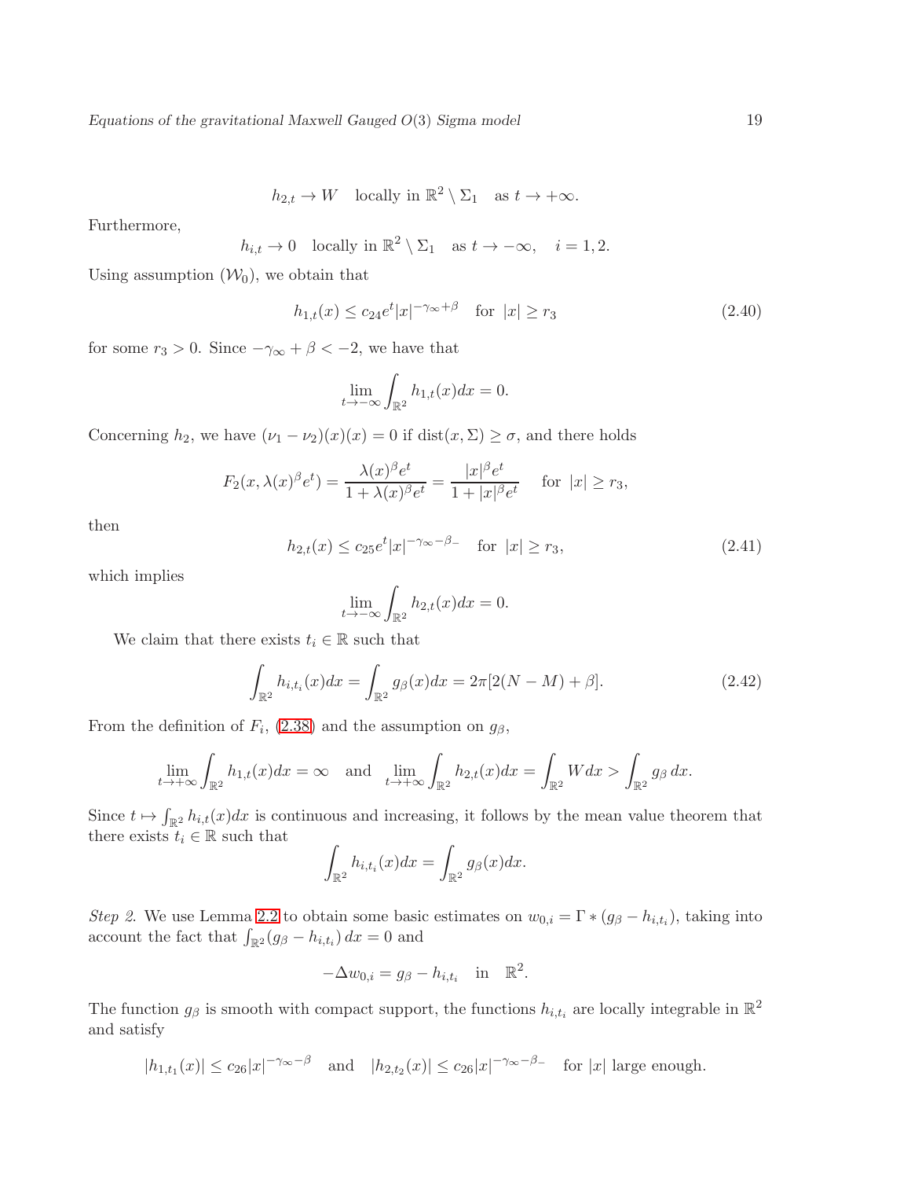$$h_{2,t} \to W \quad \text{locally in } \mathbb{R}^2 \setminus \Sigma_1 \quad \text{as } t \to +\infty.$$

Furthermore,

$$h_{i,t} \to 0 \quad \text{locally in } \mathbb{R}^2 \setminus \Sigma_1 \quad \text{as } t \to -\infty, \quad i = 1, 2.$$

Using assumption $(\mathcal{W}_0)$, we obtain that

$$h_{1,t}(x) \le c_{24} e^t |x|^{-\gamma_\infty + \beta} \quad \text{for } |x| \ge r_3 \tag{2.40}$$

for some $r_3 > 0$. Since $-\gamma_\infty + \beta < -2$, we have that

$$\lim_{t \to -\infty} \int_{\mathbb{R}^2} h_{1,t}(x)dx = 0.$$

Concerning $h_2$, we have $(\nu_1 - \nu_2)(x)(x) = 0$ if $\text{dist}(x, \Sigma) \ge \sigma$, and there holds

$$F_2(x, \lambda(x)^\beta e^t) = \frac{\lambda(x)^\beta e^t}{1 + \lambda(x)^\beta e^t} = \frac{|x|^\beta e^t}{1 + |x|^\beta e^t} \quad \text{for } |x| \ge r_3,$$

then

$$h_{2,t}(x) \le c_{25} e^t |x|^{-\gamma_\infty - \beta_-} \quad \text{for } |x| \ge r_3, \tag{2.41}$$

which implies

$$\lim_{t \to -\infty} \int_{\mathbb{R}^2} h_{2,t}(x)dx = 0.$$

We claim that there exists $t_i \in \mathbb{R}$ such that

$$\int_{\mathbb{R}^2} h_{i,t_i}(x)dx = \int_{\mathbb{R}^2} g_\beta(x)dx = 2\pi[2(N-M) + \beta]. \tag{2.42}$$

From the definition of $F_i$, (2.38) and the assumption on $g_\beta$,

$$\lim_{t \to +\infty} \int_{\mathbb{R}^2} h_{1,t}(x)dx = \infty \quad \text{and} \quad \lim_{t \to +\infty} \int_{\mathbb{R}^2} h_{2,t}(x)dx = \int_{\mathbb{R}^2} W \, dx > \int_{\mathbb{R}^2} g_\beta \, dx.$$

Since $t \mapsto \int_{\mathbb{R}^2} h_{i,t}(x)dx$ is continuous and increasing, it follows by the mean value theorem that there exists $t_i \in \mathbb{R}$ such that

$$\int_{\mathbb{R}^2} h_{i,t_i}(x)dx = \int_{\mathbb{R}^2} g_\beta(x)dx.$$

*Step 2.* We use Lemma 2.2 to obtain some basic estimates on $w_{0,i} = \Gamma * (g_\beta - h_{i,t_i})$, taking into account the fact that $\int_{\mathbb{R}^2}(g_\beta - h_{i,t_i}) \, dx = 0$ and

$$-\Delta w_{0,i} = g_\beta - h_{i,t_i} \quad \text{in} \quad \mathbb{R}^2.$$

The function $g_\beta$ is smooth with compact support, the functions $h_{i,t_i}$ are locally integrable in $\mathbb{R}^2$ and satisfy

$$|h_{1,t_1}(x)| \le c_{26}|x|^{-\gamma_\infty - \beta} \quad \text{and} \quad |h_{2,t_2}(x)| \le c_{26}|x|^{-\gamma_\infty - \beta_-} \quad \text{for } |x| \text{ large enough.}$$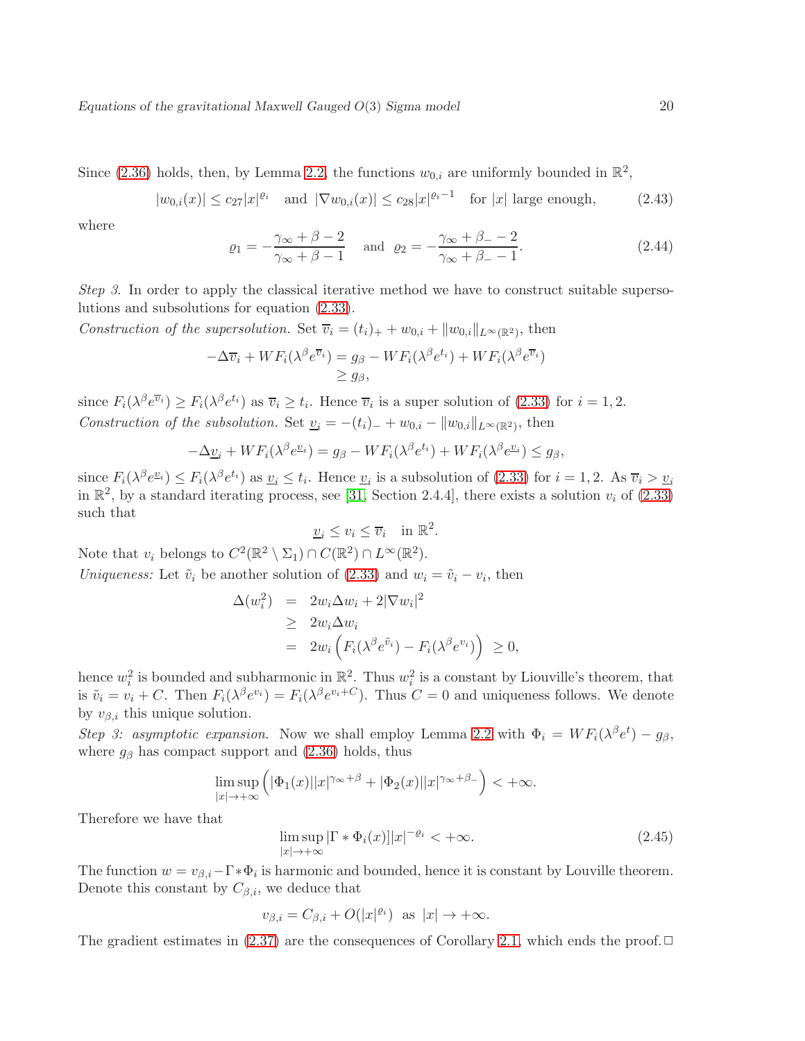Since (2.36) holds, then, by Lemma 2.2, the functions $w_{0,i}$ are uniformly bounded in $\mathbb{R}^2$,

$$|w_{0,i}(x)| \le c_{27}|x|^{\varrho_i} \quad \text{and} \quad |\nabla w_{0,i}(x)| \le c_{28}|x|^{\varrho_i - 1} \quad \text{for } |x| \text{ large enough,} \tag{2.43}$$

where

$$\varrho_1 = -\frac{\gamma_\infty + \beta - 2}{\gamma_\infty + \beta - 1} \quad \text{and} \quad \varrho_2 = -\frac{\gamma_\infty + \beta_- - 2}{\gamma_\infty + \beta_- - 1}. \tag{2.44}$$

*Step 3.* In order to apply the classical iterative method we have to construct suitable supersolutions and subsolutions for equation (2.33).

*Construction of the supersolution.* Set $\overline{v}_i = (t_i)_+ + w_{0,i} + \|w_{0,i}\|_{L^\infty(\mathbb{R}^2)}$, then

$$\begin{aligned} -\Delta \overline{v}_i + WF_i(\lambda^\beta e^{\overline{v}_i}) &= g_\beta - WF_i(\lambda^\beta e^{t_i}) + WF_i(\lambda^\beta e^{\overline{v}_i}) \\ &\ge g_\beta, \end{aligned}$$

since $F_i(\lambda^\beta e^{\overline{v}_i}) \ge F_i(\lambda^\beta e^{t_i})$ as $\overline{v}_i \ge t_i$. Hence $\overline{v}_i$ is a super solution of (2.33) for $i = 1, 2$.

*Construction of the subsolution.* Set $\underline{v}_i = -(t_i)_- + w_{0,i} - \|w_{0,i}\|_{L^\infty(\mathbb{R}^2)}$, then

$$-\Delta \underline{v}_i + WF_i(\lambda^\beta e^{\underline{v}_i}) = g_\beta - WF_i(\lambda^\beta e^{t_i}) + WF_i(\lambda^\beta e^{\underline{v}_i}) \le g_\beta,$$

since $F_i(\lambda^\beta e^{\underline{v}_i}) \le F_i(\lambda^\beta e^{t_i})$ as $\underline{v}_i \le t_i$. Hence $\underline{v}_i$ is a subsolution of (2.33) for $i = 1, 2$. As $\overline{v}_i > \underline{v}_i$ in $\mathbb{R}^2$, by a standard iterating process, see [31, Section 2.4.4], there exists a solution $v_i$ of (2.33) such that

$$\underline{v}_i \le v_i \le \overline{v}_i \quad \text{in } \mathbb{R}^2.$$

Note that $v_i$ belongs to $C^2(\mathbb{R}^2 \setminus \Sigma_1) \cap C(\mathbb{R}^2) \cap L^\infty(\mathbb{R}^2)$.

*Uniqueness:* Let $\tilde{v}_i$ be another solution of (2.33) and $w_i = \tilde{v}_i - v_i$, then

$$\begin{aligned} \Delta(w_i^2) &= 2w_i\Delta w_i + 2|\nabla w_i|^2 \\ &\ge 2w_i\Delta w_i \\ &= 2w_i\left(F_i(\lambda^\beta e^{\tilde{v}_i}) - F_i(\lambda^\beta e^{v_i})\right) \ \ge 0, \end{aligned}$$

hence $w_i^2$ is bounded and subharmonic in $\mathbb{R}^2$. Thus $w_i^2$ is a constant by Liouville's theorem, that is $\tilde{v}_i = v_i + C$. Then $F_i(\lambda^\beta e^{v_i}) = F_i(\lambda^\beta e^{v_i + C})$. Thus $C = 0$ and uniqueness follows. We denote by $v_{\beta,i}$ this unique solution.

*Step 3: asymptotic expansion.* Now we shall employ Lemma 2.2 with $\Phi_i = WF_i(\lambda^\beta e^t) - g_\beta$, where $g_\beta$ has compact support and (2.36) holds, thus

$$\limsup_{|x|\to+\infty} \left(|\Phi_1(x)||x|^{\gamma_\infty+\beta} + |\Phi_2(x)||x|^{\gamma_\infty+\beta_-}\right) < +\infty.$$

Therefore we have that

$$\limsup_{|x|\to+\infty} |\Gamma * \Phi_i(x)]|x|^{-\varrho_i} < +\infty. \tag{2.45}$$

The function $w = v_{\beta,i} - \Gamma * \Phi_i$ is harmonic and bounded, hence it is constant by Louville theorem. Denote this constant by $C_{\beta,i}$, we deduce that

$$v_{\beta,i} = C_{\beta,i} + O(|x|^{\varrho_i}) \ \text{ as } |x| \to +\infty.$$

The gradient estimates in (2.37) are the consequences of Corollary 2.1, which ends the proof. □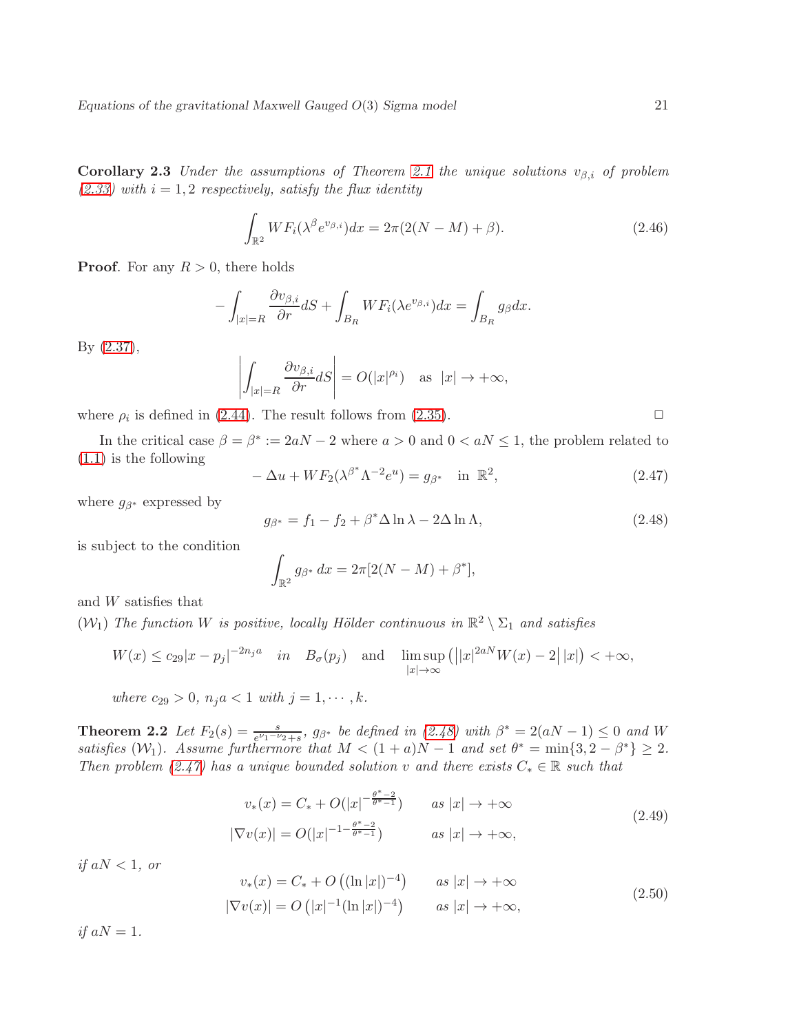**Corollary 2.3** *Under the assumptions of Theorem 2.1 the unique solutions $v_{\beta,i}$ of problem (2.33) with $i = 1, 2$ respectively, satisfy the flux identity*

$$\int_{\mathbb{R}^2} WF_i(\lambda^{\beta} e^{v_{\beta,i}})dx = 2\pi(2(N-M)+\beta). \tag{2.46}$$

**Proof**. For any $R > 0$, there holds

$$-\int_{|x|=R} \frac{\partial v_{\beta,i}}{\partial r} dS + \int_{B_R} WF_i(\lambda e^{v_{\beta,i}})dx = \int_{B_R} g_{\beta} dx.$$

By (2.37),

$$\left| \int_{|x|=R} \frac{\partial v_{\beta,i}}{\partial r} dS \right| = O(|x|^{\rho_i}) \quad \text{as } \ |x| \to +\infty,$$

where $\rho_i$ is defined in (2.44). The result follows from (2.35). □

In the critical case $\beta = \beta^* := 2aN - 2$ where $a > 0$ and $0 < aN \leq 1$, the problem related to (1.1) is the following

$$-\Delta u + WF_2(\lambda^{\beta^*}\Lambda^{-2}e^u) = g_{\beta^*} \quad \text{in } \ \mathbb{R}^2, \tag{2.47}$$

where $g_{\beta^*}$ expressed by

$$g_{\beta^*} = f_1 - f_2 + \beta^* \Delta \ln \lambda - 2\Delta \ln \Lambda, \tag{2.48}$$

is subject to the condition

$$\int_{\mathbb{R}^2} g_{\beta^*} \, dx = 2\pi[2(N-M)+\beta^*],$$

and $W$ satisfies that

($\mathcal{W}_1$) *The function $W$ is positive, locally Hölder continuous in $\mathbb{R}^2 \setminus \Sigma_1$ and satisfies*

$$W(x) \leq c_{29}|x-p_j|^{-2n_j a} \quad in \quad B_\sigma(p_j) \quad \text{and} \quad \limsup_{|x|\to\infty} \left(\left||x|^{2aN}W(x) - 2\right||x|\right) < +\infty,$$

*where $c_{29} > 0$, $n_j a < 1$ with $j = 1, \cdots, k$.*

**Theorem 2.2** *Let $F_2(s) = \frac{s}{e^{\nu_1-\nu_2}+s}$, $g_{\beta^*}$ be defined in (2.48) with $\beta^* = 2(aN-1) \leq 0$ and $W$ satisfies ($\mathcal{W}_1$). Assume furthermore that $M < (1+a)N - 1$ and set $\theta^* = \min\{3, 2-\beta^*\} \geq 2$. Then problem (2.47) has a unique bounded solution $v$ and there exists $C_* \in \mathbb{R}$ such that*

$$\begin{aligned} v_*(x) &= C_* + O(|x|^{-\frac{\theta^*-2}{\theta^*-1}}) \qquad as \ |x| \to +\infty \\ |\nabla v(x)| &= O(|x|^{-1-\frac{\theta^*-2}{\theta^*-1}}) \qquad as \ |x| \to +\infty, \end{aligned} \tag{2.49}$$

*if $aN < 1$, or*

$$\begin{aligned} v_*(x) &= C_* + O\left((\ln|x|)^{-4}\right) \qquad as \ |x| \to +\infty \\ |\nabla v(x)| &= O\left(|x|^{-1}(\ln|x|)^{-4}\right) \qquad as \ |x| \to +\infty, \end{aligned} \tag{2.50}$$

*if $aN = 1$.*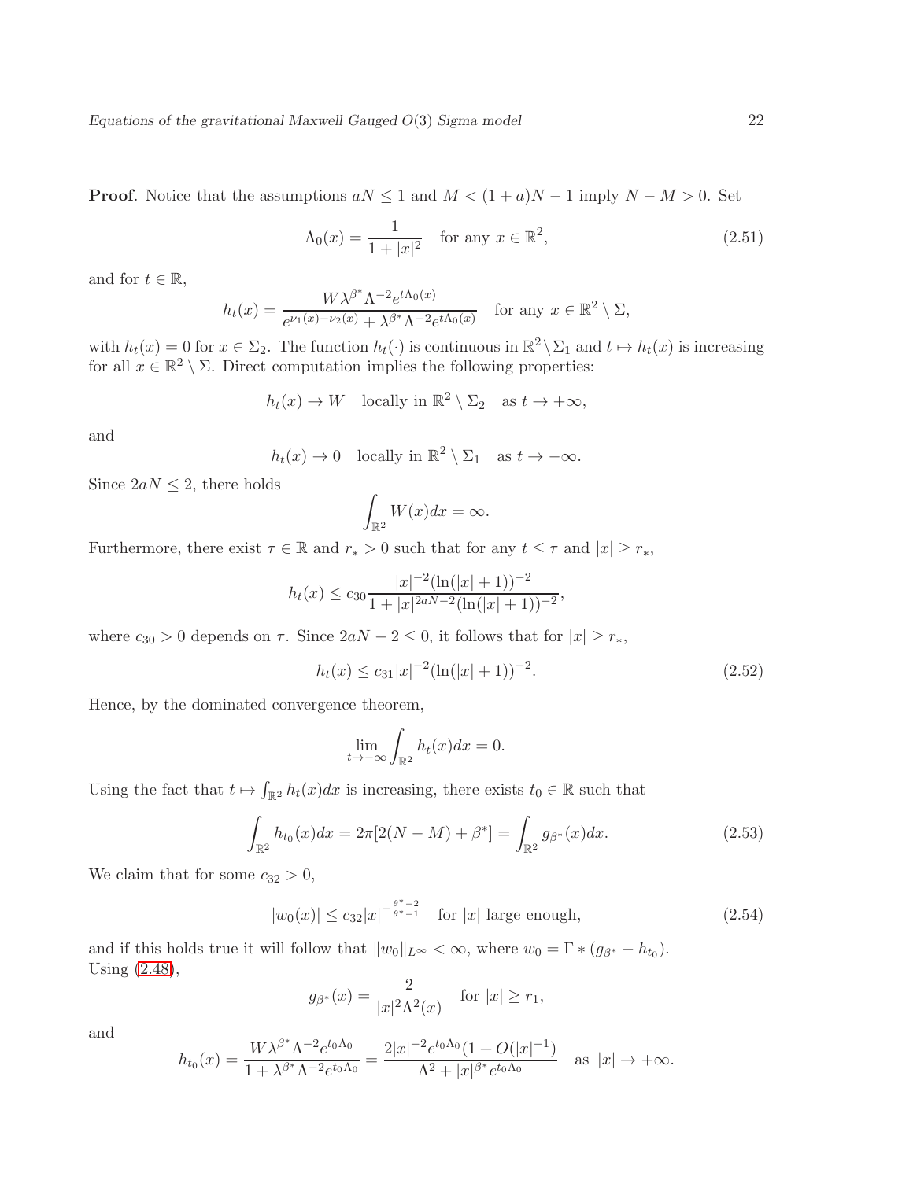**Proof**. Notice that the assumptions $aN \le 1$ and $M < (1+a)N - 1$ imply $N - M > 0$. Set

$$\Lambda_0(x) = \frac{1}{1+|x|^2} \quad \text{for any } x \in \mathbb{R}^2, \tag{2.51}$$

and for $t \in \mathbb{R}$,

$$h_t(x) = \frac{W\lambda^{\beta^*}\Lambda^{-2}e^{t\Lambda_0(x)}}{e^{\nu_1(x)-\nu_2(x)} + \lambda^{\beta^*}\Lambda^{-2}e^{t\Lambda_0(x)}} \quad \text{for any } x \in \mathbb{R}^2 \setminus \Sigma,$$

with $h_t(x) = 0$ for $x \in \Sigma_2$. The function $h_t(\cdot)$ is continuous in $\mathbb{R}^2 \setminus \Sigma_1$ and $t \mapsto h_t(x)$ is increasing for all $x \in \mathbb{R}^2 \setminus \Sigma$. Direct computation implies the following properties:

$$h_t(x) \to W \quad \text{locally in } \mathbb{R}^2 \setminus \Sigma_2 \quad \text{as } t \to +\infty,$$

and

$$h_t(x) \to 0 \quad \text{locally in } \mathbb{R}^2 \setminus \Sigma_1 \quad \text{as } t \to -\infty.$$

Since $2aN \le 2$, there holds

$$\int_{\mathbb{R}^2} W(x)dx = \infty.$$

Furthermore, there exist $\tau \in \mathbb{R}$ and $r_* > 0$ such that for any $t \le \tau$ and $|x| \ge r_*$,

$$h_t(x) \le c_{30} \frac{|x|^{-2}(\ln(|x|+1))^{-2}}{1+|x|^{2aN-2}(\ln(|x|+1))^{-2}},$$

where $c_{30} > 0$ depends on $\tau$. Since $2aN - 2 \le 0$, it follows that for $|x| \ge r_*$,

$$h_t(x) \le c_{31}|x|^{-2}(\ln(|x|+1))^{-2}. \tag{2.52}$$

Hence, by the dominated convergence theorem,

$$\lim_{t \to -\infty} \int_{\mathbb{R}^2} h_t(x)dx = 0.$$

Using the fact that $t \mapsto \int_{\mathbb{R}^2} h_t(x)dx$ is increasing, there exists $t_0 \in \mathbb{R}$ such that

$$\int_{\mathbb{R}^2} h_{t_0}(x)dx = 2\pi[2(N-M) + \beta^*] = \int_{\mathbb{R}^2} g_{\beta^*}(x)dx. \tag{2.53}$$

We claim that for some $c_{32} > 0$,

$$|w_0(x)| \le c_{32}|x|^{-\frac{\theta^*-2}{\theta^*-1}} \quad \text{for } |x| \text{ large enough}, \tag{2.54}$$

and if this holds true it will follow that $\|w_0\|_{L^\infty} < \infty$, where $w_0 = \Gamma * (g_{\beta^*} - h_{t_0})$. Using (2.48),

$$g_{\beta^*}(x) = \frac{2}{|x|^2\Lambda^2(x)} \quad \text{for } |x| \ge r_1,$$

and

$$h_{t_0}(x) = \frac{W\lambda^{\beta^*}\Lambda^{-2}e^{t_0\Lambda_0}}{1+\lambda^{\beta^*}\Lambda^{-2}e^{t_0\Lambda_0}} = \frac{2|x|^{-2}e^{t_0\Lambda_0}(1+O(|x|^{-1})}{\Lambda^2 + |x|^{\beta^*}e^{t_0\Lambda_0}} \quad \text{as } |x| \to +\infty.$$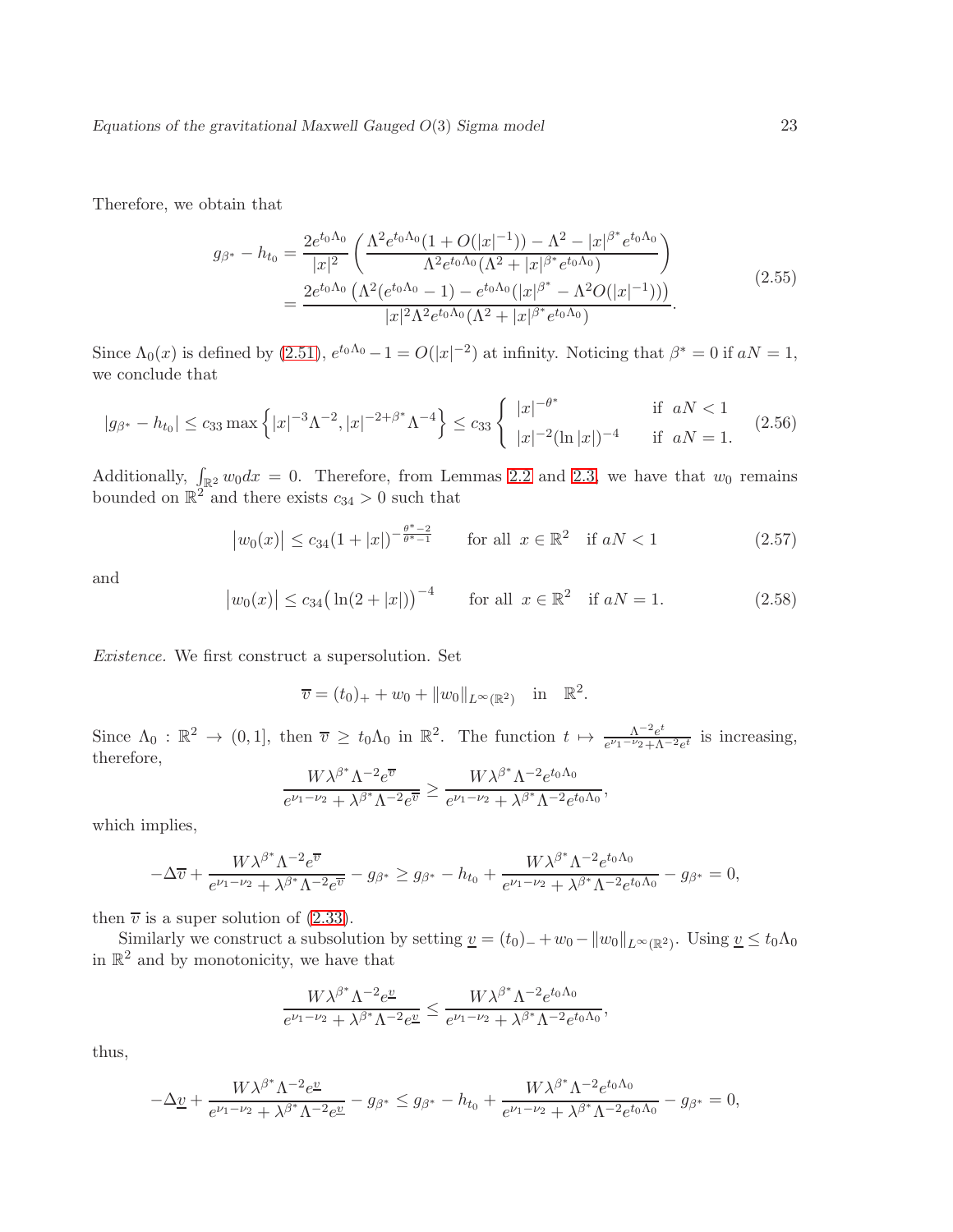Therefore, we obtain that

$$
\begin{aligned}
g_{\beta^*} - h_{t_0} &= \frac{2e^{t_0\Lambda_0}}{|x|^2}\left(\frac{\Lambda^2 e^{t_0\Lambda_0}(1+O(|x|^{-1})) - \Lambda^2 - |x|^{\beta^*}e^{t_0\Lambda_0}}{\Lambda^2 e^{t_0\Lambda_0}(\Lambda^2 + |x|^{\beta^*}e^{t_0\Lambda_0})}\right) \\
&= \frac{2e^{t_0\Lambda_0}\left(\Lambda^2(e^{t_0\Lambda_0}-1) - e^{t_0\Lambda_0}(|x|^{\beta^*} - \Lambda^2 O(|x|^{-1}))\right)}{|x|^2\Lambda^2 e^{t_0\Lambda_0}(\Lambda^2 + |x|^{\beta^*}e^{t_0\Lambda_0})}.
\end{aligned} \tag{2.55}
$$

Since $\Lambda_0(x)$ is defined by (2.51), $e^{t_0\Lambda_0} - 1 = O(|x|^{-2})$ at infinity. Noticing that $\beta^* = 0$ if $aN = 1$, we conclude that

$$
|g_{\beta^*} - h_{t_0}| \le c_{33}\max\left\{|x|^{-3}\Lambda^{-2}, |x|^{-2+\beta^*}\Lambda^{-4}\right\} \le c_{33}\begin{cases} |x|^{-\theta^*} & \text{if } aN < 1 \\ |x|^{-2}(\ln|x|)^{-4} & \text{if } aN = 1. \end{cases} \tag{2.56}
$$

Additionally, $\int_{\mathbb{R}^2} w_0 dx = 0$. Therefore, from Lemmas 2.2 and 2.3, we have that $w_0$ remains bounded on $\mathbb{R}^2$ and there exists $c_{34} > 0$ such that

$$
\left|w_0(x)\right| \le c_{34}(1+|x|)^{-\frac{\theta^*-2}{\theta^*-1}} \qquad \text{for all } x \in \mathbb{R}^2 \quad \text{if } aN < 1 \tag{2.57}
$$

and

$$
\left|w_0(x)\right| \le c_{34}\big(\ln(2+|x|)\big)^{-4} \qquad \text{for all } x \in \mathbb{R}^2 \quad \text{if } aN = 1. \tag{2.58}
$$

*Existence.* We first construct a supersolution. Set

$$
\overline{v} = (t_0)_+ + w_0 + \|w_0\|_{L^\infty(\mathbb{R}^2)} \quad \text{in} \quad \mathbb{R}^2.
$$

Since $\Lambda_0 : \mathbb{R}^2 \to (0,1]$, then $\overline{v} \ge t_0\Lambda_0$ in $\mathbb{R}^2$. The function $t \mapsto \frac{\Lambda^{-2}e^t}{e^{\nu_1-\nu_2}+\Lambda^{-2}e^t}$ is increasing, therefore,

$$
\frac{W\lambda^{\beta^*}\Lambda^{-2}e^{\overline{v}}}{e^{\nu_1-\nu_2}+\lambda^{\beta^*}\Lambda^{-2}e^{\overline{v}}} \ge \frac{W\lambda^{\beta^*}\Lambda^{-2}e^{t_0\Lambda_0}}{e^{\nu_1-\nu_2}+\lambda^{\beta^*}\Lambda^{-2}e^{t_0\Lambda_0}},
$$

which implies,

$$
-\Delta\overline{v} + \frac{W\lambda^{\beta^*}\Lambda^{-2}e^{\overline{v}}}{e^{\nu_1-\nu_2}+\lambda^{\beta^*}\Lambda^{-2}e^{\overline{v}}} - g_{\beta^*} \ge g_{\beta^*} - h_{t_0} + \frac{W\lambda^{\beta^*}\Lambda^{-2}e^{t_0\Lambda_0}}{e^{\nu_1-\nu_2}+\lambda^{\beta^*}\Lambda^{-2}e^{t_0\Lambda_0}} - g_{\beta^*} = 0,
$$

then $\overline{v}$ is a super solution of (2.33).

Similarly we construct a subsolution by setting $\underline{v} = (t_0)_- + w_0 - \|w_0\|_{L^\infty(\mathbb{R}^2)}$. Using $\underline{v} \le t_0\Lambda_0$ in $\mathbb{R}^2$ and by monotonicity, we have that

$$
\frac{W\lambda^{\beta^*}\Lambda^{-2}e^{\underline{v}}}{e^{\nu_1-\nu_2}+\lambda^{\beta^*}\Lambda^{-2}e^{\underline{v}}} \le \frac{W\lambda^{\beta^*}\Lambda^{-2}e^{t_0\Lambda_0}}{e^{\nu_1-\nu_2}+\lambda^{\beta^*}\Lambda^{-2}e^{t_0\Lambda_0}},
$$

thus,

$$
-\Delta\underline{v} + \frac{W\lambda^{\beta^*}\Lambda^{-2}e^{\underline{v}}}{e^{\nu_1-\nu_2}+\lambda^{\beta^*}\Lambda^{-2}e^{\underline{v}}} - g_{\beta^*} \le g_{\beta^*} - h_{t_0} + \frac{W\lambda^{\beta^*}\Lambda^{-2}e^{t_0\Lambda_0}}{e^{\nu_1-\nu_2}+\lambda^{\beta^*}\Lambda^{-2}e^{t_0\Lambda_0}} - g_{\beta^*} = 0,
$$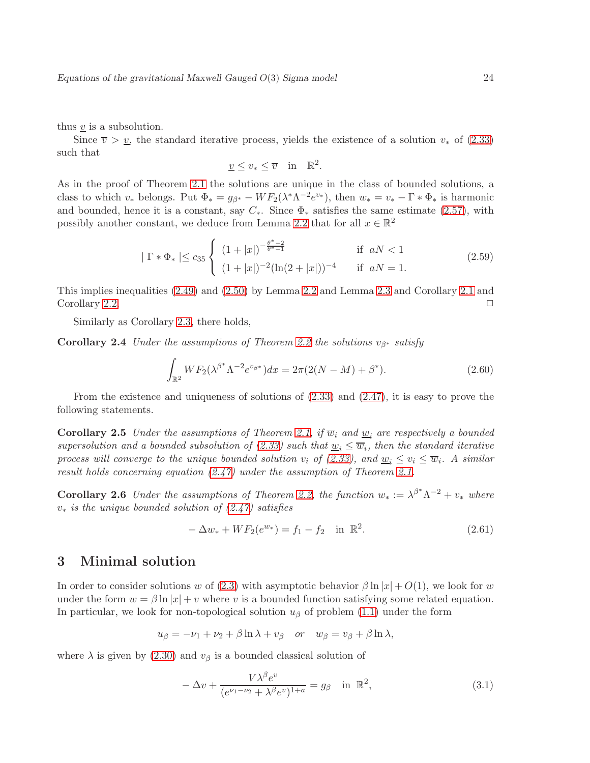thus $\underline{v}$ is a subsolution.

Since $\overline{v} > \underline{v}$, the standard iterative process, yields the existence of a solution $v_*$ of (2.33) such that

$$\underline{v} \leq v_* \leq \overline{v} \quad \text{in} \quad \mathbb{R}^2.$$

As in the proof of Theorem 2.1 the solutions are unique in the class of bounded solutions, a class to which $v_*$ belongs. Put $\Phi_* = g_{\beta^*} - WF_2(\lambda^* \Lambda^{-2} e^{v_*})$, then $w_* = v_* - \Gamma * \Phi_*$ is harmonic and bounded, hence it is a constant, say $C_*$. Since $\Phi_*$ satisfies the same estimate (2.57), with possibly another constant, we deduce from Lemma 2.2 that for all $x \in \mathbb{R}^2$

$$| \Gamma * \Phi_* | \leq c_{35} \begin{cases} (1+|x|)^{-\frac{\theta^*-2}{\theta^*-1}} & \text{if } aN < 1 \\ (1+|x|)^{-2}(\ln(2+|x|))^{-4} & \text{if } aN = 1. \end{cases} \tag{2.59}$$

This implies inequalities (2.49) and (2.50) by Lemma 2.2 and Lemma 2.3 and Corollary 2.1 and Corollary 2.2. $\square$

Similarly as Corollary 2.3, there holds,

**Corollary 2.4** *Under the assumptions of Theorem 2.2 the solutions $v_{\beta^*}$ satisfy*

$$\int_{\mathbb{R}^2} WF_2(\lambda^{\beta^*} \Lambda^{-2} e^{v_{\beta^*}}) dx = 2\pi(2(N-M) + \beta^*). \tag{2.60}$$

From the existence and uniqueness of solutions of (2.33) and (2.47), it is easy to prove the following statements.

**Corollary 2.5** *Under the assumptions of Theorem 2.1, if $\overline{w}_i$ and $\underline{w}_i$ are respectively a bounded supersolution and a bounded subsolution of (2.33) such that $\underline{w}_i \leq \overline{w}_i$, then the standard iterative process will converge to the unique bounded solution $v_i$ of (2.33), and $\underline{w}_i \leq v_i \leq \overline{w}_i$. A similar result holds concerning equation (2.47) under the assumption of Theorem 2.1.*

**Corollary 2.6** *Under the assumptions of Theorem 2.2, the function $w_* := \lambda^{\beta^*} \Lambda^{-2} + v_*$ where $v_*$ is the unique bounded solution of (2.47) satisfies*

$$-\Delta w_* + WF_2(e^{w_*}) = f_1 - f_2 \quad \text{in } \mathbb{R}^2. \tag{2.61}$$

## 3 Minimal solution

In order to consider solutions $w$ of (2.3) with asymptotic behavior $\beta \ln |x| + O(1)$, we look for $w$ under the form $w = \beta \ln |x| + v$ where $v$ is a bounded function satisfying some related equation. In particular, we look for non-topological solution $u_\beta$ of problem (1.1) under the form

$$u_\beta = -\nu_1 + \nu_2 + \beta \ln \lambda + v_\beta \quad \textit{or} \quad w_\beta = v_\beta + \beta \ln \lambda,$$

where $\lambda$ is given by (2.30) and $v_\beta$ is a bounded classical solution of

$$-\Delta v + \frac{V \lambda^\beta e^v}{(e^{\nu_1 - \nu_2} + \lambda^\beta e^v)^{1+a}} = g_\beta \quad \text{in } \mathbb{R}^2, \tag{3.1}$$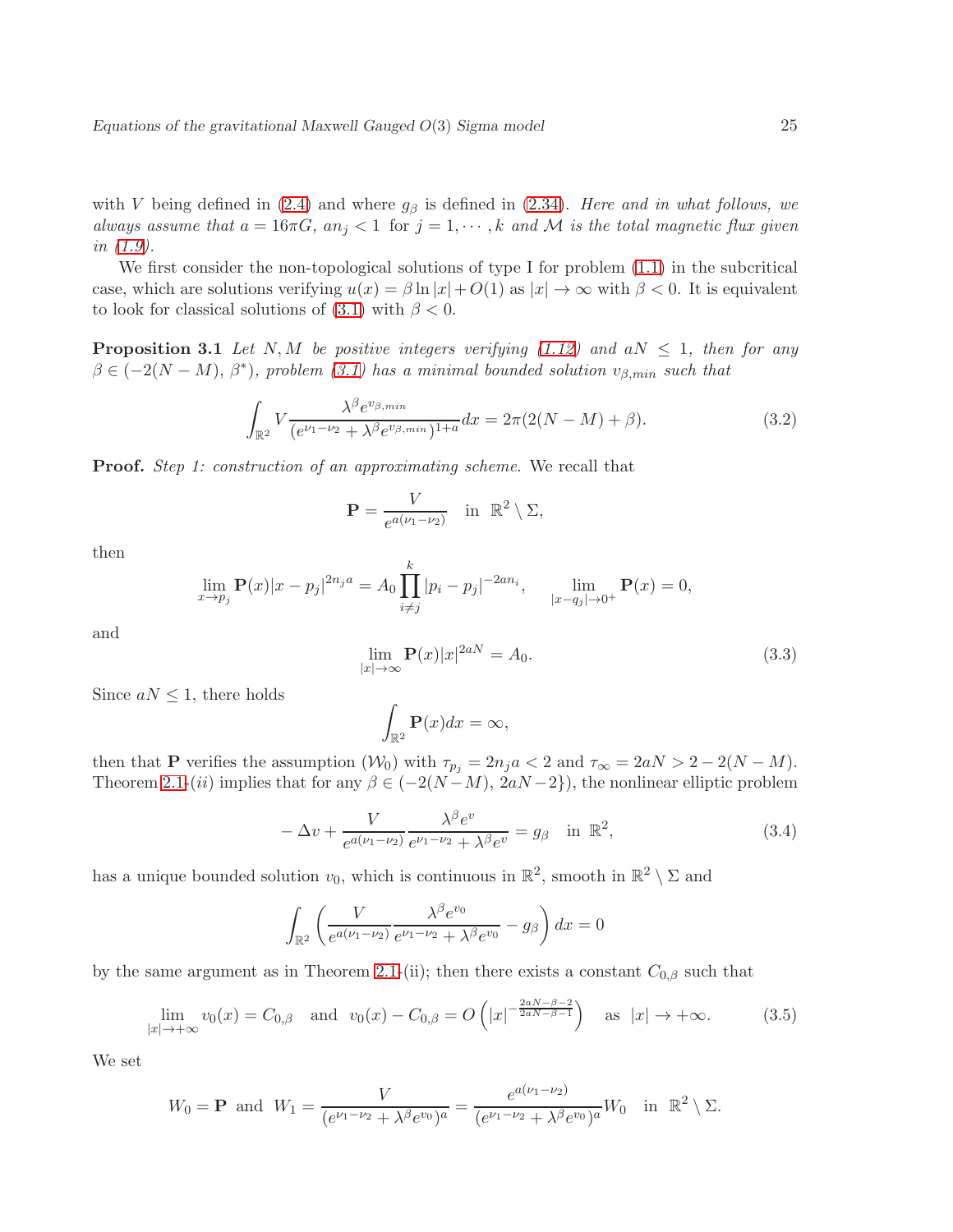with $V$ being defined in (2.4) and where $g_\beta$ is defined in (2.34). *Here and in what follows, we always assume that $a = 16\pi G$, $an_j < 1$ for $j = 1, \cdots, k$ and $\mathcal{M}$ is the total magnetic flux given in (1.9).*

We first consider the non-topological solutions of type I for problem (1.1) in the subcritical case, which are solutions verifying $u(x) = \beta \ln |x| + O(1)$ as $|x| \to \infty$ with $\beta < 0$. It is equivalent to look for classical solutions of (3.1) with $\beta < 0$.

**Proposition 3.1** *Let $N, M$ be positive integers verifying (1.12) and $aN \le 1$, then for any $\beta \in (-2(N-M),\, \beta^*)$, problem (3.1) has a minimal bounded solution $v_{\beta,min}$ such that*

$$\int_{\mathbb{R}^2} V \frac{\lambda^\beta e^{v_{\beta,min}}}{(e^{\nu_1-\nu_2} + \lambda^\beta e^{v_{\beta,min}})^{1+a}} dx = 2\pi(2(N-M) + \beta). \tag{3.2}$$

**Proof.** *Step 1: construction of an approximating scheme.* We recall that

$$\mathbf{P} = \frac{V}{e^{a(\nu_1-\nu_2)}} \quad \text{in } \ \mathbb{R}^2 \setminus \Sigma,$$

then

$$\lim_{x \to p_j} \mathbf{P}(x)|x-p_j|^{2n_j a} = A_0 \prod_{i \ne j}^{k} |p_i - p_j|^{-2an_i}, \qquad \lim_{|x-q_j| \to 0^+} \mathbf{P}(x) = 0,$$

and

$$\lim_{|x| \to \infty} \mathbf{P}(x)|x|^{2aN} = A_0. \tag{3.3}$$

Since $aN \le 1$, there holds

$$\int_{\mathbb{R}^2} \mathbf{P}(x) dx = \infty,$$

then that $\mathbf{P}$ verifies the assumption $(\mathcal{W}_0)$ with $\tau_{p_j} = 2n_j a < 2$ and $\tau_\infty = 2aN > 2 - 2(N-M)$. Theorem 2.1-$(ii)$ implies that for any $\beta \in (-2(N-M),\, 2aN-2\})$, the nonlinear elliptic problem

$$-\Delta v + \frac{V}{e^{a(\nu_1-\nu_2)}} \frac{\lambda^\beta e^v}{e^{\nu_1-\nu_2} + \lambda^\beta e^v} = g_\beta \quad \text{in } \mathbb{R}^2, \tag{3.4}$$

has a unique bounded solution $v_0$, which is continuous in $\mathbb{R}^2$, smooth in $\mathbb{R}^2 \setminus \Sigma$ and

$$\int_{\mathbb{R}^2} \left( \frac{V}{e^{a(\nu_1-\nu_2)}} \frac{\lambda^\beta e^{v_0}}{e^{\nu_1-\nu_2} + \lambda^\beta e^{v_0}} - g_\beta \right) dx = 0$$

by the same argument as in Theorem 2.1-(ii); then there exists a constant $C_{0,\beta}$ such that

$$\lim_{|x| \to +\infty} v_0(x) = C_{0,\beta} \quad \text{and} \quad v_0(x) - C_{0,\beta} = O\left(|x|^{-\frac{2aN-\beta-2}{2aN-\beta-1}}\right) \quad \text{as } \ |x| \to +\infty. \tag{3.5}$$

We set

$$W_0 = \mathbf{P} \ \text{ and } \ W_1 = \frac{V}{(e^{\nu_1-\nu_2} + \lambda^\beta e^{v_0})^a} = \frac{e^{a(\nu_1-\nu_2)}}{(e^{\nu_1-\nu_2} + \lambda^\beta e^{v_0})^a} W_0 \quad \text{in } \ \mathbb{R}^2 \setminus \Sigma.$$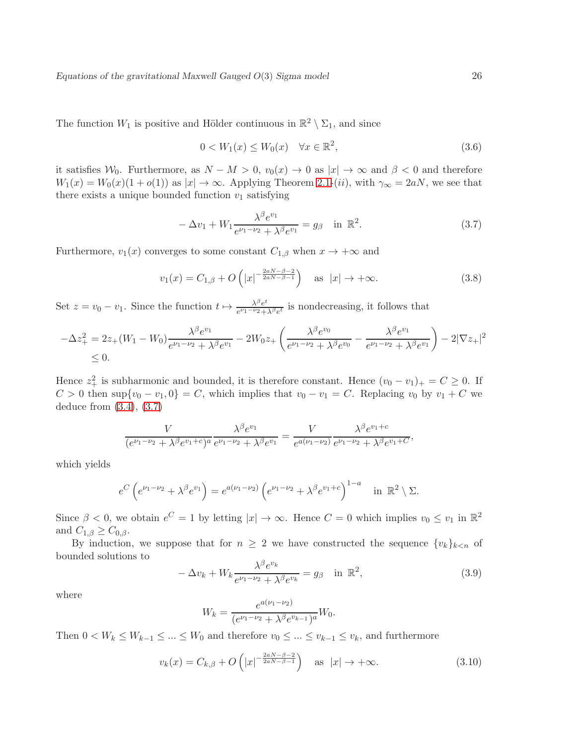The function $W_1$ is positive and Hölder continuous in $\mathbb{R}^2 \setminus \Sigma_1$, and since

$$0 < W_1(x) \leq W_0(x) \quad \forall x \in \mathbb{R}^2, \tag{3.6}$$

it satisfies $\mathcal{W}_0$. Furthermore, as $N - M > 0$, $v_0(x) \to 0$ as $|x| \to \infty$ and $\beta < 0$ and therefore $W_1(x) = W_0(x)(1 + o(1))$ as $|x| \to \infty$. Applying Theorem 2.1-$(ii)$, with $\gamma_\infty = 2aN$, we see that there exists a unique bounded function $v_1$ satisfying

$$-\Delta v_1 + W_1 \frac{\lambda^\beta e^{v_1}}{e^{\nu_1 - \nu_2} + \lambda^\beta e^{v_1}} = g_\beta \quad \text{in } \mathbb{R}^2. \tag{3.7}$$

Furthermore, $v_1(x)$ converges to some constant $C_{1,\beta}$ when $x \to +\infty$ and

$$v_1(x) = C_{1,\beta} + O\left(|x|^{-\frac{2aN-\beta-2}{2aN-\beta-1}}\right) \quad \text{as } |x| \to +\infty. \tag{3.8}$$

Set $z = v_0 - v_1$. Since the function $t \mapsto \frac{\lambda^\beta e^t}{e^{\nu_1-\nu_2}+\lambda^\beta e^t}$ is nondecreasing, it follows that

$$\begin{aligned}
-\Delta z_+^2 &= 2z_+(W_1 - W_0)\frac{\lambda^\beta e^{v_1}}{e^{\nu_1-\nu_2}+\lambda^\beta e^{v_1}} - 2W_0 z_+ \left(\frac{\lambda^\beta e^{v_0}}{e^{\nu_1-\nu_2}+\lambda^\beta e^{v_0}} - \frac{\lambda^\beta e^{v_1}}{e^{\nu_1-\nu_2}+\lambda^\beta e^{v_1}}\right) - 2|\nabla z_+|^2 \\
&\leq 0.
\end{aligned}$$

Hence $z_+^2$ is subharmonic and bounded, it is therefore constant. Hence $(v_0 - v_1)_+ = C \geq 0$. If $C > 0$ then $\sup\{v_0 - v_1, 0\} = C$, which implies that $v_0 - v_1 = C$. Replacing $v_0$ by $v_1 + C$ we deduce from (3.4), (3.7)

$$\frac{V}{(e^{\nu_1-\nu_2}+\lambda^\beta e^{v_1+c})^a}\frac{\lambda^\beta e^{v_1}}{e^{\nu_1-\nu_2}+\lambda^\beta e^{v_1}} = \frac{V}{e^{a(\nu_1-\nu_2)}}\frac{\lambda^\beta e^{v_1+c}}{e^{\nu_1-\nu_2}+\lambda^\beta e^{v_1+C}},$$

which yields

$$e^C\left(e^{\nu_1-\nu_2}+\lambda^\beta e^{v_1}\right) = e^{a(\nu_1-\nu_2)}\left(e^{\nu_1-\nu_2}+\lambda^\beta e^{v_1+c}\right)^{1-a} \quad \text{in } \mathbb{R}^2 \setminus \Sigma.$$

Since $\beta < 0$, we obtain $e^C = 1$ by letting $|x| \to \infty$. Hence $C = 0$ which implies $v_0 \leq v_1$ in $\mathbb{R}^2$ and $C_{1,\beta} \geq C_{0,\beta}$.

By induction, we suppose that for $n \geq 2$ we have constructed the sequence $\{v_k\}_{k<n}$ of bounded solutions to

$$-\Delta v_k + W_k \frac{\lambda^\beta e^{v_k}}{e^{\nu_1-\nu_2}+\lambda^\beta e^{v_k}} = g_\beta \quad \text{in } \mathbb{R}^2, \tag{3.9}$$

where

$$W_k = \frac{e^{a(\nu_1-\nu_2)}}{(e^{\nu_1-\nu_2}+\lambda^\beta e^{v_{k-1}})^a} W_0.$$

Then $0 < W_k \leq W_{k-1} \leq \ldots \leq W_0$ and therefore $v_0 \leq \ldots \leq v_{k-1} \leq v_k$, and furthermore

$$v_k(x) = C_{k,\beta} + O\left(|x|^{-\frac{2aN-\beta-2}{2aN-\beta-1}}\right) \quad \text{as } |x| \to +\infty. \tag{3.10}$$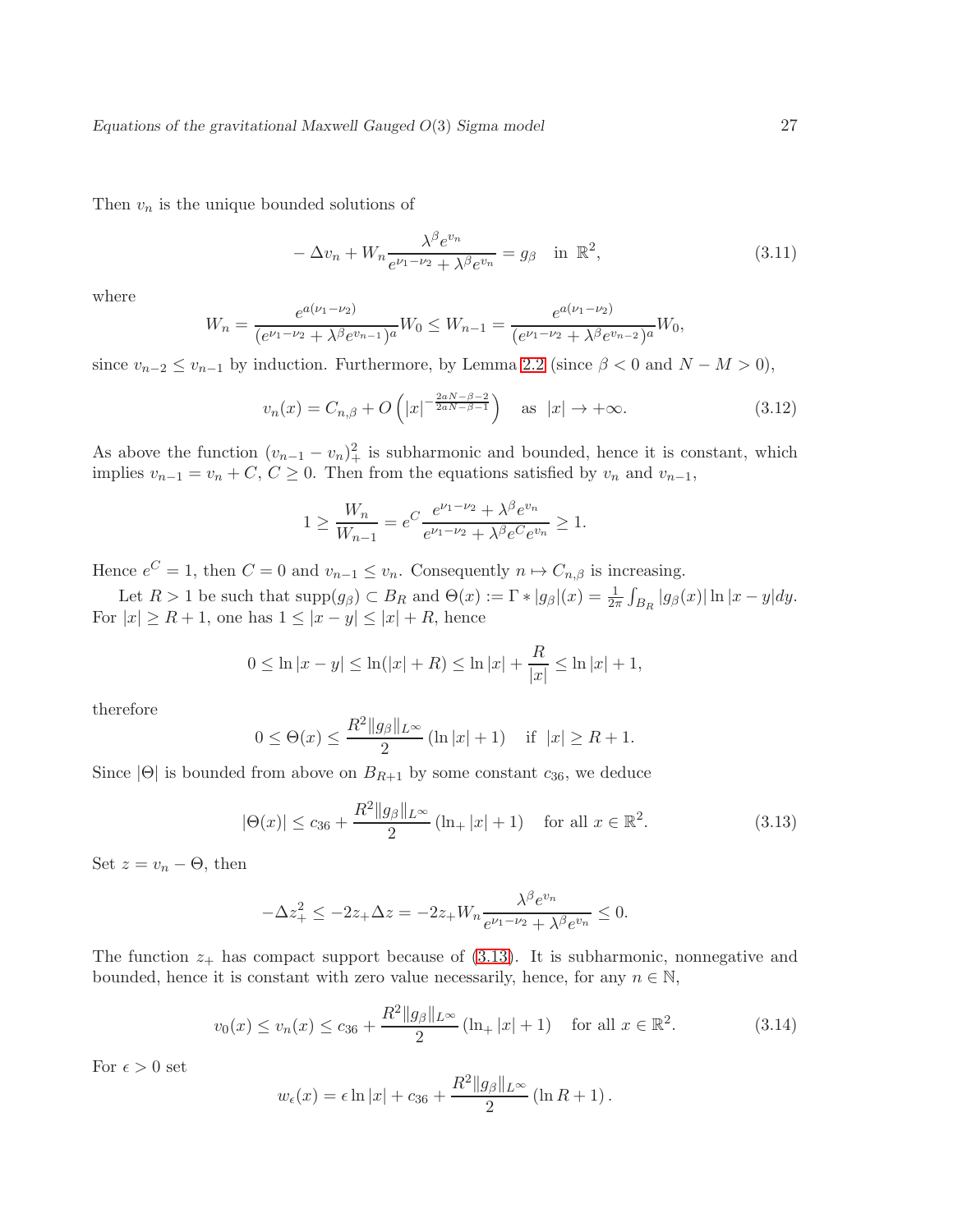Then $v_n$ is the unique bounded solutions of

$$- \Delta v_n + W_n \frac{\lambda^\beta e^{v_n}}{e^{\nu_1-\nu_2} + \lambda^\beta e^{v_n}} = g_\beta \quad \text{in } \mathbb{R}^2, \tag{3.11}$$

where

$$W_n = \frac{e^{a(\nu_1-\nu_2)}}{(e^{\nu_1-\nu_2} + \lambda^\beta e^{v_{n-1}})^a} W_0 \leq W_{n-1} = \frac{e^{a(\nu_1-\nu_2)}}{(e^{\nu_1-\nu_2} + \lambda^\beta e^{v_{n-2}})^a} W_0,$$

since $v_{n-2} \leq v_{n-1}$ by induction. Furthermore, by Lemma 2.2 (since $\beta < 0$ and $N - M > 0$),

$$v_n(x) = C_{n,\beta} + O\left(|x|^{-\frac{2aN-\beta-2}{2aN-\beta-1}}\right) \quad \text{as } |x| \to +\infty. \tag{3.12}$$

As above the function $(v_{n-1} - v_n)_+^2$ is subharmonic and bounded, hence it is constant, which implies $v_{n-1} = v_n + C$, $C \geq 0$. Then from the equations satisfied by $v_n$ and $v_{n-1}$,

$$1 \geq \frac{W_n}{W_{n-1}} = e^C \frac{e^{\nu_1-\nu_2} + \lambda^\beta e^{v_n}}{e^{\nu_1-\nu_2} + \lambda^\beta e^C e^{v_n}} \geq 1.$$

Hence $e^C = 1$, then $C = 0$ and $v_{n-1} \leq v_n$. Consequently $n \mapsto C_{n,\beta}$ is increasing.

Let $R > 1$ be such that $\text{supp}(g_\beta) \subset B_R$ and $\Theta(x) := \Gamma * |g_\beta|(x) = \frac{1}{2\pi}\int_{B_R} |g_\beta(x)| \ln|x-y| dy$. For $|x| \geq R + 1$, one has $1 \leq |x - y| \leq |x| + R$, hence

$$0 \leq \ln|x-y| \leq \ln(|x| + R) \leq \ln|x| + \frac{R}{|x|} \leq \ln|x| + 1,$$

therefore

$$0 \leq \Theta(x) \leq \frac{R^2 \|g_\beta\|_{L^\infty}}{2} (\ln|x| + 1) \quad \text{if } |x| \geq R + 1.$$

Since $|\Theta|$ is bounded from above on $B_{R+1}$ by some constant $c_{36}$, we deduce

$$|\Theta(x)| \leq c_{36} + \frac{R^2 \|g_\beta\|_{L^\infty}}{2} (\ln_+|x| + 1) \quad \text{for all } x \in \mathbb{R}^2. \tag{3.13}$$

Set $z = v_n - \Theta$, then

$$-\Delta z_+^2 \leq -2z_+ \Delta z = -2z_+ W_n \frac{\lambda^\beta e^{v_n}}{e^{\nu_1-\nu_2} + \lambda^\beta e^{v_n}} \leq 0.$$

The function $z_+$ has compact support because of (3.13). It is subharmonic, nonnegative and bounded, hence it is constant with zero value necessarily, hence, for any $n \in \mathbb{N}$,

$$v_0(x) \leq v_n(x) \leq c_{36} + \frac{R^2 \|g_\beta\|_{L^\infty}}{2} (\ln_+|x| + 1) \quad \text{for all } x \in \mathbb{R}^2. \tag{3.14}$$

For $\epsilon > 0$ set

$$w_\epsilon(x) = \epsilon \ln|x| + c_{36} + \frac{R^2 \|g_\beta\|_{L^\infty}}{2} (\ln R + 1).$$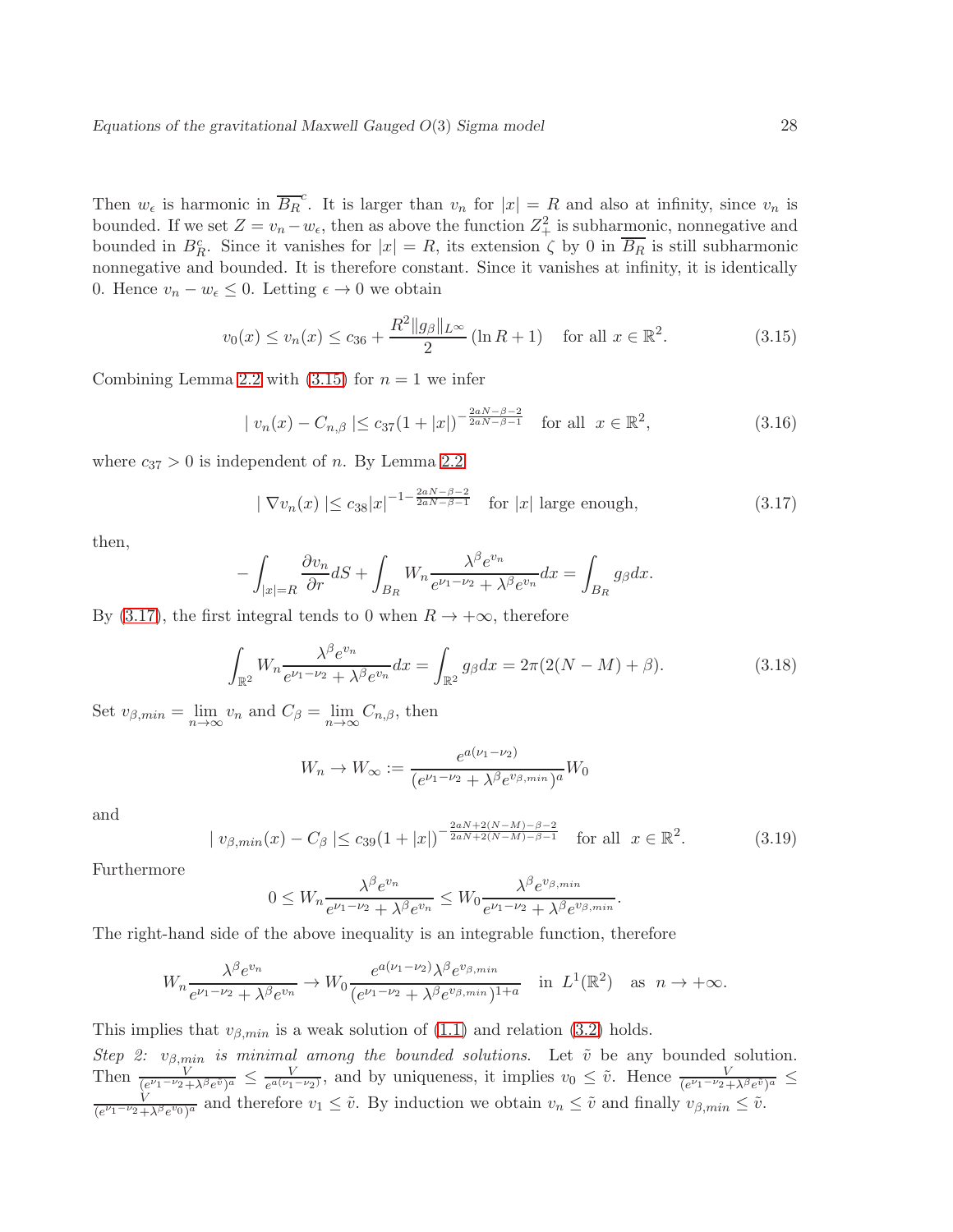Then $w_\epsilon$ is harmonic in $\overline{B_R}^c$. It is larger than $v_n$ for $|x| = R$ and also at infinity, since $v_n$ is bounded. If we set $Z = v_n - w_\epsilon$, then as above the function $Z_+^2$ is subharmonic, nonnegative and bounded in $B_R^c$. Since it vanishes for $|x| = R$, its extension $\zeta$ by 0 in $\overline{B_R}$ is still subharmonic nonnegative and bounded. It is therefore constant. Since it vanishes at infinity, it is identically 0. Hence $v_n - w_\epsilon \leq 0$. Letting $\epsilon \to 0$ we obtain

$$v_0(x) \leq v_n(x) \leq c_{36} + \frac{R^2 \|g_\beta\|_{L^\infty}}{2} (\ln R + 1) \quad \text{for all } x \in \mathbb{R}^2. \tag{3.15}$$

Combining Lemma 2.2 with (3.15) for $n = 1$ we infer

$$| \, v_n(x) - C_{n,\beta} \, | \leq c_{37}(1 + |x|)^{-\frac{2aN-\beta-2}{2aN-\beta-1}} \quad \text{for all } \; x \in \mathbb{R}^2, \tag{3.16}$$

where $c_{37} > 0$ is independent of $n$. By Lemma 2.2

$$| \, \nabla v_n(x) \, | \leq c_{38} |x|^{-1-\frac{2aN-\beta-2}{2aN-\beta-1}} \quad \text{for } |x| \text{ large enough}, \tag{3.17}$$

then,

$$-\int_{|x|=R} \frac{\partial v_n}{\partial r} dS + \int_{B_R} W_n \frac{\lambda^\beta e^{v_n}}{e^{\nu_1 - \nu_2} + \lambda^\beta e^{v_n}} dx = \int_{B_R} g_\beta dx.$$

By (3.17), the first integral tends to 0 when $R \to +\infty$, therefore

$$\int_{\mathbb{R}^2} W_n \frac{\lambda^\beta e^{v_n}}{e^{\nu_1 - \nu_2} + \lambda^\beta e^{v_n}} dx = \int_{\mathbb{R}^2} g_\beta dx = 2\pi(2(N - M) + \beta). \tag{3.18}$$

Set $v_{\beta,min} = \lim\limits_{n\to\infty} v_n$ and $C_\beta = \lim\limits_{n\to\infty} C_{n,\beta}$, then

$$W_n \to W_\infty := \frac{e^{a(\nu_1 - \nu_2)}}{(e^{\nu_1 - \nu_2} + \lambda^\beta e^{v_{\beta,min}})^a} W_0$$

and

$$| \, v_{\beta,min}(x) - C_\beta \, | \leq c_{39}(1 + |x|)^{-\frac{2aN+2(N-M)-\beta-2}{2aN+2(N-M)-\beta-1}} \quad \text{for all } \; x \in \mathbb{R}^2. \tag{3.19}$$

Furthermore

$$0 \leq W_n \frac{\lambda^\beta e^{v_n}}{e^{\nu_1 - \nu_2} + \lambda^\beta e^{v_n}} \leq W_0 \frac{\lambda^\beta e^{v_{\beta,min}}}{e^{\nu_1 - \nu_2} + \lambda^\beta e^{v_{\beta,min}}}.$$

The right-hand side of the above inequality is an integrable function, therefore

$$W_n \frac{\lambda^\beta e^{v_n}}{e^{\nu_1 - \nu_2} + \lambda^\beta e^{v_n}} \to W_0 \frac{e^{a(\nu_1 - \nu_2)} \lambda^\beta e^{v_{\beta,min}}}{(e^{\nu_1 - \nu_2} + \lambda^\beta e^{v_{\beta,min}})^{1+a}} \quad \text{in } \; L^1(\mathbb{R}^2) \quad \text{as } \; n \to +\infty.$$

This implies that $v_{\beta,min}$ is a weak solution of (1.1) and relation (3.2) holds.

*Step 2: $v_{\beta,min}$ is minimal among the bounded solutions.* Let $\tilde{v}$ be any bounded solution. Then $\frac{V}{(e^{\nu_1-\nu_2}+\lambda^\beta e^{\tilde{v}})^a} \leq \frac{V}{e^{a(\nu_1-\nu_2)}}$, and by uniqueness, it implies $v_0 \leq \tilde{v}$. Hence $\frac{V}{(e^{\nu_1-\nu_2}+\lambda^\beta e^{\tilde{v}})^a} \leq \frac{V}{(e^{\nu_1-\nu_2}+\lambda^\beta e^{v_0})^a}$ and therefore $v_1 \leq \tilde{v}$. By induction we obtain $v_n \leq \tilde{v}$ and finally $v_{\beta,min} \leq \tilde{v}$.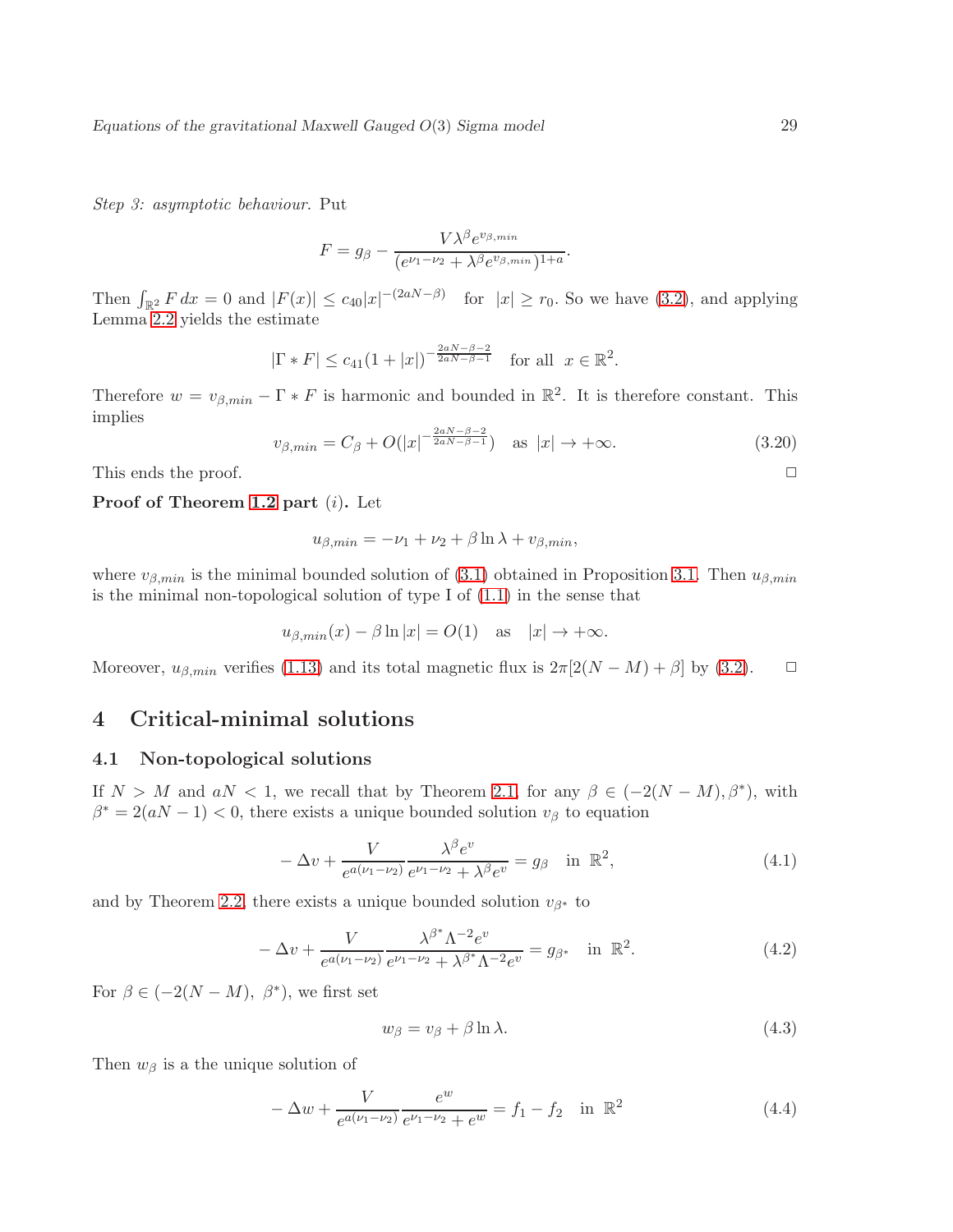*Step 3: asymptotic behaviour.* Put

$$F = g_\beta - \frac{V\lambda^\beta e^{v_{\beta,min}}}{(e^{\nu_1-\nu_2}+\lambda^\beta e^{v_{\beta,min}})^{1+a}}.$$

Then $\int_{\mathbb{R}^2} F\,dx = 0$ and $|F(x)| \le c_{40}|x|^{-(2aN-\beta)}$ for $|x| \ge r_0$. So we have (3.2), and applying Lemma 2.2 yields the estimate

$$|\Gamma * F| \le c_{41}(1+|x|)^{-\frac{2aN-\beta-2}{2aN-\beta-1}} \quad \text{for all } \; x \in \mathbb{R}^2.$$

Therefore $w = v_{\beta,min} - \Gamma * F$ is harmonic and bounded in $\mathbb{R}^2$. It is therefore constant. This implies

$$v_{\beta,min} = C_\beta + O(|x|^{-\frac{2aN-\beta-2}{2aN-\beta-1}}) \quad \text{as } \; |x| \to +\infty. \tag{3.20}$$

This ends the proof. □

**Proof of Theorem 1.2 part** $(i)$**.** Let

$$u_{\beta,min} = -\nu_1 + \nu_2 + \beta \ln \lambda + v_{\beta,min},$$

where $v_{\beta,min}$ is the minimal bounded solution of (3.1) obtained in Proposition 3.1. Then $u_{\beta,min}$ is the minimal non-topological solution of type I of (1.1) in the sense that

$$u_{\beta,min}(x) - \beta \ln |x| = O(1) \quad \text{as} \quad |x| \to +\infty.$$

Moreover, $u_{\beta,min}$ verifies (1.13) and its total magnetic flux is $2\pi[2(N-M)+\beta]$ by (3.2). □

# 4 Critical-minimal solutions

## 4.1 Non-topological solutions

If $N > M$ and $aN < 1$, we recall that by Theorem 2.1, for any $\beta \in (-2(N-M), \beta^*)$, with $\beta^* = 2(aN-1) < 0$, there exists a unique bounded solution $v_\beta$ to equation

$$-\Delta v + \frac{V}{e^{a(\nu_1-\nu_2)}} \frac{\lambda^\beta e^v}{e^{\nu_1-\nu_2}+\lambda^\beta e^v} = g_\beta \quad \text{in } \; \mathbb{R}^2, \tag{4.1}$$

and by Theorem 2.2, there exists a unique bounded solution $v_{\beta^*}$ to

$$-\Delta v + \frac{V}{e^{a(\nu_1-\nu_2)}} \frac{\lambda^{\beta^*}\Lambda^{-2} e^v}{e^{\nu_1-\nu_2}+\lambda^{\beta^*}\Lambda^{-2} e^v} = g_{\beta^*} \quad \text{in } \; \mathbb{R}^2. \tag{4.2}$$

For $\beta \in (-2(N-M), \; \beta^*)$, we first set

$$w_\beta = v_\beta + \beta \ln \lambda. \tag{4.3}$$

Then $w_\beta$ is a the unique solution of

$$-\Delta w + \frac{V}{e^{a(\nu_1-\nu_2)}} \frac{e^w}{e^{\nu_1-\nu_2}+e^w} = f_1 - f_2 \quad \text{in } \; \mathbb{R}^2 \tag{4.4}$$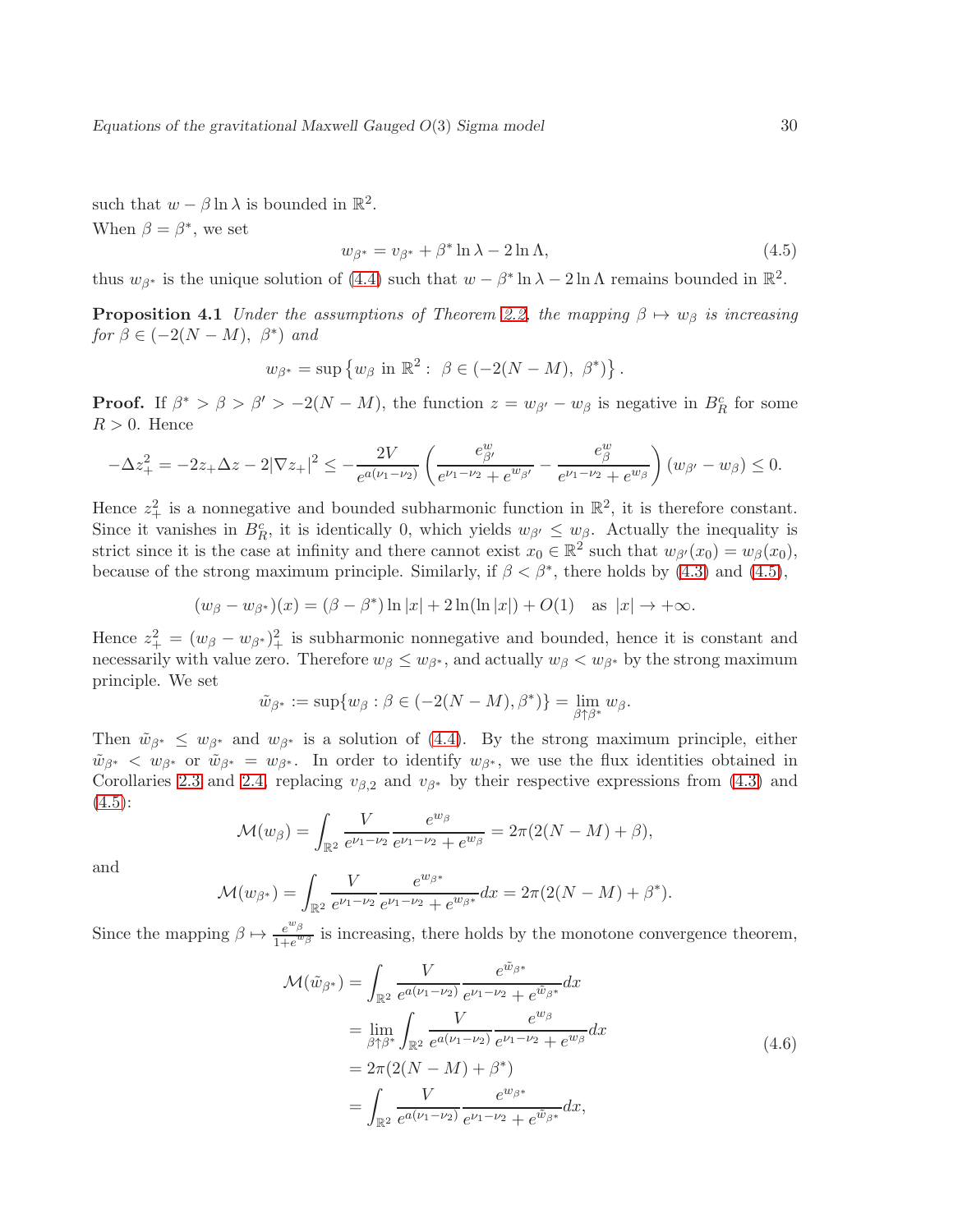such that $w - \beta \ln \lambda$ is bounded in $\mathbb{R}^2$.

When $\beta = \beta^*$, we set

$$w_{\beta^*} = v_{\beta^*} + \beta^* \ln \lambda - 2 \ln \Lambda, \tag{4.5}$$

thus $w_{\beta^*}$ is the unique solution of (4.4) such that $w - \beta^* \ln \lambda - 2 \ln \Lambda$ remains bounded in $\mathbb{R}^2$.

**Proposition 4.1** *Under the assumptions of Theorem 2.2, the mapping $\beta \mapsto w_\beta$ is increasing for $\beta \in (-2(N-M),\ \beta^*)$ and*

$$w_{\beta^*} = \sup \left\{ w_\beta \text{ in } \mathbb{R}^2 :\ \beta \in (-2(N-M),\ \beta^*) \right\}.$$

**Proof.** If $\beta^* > \beta > \beta' > -2(N-M)$, the function $z = w_{\beta'} - w_\beta$ is negative in $B_R^c$ for some $R > 0$. Hence

$$-\Delta z_+^2 = -2z_+ \Delta z - 2|\nabla z_+|^2 \leq -\frac{2V}{e^{a(\nu_1 - \nu_2)}} \left( \frac{e^w_{\beta'}}{e^{\nu_1 - \nu_2} + e^{w_{\beta'}}} - \frac{e^w_\beta}{e^{\nu_1 - \nu_2} + e^{w_\beta}} \right) (w_{\beta'} - w_\beta) \leq 0.$$

Hence $z_+^2$ is a nonnegative and bounded subharmonic function in $\mathbb{R}^2$, it is therefore constant. Since it vanishes in $B_R^c$, it is identically 0, which yields $w_{\beta'} \leq w_\beta$. Actually the inequality is strict since it is the case at infinity and there cannot exist $x_0 \in \mathbb{R}^2$ such that $w_{\beta'}(x_0) = w_\beta(x_0)$, because of the strong maximum principle. Similarly, if $\beta < \beta^*$, there holds by (4.3) and (4.5),

$$(w_\beta - w_{\beta^*})(x) = (\beta - \beta^*) \ln |x| + 2 \ln(\ln |x|) + O(1) \quad \text{as } |x| \to +\infty.$$

Hence $z_+^2 = (w_\beta - w_{\beta^*})_+^2$ is subharmonic nonnegative and bounded, hence it is constant and necessarily with value zero. Therefore $w_\beta \leq w_{\beta^*}$, and actually $w_\beta < w_{\beta^*}$ by the strong maximum principle. We set

$$\tilde{w}_{\beta^*} := \sup\{w_\beta : \beta \in (-2(N-M), \beta^*)\} = \lim_{\beta \uparrow \beta^*} w_\beta.$$

Then $\tilde{w}_{\beta^*} \leq w_{\beta^*}$ and $w_{\beta^*}$ is a solution of (4.4). By the strong maximum principle, either $\tilde{w}_{\beta^*} < w_{\beta^*}$ or $\tilde{w}_{\beta^*} = w_{\beta^*}$. In order to identify $w_{\beta^*}$, we use the flux identities obtained in Corollaries 2.3 and 2.4, replacing $v_{\beta,2}$ and $v_{\beta^*}$ by their respective expressions from (4.3) and (4.5):

$$\mathcal{M}(w_\beta) = \int_{\mathbb{R}^2} \frac{V}{e^{\nu_1 - \nu_2}} \frac{e^{w_\beta}}{e^{\nu_1 - \nu_2} + e^{w_\beta}} = 2\pi(2(N-M) + \beta),$$

and

$$\mathcal{M}(w_{\beta^*}) = \int_{\mathbb{R}^2} \frac{V}{e^{\nu_1 - \nu_2}} \frac{e^{w_{\beta^*}}}{e^{\nu_1 - \nu_2} + e^{w_{\beta^*}}} dx = 2\pi(2(N-M) + \beta^*).$$

Since the mapping $\beta \mapsto \frac{e^{w_\beta}}{1 + e^{w_\beta}}$ is increasing, there holds by the monotone convergence theorem,

$$\begin{aligned}
\mathcal{M}(\tilde{w}_{\beta^*}) &= \int_{\mathbb{R}^2} \frac{V}{e^{a(\nu_1 - \nu_2)}} \frac{e^{\tilde{w}_{\beta^*}}}{e^{\nu_1 - \nu_2} + e^{\tilde{w}_{\beta^*}}} dx \\
&= \lim_{\beta \uparrow \beta^*} \int_{\mathbb{R}^2} \frac{V}{e^{a(\nu_1 - \nu_2)}} \frac{e^{w_\beta}}{e^{\nu_1 - \nu_2} + e^{w_\beta}} dx \\
&= 2\pi(2(N-M) + \beta^*) \\
&= \int_{\mathbb{R}^2} \frac{V}{e^{a(\nu_1 - \nu_2)}} \frac{e^{w_{\beta^*}}}{e^{\nu_1 - \nu_2} + e^{\tilde{w}_{\beta^*}}} dx,
\end{aligned} \tag{4.6}$$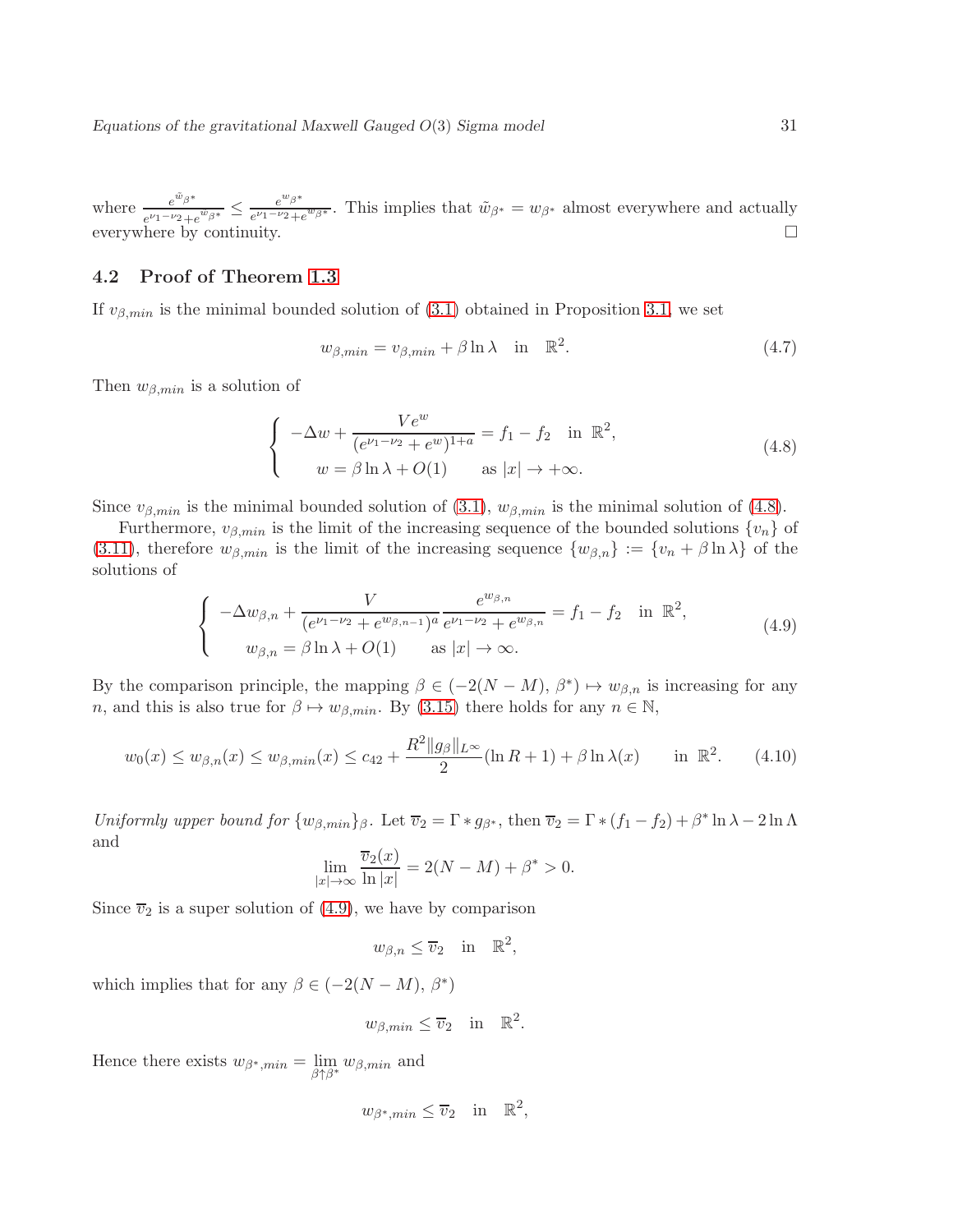where $\frac{e^{\tilde{w}_{\beta^*}}}{e^{\nu_1-\nu_2}+e^{w_{\beta^*}}} \le \frac{e^{w_{\beta^*}}}{e^{\nu_1-\nu_2}+e^{w_{\beta^*}}}$. This implies that $\tilde{w}_{\beta^*} = w_{\beta^*}$ almost everywhere and actually everywhere by continuity. □

## 4.2 Proof of Theorem 1.3

If $v_{\beta,min}$ is the minimal bounded solution of (3.1) obtained in Proposition 3.1, we set

$$w_{\beta,min} = v_{\beta,min} + \beta \ln \lambda \quad \text{in} \quad \mathbb{R}^2. \tag{4.7}$$

Then $w_{\beta,min}$ is a solution of

$$\begin{cases} -\Delta w + \dfrac{V e^w}{(e^{\nu_1-\nu_2}+e^w)^{1+a}} = f_1 - f_2 \quad \text{in } \mathbb{R}^2, \\ \quad w = \beta \ln \lambda + O(1) \qquad \text{as } |x| \to +\infty. \end{cases} \tag{4.8}$$

Since $v_{\beta,min}$ is the minimal bounded solution of (3.1), $w_{\beta,min}$ is the minimal solution of (4.8).

Furthermore, $v_{\beta,min}$ is the limit of the increasing sequence of the bounded solutions $\{v_n\}$ of (3.11), therefore $w_{\beta,min}$ is the limit of the increasing sequence $\{w_{\beta,n}\} := \{v_n + \beta \ln \lambda\}$ of the solutions of

$$\begin{cases} -\Delta w_{\beta,n} + \dfrac{V}{(e^{\nu_1-\nu_2}+e^{w_{\beta,n-1}})^a} \dfrac{e^{w_{\beta,n}}}{e^{\nu_1-\nu_2}+e^{w_{\beta,n}}} = f_1 - f_2 \quad \text{in } \mathbb{R}^2, \\ \quad w_{\beta,n} = \beta \ln \lambda + O(1) \qquad \text{as } |x| \to \infty. \end{cases} \tag{4.9}$$

By the comparison principle, the mapping $\beta \in (-2(N-M),\, \beta^*) \mapsto w_{\beta,n}$ is increasing for any $n$, and this is also true for $\beta \mapsto w_{\beta,min}$. By (3.15) there holds for any $n \in \mathbb{N}$,

$$w_0(x) \le w_{\beta,n}(x) \le w_{\beta,min}(x) \le c_{42} + \frac{R^2 \|g_\beta\|_{L^\infty}}{2}(\ln R + 1) + \beta \ln \lambda(x) \qquad \text{in } \mathbb{R}^2. \tag{4.10}$$

*Uniformly upper bound for* $\{w_{\beta,min}\}_\beta$. Let $\overline{v}_2 = \Gamma * g_{\beta^*}$, then $\overline{v}_2 = \Gamma * (f_1 - f_2) + \beta^* \ln \lambda - 2 \ln \Lambda$ and

$$\lim_{|x|\to\infty} \frac{\overline{v}_2(x)}{\ln |x|} = 2(N-M) + \beta^* > 0.$$

Since $\overline{v}_2$ is a super solution of (4.9), we have by comparison

$$w_{\beta,n} \le \overline{v}_2 \quad \text{in} \quad \mathbb{R}^2,$$

which implies that for any $\beta \in (-2(N-M),\, \beta^*)$

$$w_{\beta,min} \le \overline{v}_2 \quad \text{in} \quad \mathbb{R}^2.$$

Hence there exists $w_{\beta^*,min} = \lim\limits_{\beta \uparrow \beta^*} w_{\beta,min}$ and

$$w_{\beta^*,min} \le \overline{v}_2 \quad \text{in} \quad \mathbb{R}^2,$$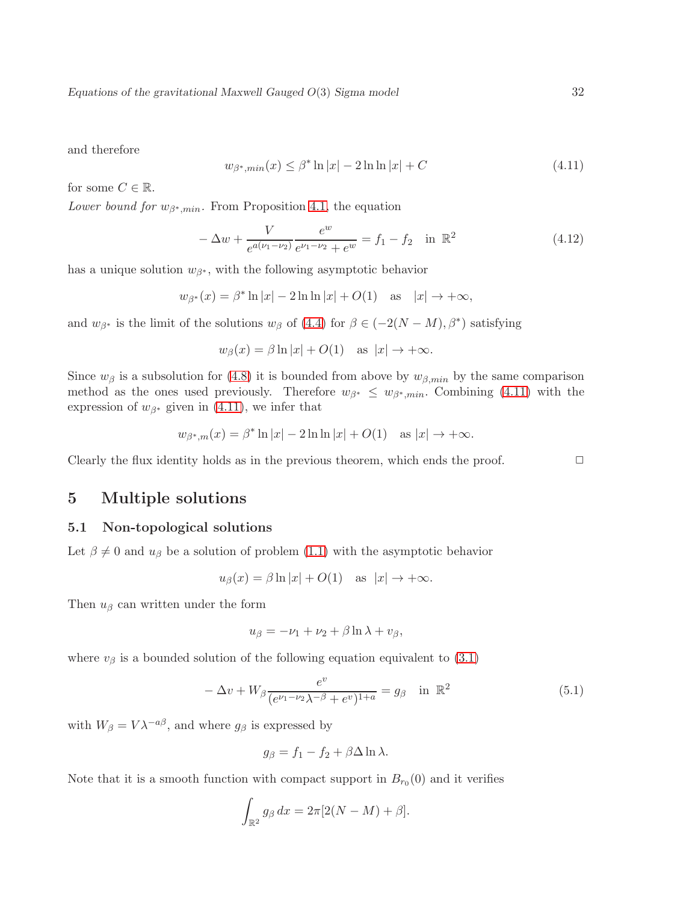and therefore

$$w_{\beta^*,min}(x) \leq \beta^* \ln|x| - 2\ln\ln|x| + C \tag{4.11}$$

for some $C \in \mathbb{R}$.

*Lower bound for $w_{\beta^*,min}$.* From Proposition 4.1, the equation

$$-\Delta w + \frac{V}{e^{a(\nu_1-\nu_2)}} \frac{e^w}{e^{\nu_1-\nu_2} + e^w} = f_1 - f_2 \quad \text{in } \mathbb{R}^2 \tag{4.12}$$

has a unique solution $w_{\beta^*}$, with the following asymptotic behavior

$$w_{\beta^*}(x) = \beta^* \ln|x| - 2\ln\ln|x| + O(1) \quad \text{as} \quad |x| \to +\infty,$$

and $w_{\beta^*}$ is the limit of the solutions $w_\beta$ of (4.4) for $\beta \in (-2(N-M), \beta^*)$ satisfying

$$w_\beta(x) = \beta \ln|x| + O(1) \quad \text{as } |x| \to +\infty.$$

Since $w_\beta$ is a subsolution for (4.8) it is bounded from above by $w_{\beta,min}$ by the same comparison method as the ones used previously. Therefore $w_{\beta^*} \leq w_{\beta^*,min}$. Combining (4.11) with the expression of $w_{\beta^*}$ given in (4.11), we infer that

$$w_{\beta^*,m}(x) = \beta^* \ln|x| - 2\ln\ln|x| + O(1) \quad \text{as } |x| \to +\infty.$$

Clearly the flux identity holds as in the previous theorem, which ends the proof. □

## 5 Multiple solutions

### 5.1 Non-topological solutions

Let $\beta \neq 0$ and $u_\beta$ be a solution of problem (1.1) with the asymptotic behavior

$$u_\beta(x) = \beta \ln|x| + O(1) \quad \text{as} \quad |x| \to +\infty.$$

Then $u_\beta$ can written under the form

$$u_\beta = -\nu_1 + \nu_2 + \beta \ln \lambda + v_\beta,$$

where $v_\beta$ is a bounded solution of the following equation equivalent to (3.1)

$$-\Delta v + W_\beta \frac{e^v}{(e^{\nu_1-\nu_2}\lambda^{-\beta} + e^v)^{1+a}} = g_\beta \quad \text{in } \mathbb{R}^2 \tag{5.1}$$

with $W_\beta = V\lambda^{-a\beta}$, and where $g_\beta$ is expressed by

$$g_\beta = f_1 - f_2 + \beta\Delta \ln \lambda.$$

Note that it is a smooth function with compact support in $B_{r_0}(0)$ and it verifies

$$\int_{\mathbb{R}^2} g_\beta \, dx = 2\pi[2(N-M) + \beta].$$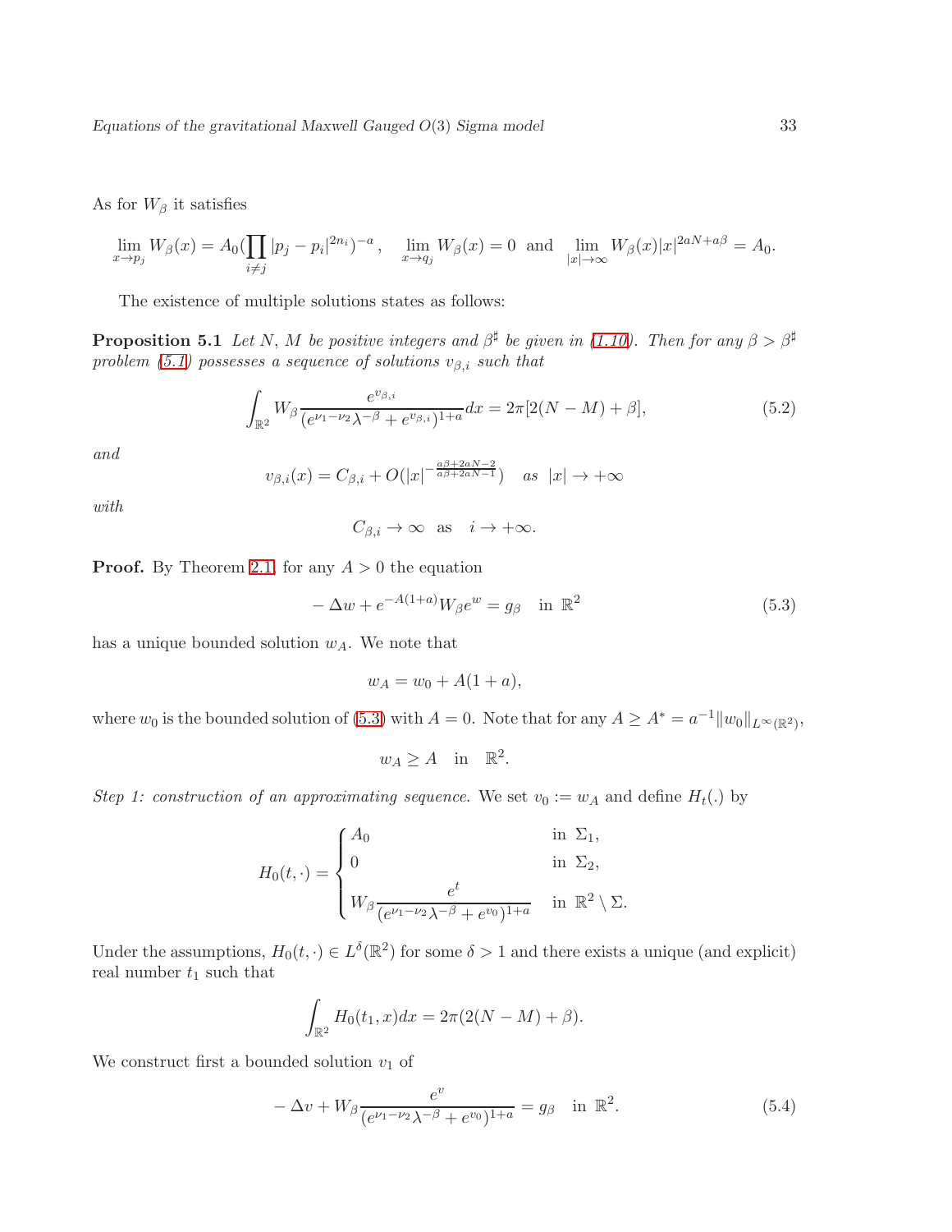As for $W_\beta$ it satisfies

$$\lim_{x\to p_j} W_\beta(x) = A_0(\prod_{i\neq j}|p_j - p_i|^{2n_i})^{-a}\,, \quad \lim_{x\to q_j} W_\beta(x) = 0 \;\text{ and }\; \lim_{|x|\to\infty} W_\beta(x)|x|^{2aN+a\beta} = A_0.$$

The existence of multiple solutions states as follows:

**Proposition 5.1** *Let $N$, $M$ be positive integers and $\beta^\sharp$ be given in (1.10). Then for any $\beta > \beta^\sharp$ problem (5.1) possesses a sequence of solutions $v_{\beta,i}$ such that*

$$\int_{\mathbb{R}^2} W_\beta \frac{e^{v_{\beta,i}}}{(e^{\nu_1-\nu_2}\lambda^{-\beta} + e^{v_{\beta,i}})^{1+a}}dx = 2\pi[2(N-M)+\beta], \tag{5.2}$$

*and*

$$v_{\beta,i}(x) = C_{\beta,i} + O(|x|^{-\frac{a\beta+2aN-2}{a\beta+2aN-1}}) \quad \text{as} \;\; |x|\to+\infty$$

*with*

$$C_{\beta,i}\to\infty \quad \text{as} \quad i\to+\infty.$$

**Proof.** By Theorem 2.1 for any $A>0$ the equation

$$-\Delta w + e^{-A(1+a)}W_\beta e^w = g_\beta \quad \text{in } \mathbb{R}^2 \tag{5.3}$$

has a unique bounded solution $w_A$. We note that

$$w_A = w_0 + A(1+a),$$

where $w_0$ is the bounded solution of (5.3) with $A=0$. Note that for any $A \geq A^* = a^{-1}\|w_0\|_{L^\infty(\mathbb{R}^2)}$,

$$w_A \geq A \quad \text{in} \quad \mathbb{R}^2.$$

*Step 1: construction of an approximating sequence.* We set $v_0 := w_A$ and define $H_t(.)$ by

$$H_0(t,\cdot) = \begin{cases} A_0 & \text{in } \Sigma_1, \\ 0 & \text{in } \Sigma_2, \\ W_\beta \dfrac{e^t}{(e^{\nu_1-\nu_2}\lambda^{-\beta}+e^{v_0})^{1+a}} & \text{in } \mathbb{R}^2\setminus\Sigma. \end{cases}$$

Under the assumptions, $H_0(t,\cdot)\in L^\delta(\mathbb{R}^2)$ for some $\delta>1$ and there exists a unique (and explicit) real number $t_1$ such that

$$\int_{\mathbb{R}^2} H_0(t_1,x)dx = 2\pi(2(N-M)+\beta).$$

We construct first a bounded solution $v_1$ of

$$-\Delta v + W_\beta \frac{e^v}{(e^{\nu_1-\nu_2}\lambda^{-\beta}+e^{v_0})^{1+a}} = g_\beta \quad \text{in } \mathbb{R}^2. \tag{5.4}$$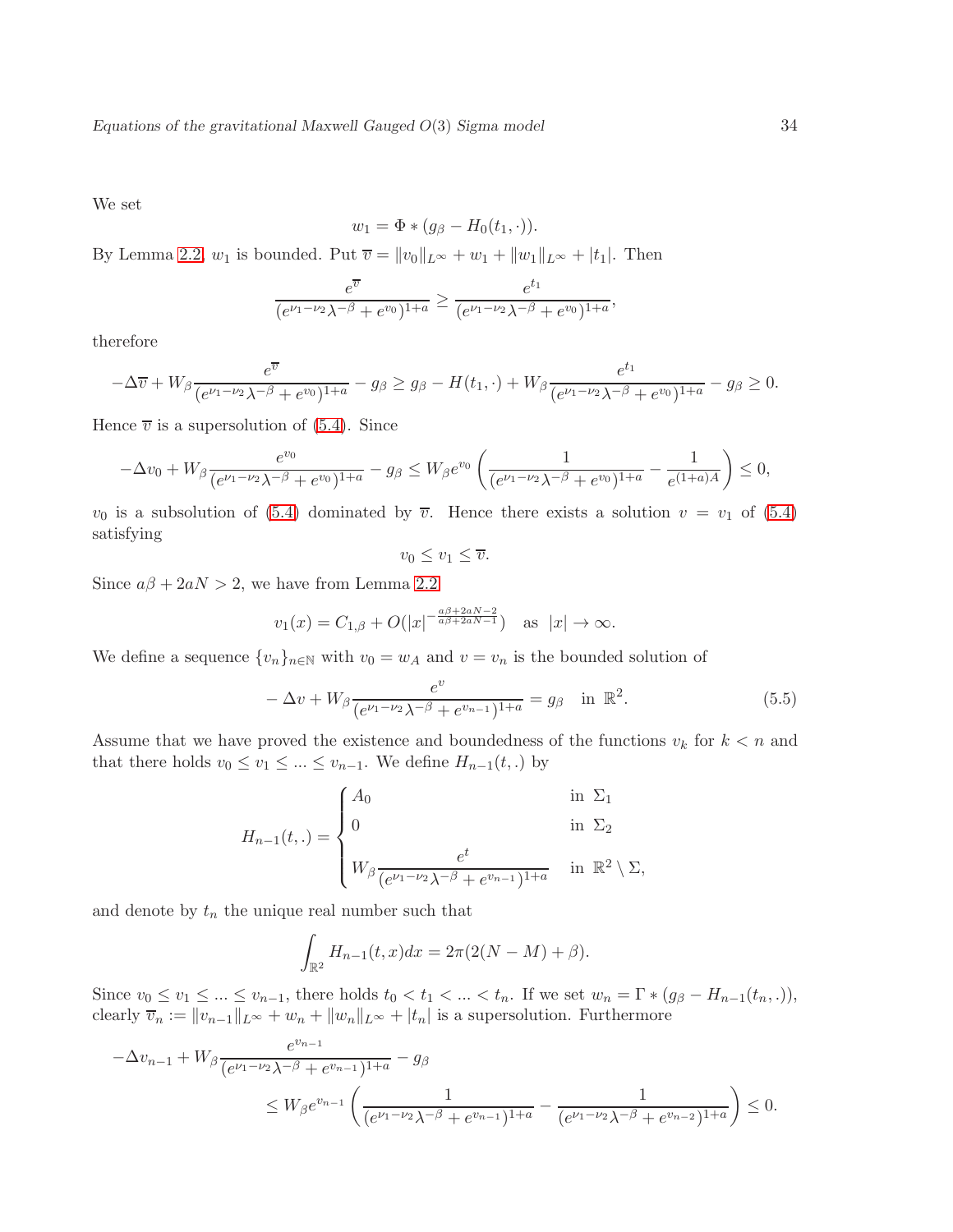We set

$$w_1 = \Phi * (g_\beta - H_0(t_1, \cdot)).$$

By Lemma 2.2, $w_1$ is bounded. Put $\overline{v} = \|v_0\|_{L^\infty} + w_1 + \|w_1\|_{L^\infty} + |t_1|$. Then

$$\frac{e^{\overline{v}}}{(e^{\nu_1-\nu_2}\lambda^{-\beta} + e^{v_0})^{1+a}} \geq \frac{e^{t_1}}{(e^{\nu_1-\nu_2}\lambda^{-\beta} + e^{v_0})^{1+a}},$$

therefore

$$-\Delta\overline{v} + W_\beta \frac{e^{\overline{v}}}{(e^{\nu_1-\nu_2}\lambda^{-\beta} + e^{v_0})^{1+a}} - g_\beta \geq g_\beta - H(t_1, \cdot) + W_\beta \frac{e^{t_1}}{(e^{\nu_1-\nu_2}\lambda^{-\beta} + e^{v_0})^{1+a}} - g_\beta \geq 0.$$

Hence $\overline{v}$ is a supersolution of (5.4). Since

$$-\Delta v_0 + W_\beta \frac{e^{v_0}}{(e^{\nu_1-\nu_2}\lambda^{-\beta} + e^{v_0})^{1+a}} - g_\beta \leq W_\beta e^{v_0}\left(\frac{1}{(e^{\nu_1-\nu_2}\lambda^{-\beta} + e^{v_0})^{1+a}} - \frac{1}{e^{(1+a)A}}\right) \leq 0,$$

$v_0$ is a subsolution of (5.4) dominated by $\overline{v}$. Hence there exists a solution $v = v_1$ of (5.4) satisfying

$$v_0 \leq v_1 \leq \overline{v}.$$

Since $a\beta + 2aN > 2$, we have from Lemma 2.2

$$v_1(x) = C_{1,\beta} + O(|x|^{-\frac{a\beta+2aN-2}{a\beta+2aN-1}}) \quad \text{as } |x| \to \infty.$$

We define a sequence $\{v_n\}_{n\in\mathbb{N}}$ with $v_0 = w_A$ and $v = v_n$ is the bounded solution of

$$-\Delta v + W_\beta \frac{e^{v}}{(e^{\nu_1-\nu_2}\lambda^{-\beta} + e^{v_{n-1}})^{1+a}} = g_\beta \quad \text{in } \mathbb{R}^2. \tag{5.5}$$

Assume that we have proved the existence and boundedness of the functions $v_k$ for $k < n$ and that there holds $v_0 \leq v_1 \leq ... \leq v_{n-1}$. We define $H_{n-1}(t, .)$ by

$$H_{n-1}(t,.) = \begin{cases} A_0 & \text{in } \Sigma_1 \\ 0 & \text{in } \Sigma_2 \\ W_\beta \dfrac{e^{t}}{(e^{\nu_1-\nu_2}\lambda^{-\beta} + e^{v_{n-1}})^{1+a}} & \text{in } \mathbb{R}^2 \setminus \Sigma, \end{cases}$$

and denote by $t_n$ the unique real number such that

$$\int_{\mathbb{R}^2} H_{n-1}(t, x)dx = 2\pi(2(N-M) + \beta).$$

Since $v_0 \leq v_1 \leq ... \leq v_{n-1}$, there holds $t_0 < t_1 < ... < t_n$. If we set $w_n = \Gamma * (g_\beta - H_{n-1}(t_n, .))$, clearly $\overline{v}_n := \|v_{n-1}\|_{L^\infty} + w_n + \|w_n\|_{L^\infty} + |t_n|$ is a supersolution. Furthermore

$$\begin{aligned} -\Delta v_{n-1} &+ W_\beta \frac{e^{v_{n-1}}}{(e^{\nu_1-\nu_2}\lambda^{-\beta} + e^{v_{n-1}})^{1+a}} - g_\beta \\ &\leq W_\beta e^{v_{n-1}}\left(\frac{1}{(e^{\nu_1-\nu_2}\lambda^{-\beta} + e^{v_{n-1}})^{1+a}} - \frac{1}{(e^{\nu_1-\nu_2}\lambda^{-\beta} + e^{v_{n-2}})^{1+a}}\right) \leq 0. \end{aligned}$$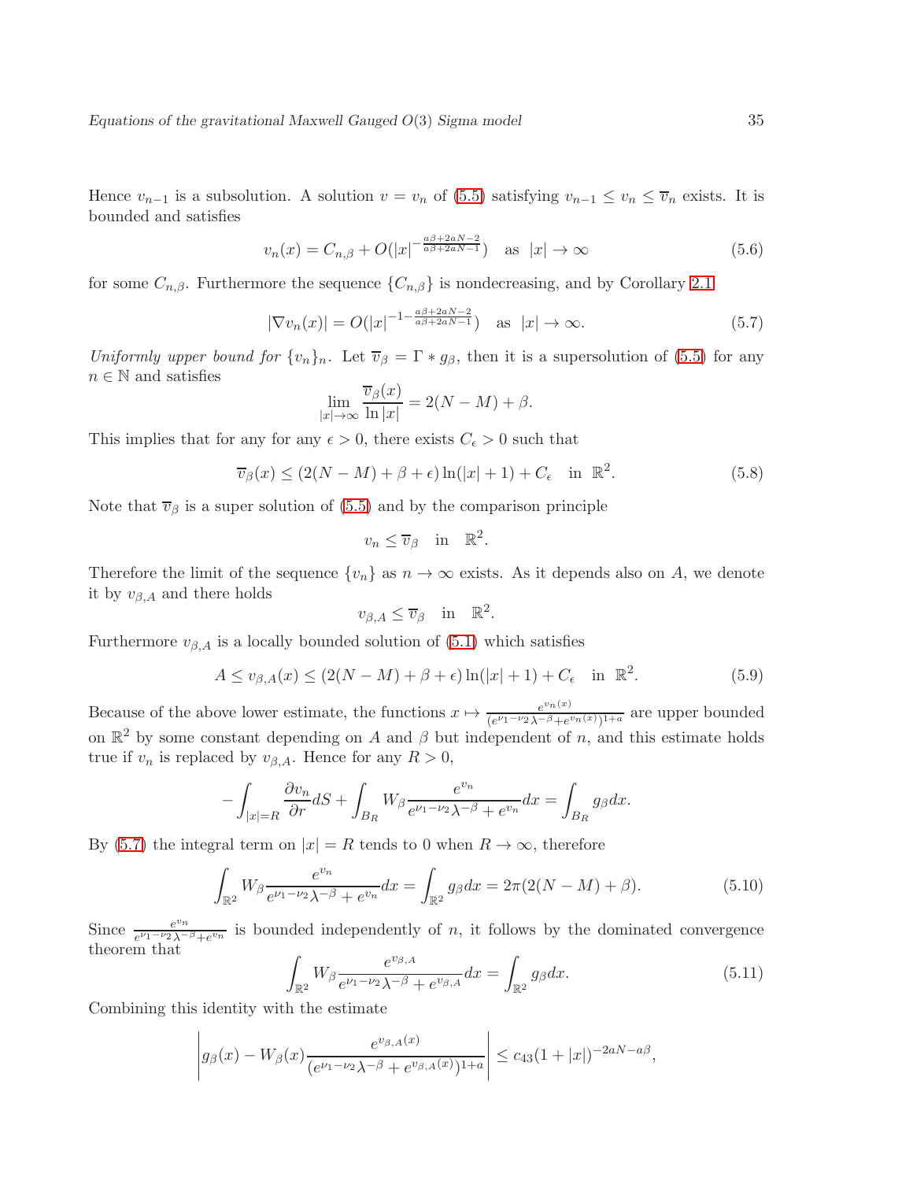Hence $v_{n-1}$ is a subsolution. A solution $v = v_n$ of (5.5) satisfying $v_{n-1} \leq v_n \leq \overline{v}_n$ exists. It is bounded and satisfies

$$v_n(x) = C_{n,\beta} + O(|x|^{-\frac{a\beta+2aN-2}{a\beta+2aN-1}}) \quad \text{as} \quad |x| \to \infty \tag{5.6}$$

for some $C_{n,\beta}$. Furthermore the sequence $\{C_{n,\beta}\}$ is nondecreasing, and by Corollary 2.1

$$|\nabla v_n(x)| = O(|x|^{-1-\frac{a\beta+2aN-2}{a\beta+2aN-1}}) \quad \text{as} \quad |x| \to \infty. \tag{5.7}$$

*Uniformly upper bound for* $\{v_n\}_n$. Let $\overline{v}_\beta = \Gamma * g_\beta$, then it is a supersolution of (5.5) for any $n \in \mathbb{N}$ and satisfies

$$\lim_{|x|\to\infty} \frac{\overline{v}_\beta(x)}{\ln|x|} = 2(N-M) + \beta.$$

This implies that for any for any $\epsilon > 0$, there exists $C_\epsilon > 0$ such that

$$\overline{v}_\beta(x) \leq (2(N-M) + \beta + \epsilon)\ln(|x|+1) + C_\epsilon \quad \text{in} \ \mathbb{R}^2. \tag{5.8}$$

Note that $\overline{v}_\beta$ is a super solution of (5.5) and by the comparison principle

$$v_n \leq \overline{v}_\beta \quad \text{in} \quad \mathbb{R}^2.$$

Therefore the limit of the sequence $\{v_n\}$ as $n \to \infty$ exists. As it depends also on $A$, we denote it by $v_{\beta,A}$ and there holds

$$v_{\beta,A} \leq \overline{v}_\beta \quad \text{in} \quad \mathbb{R}^2.$$

Furthermore $v_{\beta,A}$ is a locally bounded solution of (5.1) which satisfies

$$A \leq v_{\beta,A}(x) \leq (2(N-M) + \beta + \epsilon)\ln(|x|+1) + C_\epsilon \quad \text{in} \ \mathbb{R}^2. \tag{5.9}$$

Because of the above lower estimate, the functions $x \mapsto \frac{e^{v_n(x)}}{(e^{\nu_1-\nu_2}\lambda^{-\beta}+e^{v_n(x)})^{1+a}}$ are upper bounded on $\mathbb{R}^2$ by some constant depending on $A$ and $\beta$ but independent of $n$, and this estimate holds true if $v_n$ is replaced by $v_{\beta,A}$. Hence for any $R > 0$,

$$-\int_{|x|=R} \frac{\partial v_n}{\partial r} dS + \int_{B_R} W_\beta \frac{e^{v_n}}{e^{\nu_1-\nu_2}\lambda^{-\beta}+e^{v_n}} dx = \int_{B_R} g_\beta dx.$$

By (5.7) the integral term on $|x| = R$ tends to 0 when $R \to \infty$, therefore

$$\int_{\mathbb{R}^2} W_\beta \frac{e^{v_n}}{e^{\nu_1-\nu_2}\lambda^{-\beta}+e^{v_n}} dx = \int_{\mathbb{R}^2} g_\beta dx = 2\pi(2(N-M)+\beta). \tag{5.10}$$

Since $\frac{e^{v_n}}{e^{\nu_1-\nu_2}\lambda^{-\beta}+e^{v_n}}$ is bounded independently of $n$, it follows by the dominated convergence theorem that

$$\int_{\mathbb{R}^2} W_\beta \frac{e^{v_{\beta,A}}}{e^{\nu_1-\nu_2}\lambda^{-\beta}+e^{v_{\beta,A}}} dx = \int_{\mathbb{R}^2} g_\beta dx. \tag{5.11}$$

Combining this identity with the estimate

$$\left| g_\beta(x) - W_\beta(x) \frac{e^{v_{\beta,A}(x)}}{(e^{\nu_1-\nu_2}\lambda^{-\beta}+e^{v_{\beta,A}(x)})^{1+a}} \right| \leq c_{43}(1+|x|)^{-2aN-a\beta},$$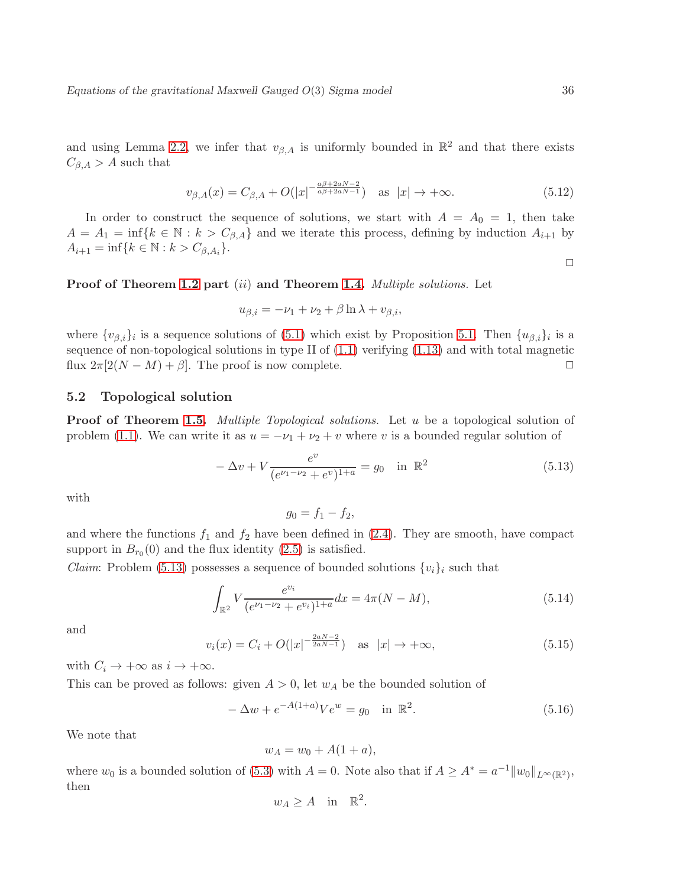and using Lemma 2.2, we infer that $v_{\beta,A}$ is uniformly bounded in $\mathbb{R}^2$ and that there exists $C_{\beta,A} > A$ such that

$$v_{\beta,A}(x) = C_{\beta,A} + O(|x|^{-\frac{a\beta+2aN-2}{a\beta+2aN-1}}) \quad \text{as} \quad |x| \to +\infty. \tag{5.12}$$

In order to construct the sequence of solutions, we start with $A = A_0 = 1$, then take $A = A_1 = \inf\{k \in \mathbb{N} : k > C_{\beta,A}\}$ and we iterate this process, defining by induction $A_{i+1}$ by $A_{i+1} = \inf\{k \in \mathbb{N} : k > C_{\beta,A_i}\}$.

$\square$

**Proof of Theorem 1.2 part $(ii)$ and Theorem 1.4.** *Multiple solutions.* Let

$$u_{\beta,i} = -\nu_1 + \nu_2 + \beta \ln \lambda + v_{\beta,i},$$

where $\{v_{\beta,i}\}_i$ is a sequence solutions of (5.1) which exist by Proposition 5.1. Then $\{u_{\beta,i}\}_i$ is a sequence of non-topological solutions in type II of (1.1) verifying (1.13) and with total magnetic flux $2\pi[2(N-M)+\beta]$. The proof is now complete. $\square$

### 5.2 Topological solution

**Proof of Theorem 1.5.** *Multiple Topological solutions.* Let $u$ be a topological solution of problem (1.1). We can write it as $u = -\nu_1 + \nu_2 + v$ where $v$ is a bounded regular solution of

$$-\Delta v + V \frac{e^v}{(e^{\nu_1-\nu_2} + e^v)^{1+a}} = g_0 \quad \text{in} \ \mathbb{R}^2 \tag{5.13}$$

with

$$g_0 = f_1 - f_2,$$

and where the functions $f_1$ and $f_2$ have been defined in (2.4). They are smooth, have compact support in $B_{r_0}(0)$ and the flux identity (2.5) is satisfied.

*Claim*: Problem (5.13) possesses a sequence of bounded solutions $\{v_i\}_i$ such that

$$\int_{\mathbb{R}^2} V \frac{e^{v_i}}{(e^{\nu_1-\nu_2} + e^{v_i})^{1+a}} dx = 4\pi(N-M), \tag{5.14}$$

and

$$v_i(x) = C_i + O(|x|^{-\frac{2aN-2}{2aN-1}}) \quad \text{as} \quad |x| \to +\infty, \tag{5.15}$$

with $C_i \to +\infty$ as $i \to +\infty$.

This can be proved as follows: given $A > 0$, let $w_A$ be the bounded solution of

$$-\Delta w + e^{-A(1+a)} V e^w = g_0 \quad \text{in} \ \mathbb{R}^2. \tag{5.16}$$

We note that

$$w_A = w_0 + A(1+a),$$

where $w_0$ is a bounded solution of (5.3) with $A = 0$. Note also that if $A \geq A^* = a^{-1}\|w_0\|_{L^\infty(\mathbb{R}^2)}$, then

$$w_A \geq A \quad \text{in} \quad \mathbb{R}^2.$$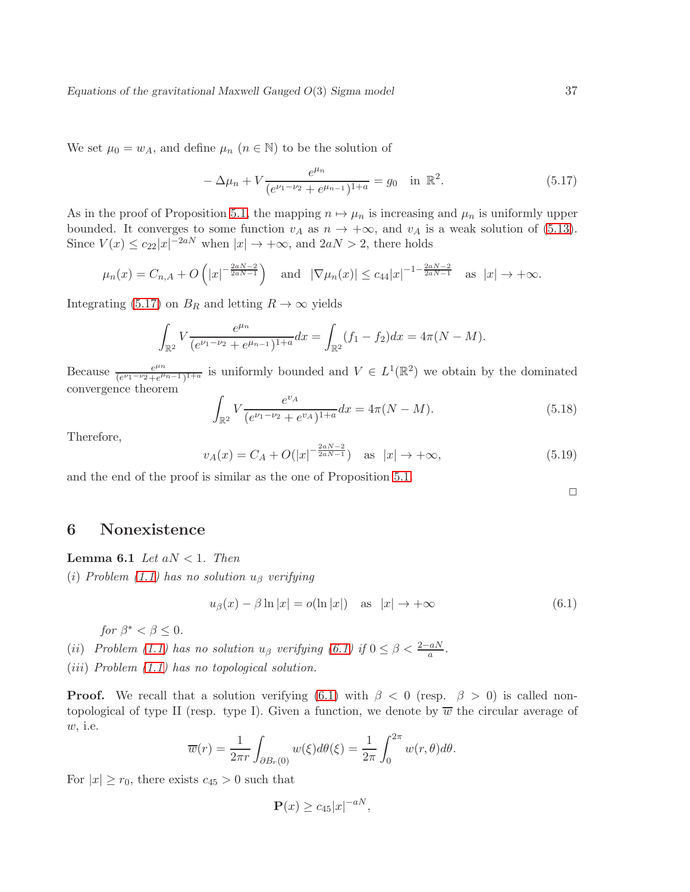We set $\mu_0 = w_A$, and define $\mu_n$ ($n \in \mathbb{N}$) to be the solution of

$$-\Delta \mu_n + V \frac{e^{\mu_n}}{(e^{\nu_1 - \nu_2} + e^{\mu_{n-1}})^{1+a}} = g_0 \quad \text{in } \mathbb{R}^2. \tag{5.17}$$

As in the proof of Proposition 5.1, the mapping $n \mapsto \mu_n$ is increasing and $\mu_n$ is uniformly upper bounded. It converges to some function $v_A$ as $n \to +\infty$, and $v_A$ is a weak solution of (5.13). Since $V(x) \leq c_{22}|x|^{-2aN}$ when $|x| \to +\infty$, and $2aN > 2$, there holds

$$\mu_n(x) = C_{n,A} + O\left(|x|^{-\frac{2aN-2}{2aN-1}}\right) \quad \text{and} \quad |\nabla \mu_n(x)| \leq c_{44}|x|^{-1-\frac{2aN-2}{2aN-1}} \quad \text{as } |x| \to +\infty.$$

Integrating (5.17) on $B_R$ and letting $R \to \infty$ yields

$$\int_{\mathbb{R}^2} V \frac{e^{\mu_n}}{(e^{\nu_1-\nu_2} + e^{\mu_{n-1}})^{1+a}} dx = \int_{\mathbb{R}^2} (f_1 - f_2) dx = 4\pi(N - M).$$

Because $\frac{e^{\mu_n}}{(e^{\nu_1-\nu_2}+e^{\mu_{n-1}})^{1+a}}$ is uniformly bounded and $V \in L^1(\mathbb{R}^2)$ we obtain by the dominated convergence theorem

$$\int_{\mathbb{R}^2} V \frac{e^{v_A}}{(e^{\nu_1-\nu_2} + e^{v_A})^{1+a}} dx = 4\pi(N - M). \tag{5.18}$$

Therefore,

$$v_A(x) = C_A + O(|x|^{-\frac{2aN-2}{2aN-1}}) \quad \text{as } |x| \to +\infty, \tag{5.19}$$

and the end of the proof is similar as the one of Proposition 5.1.

□

## 6 Nonexistence

**Lemma 6.1** *Let $aN < 1$. Then*

*(i) Problem (1.1) has no solution $u_\beta$ verifying*

$$u_\beta(x) - \beta \ln |x| = o(\ln |x|) \quad \text{as } |x| \to +\infty \tag{6.1}$$

*for $\beta^* < \beta \leq 0$.*

*(ii) Problem (1.1) has no solution $u_\beta$ verifying (6.1) if $0 \leq \beta < \frac{2-aN}{a}$.*

*(iii) Problem (1.1) has no topological solution.*

**Proof.** We recall that a solution verifying (6.1) with $\beta < 0$ (resp. $\beta > 0$) is called non-topological of type II (resp. type I). Given a function, we denote by $\overline{w}$ the circular average of $w$, i.e.

$$\overline{w}(r) = \frac{1}{2\pi r} \int_{\partial B_r(0)} w(\xi) d\theta(\xi) = \frac{1}{2\pi} \int_0^{2\pi} w(r, \theta) d\theta.$$

For $|x| \geq r_0$, there exists $c_{45} > 0$ such that

$$\mathbf{P}(x) \geq c_{45}|x|^{-aN},$$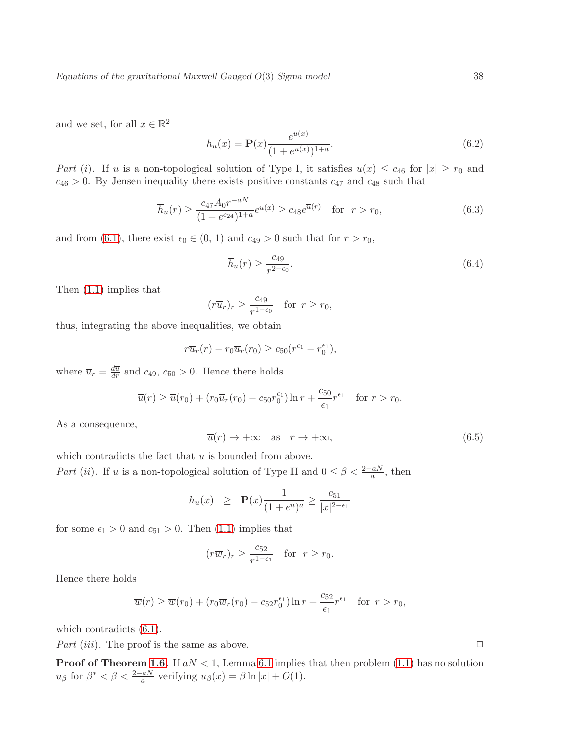and we set, for all $x \in \mathbb{R}^2$

$$h_u(x) = \mathbf{P}(x)\frac{e^{u(x)}}{(1+e^{u(x)})^{1+a}}. \tag{6.2}$$

*Part (i).* If $u$ is a non-topological solution of Type I, it satisfies $u(x) \le c_{46}$ for $|x| \ge r_0$ and $c_{46} > 0$. By Jensen inequality there exists positive constants $c_{47}$ and $c_{48}$ such that

$$\overline{h}_u(r) \ge \frac{c_{47}A_0 r^{-aN}}{(1+e^{c_{24}})^{1+a}}\overline{e^{u(x)}} \ge c_{48}e^{\overline{u}(r)} \quad \text{for} \quad r > r_0, \tag{6.3}$$

and from (6.1), there exist $\epsilon_0 \in (0, 1)$ and $c_{49} > 0$ such that for $r > r_0$,

$$\overline{h}_u(r) \ge \frac{c_{49}}{r^{2-\epsilon_0}}. \tag{6.4}$$

Then (1.1) implies that

$$(r\overline{u}_r)_r \ge \frac{c_{49}}{r^{1-\epsilon_0}} \quad \text{for} \ \ r \ge r_0,$$

thus, integrating the above inequalities, we obtain

$$r\overline{u}_r(r) - r_0\overline{u}_r(r_0) \ge c_{50}(r^{\epsilon_1} - r_0^{\epsilon_1}),$$

where $\overline{u}_r = \frac{d\overline{u}}{dr}$ and $c_{49}$, $c_{50} > 0$. Hence there holds

$$\overline{u}(r) \ge \overline{u}(r_0) + (r_0\overline{u}_r(r_0) - c_{50}r_0^{\epsilon_1})\ln r + \frac{c_{50}}{\epsilon_1}r^{\epsilon_1} \quad \text{for} \ \ r > r_0.$$

As a consequence,

$$\overline{u}(r) \to +\infty \quad \text{as} \quad r \to +\infty, \tag{6.5}$$

which contradicts the fact that $u$ is bounded from above.

*Part (ii).* If $u$ is a non-topological solution of Type II and $0 \le \beta < \frac{2-aN}{a}$, then

$$h_u(x) \ \ \ge \ \ \mathbf{P}(x)\frac{1}{(1+e^u)^a} \ge \frac{c_{51}}{|x|^{2-\epsilon_1}}$$

for some $\epsilon_1 > 0$ and $c_{51} > 0$. Then (1.1) implies that

$$(r\overline{w}_r)_r \ge \frac{c_{52}}{r^{1-\epsilon_1}} \quad \text{for} \ \ r \ge r_0.$$

Hence there holds

$$\overline{w}(r) \ge \overline{w}(r_0) + (r_0\overline{w}_r(r_0) - c_{52}r_0^{\epsilon_1})\ln r + \frac{c_{52}}{\epsilon_1}r^{\epsilon_1} \quad \text{for} \ \ r > r_0,$$

which contradicts (6.1).

*Part (iii).* The proof is the same as above. □

**Proof of Theorem 1.6.** If $aN < 1$, Lemma 6.1 implies that then problem (1.1) has no solution $u_\beta$ for $\beta^* < \beta < \frac{2-aN}{a}$ verifying $u_\beta(x) = \beta \ln|x| + O(1)$.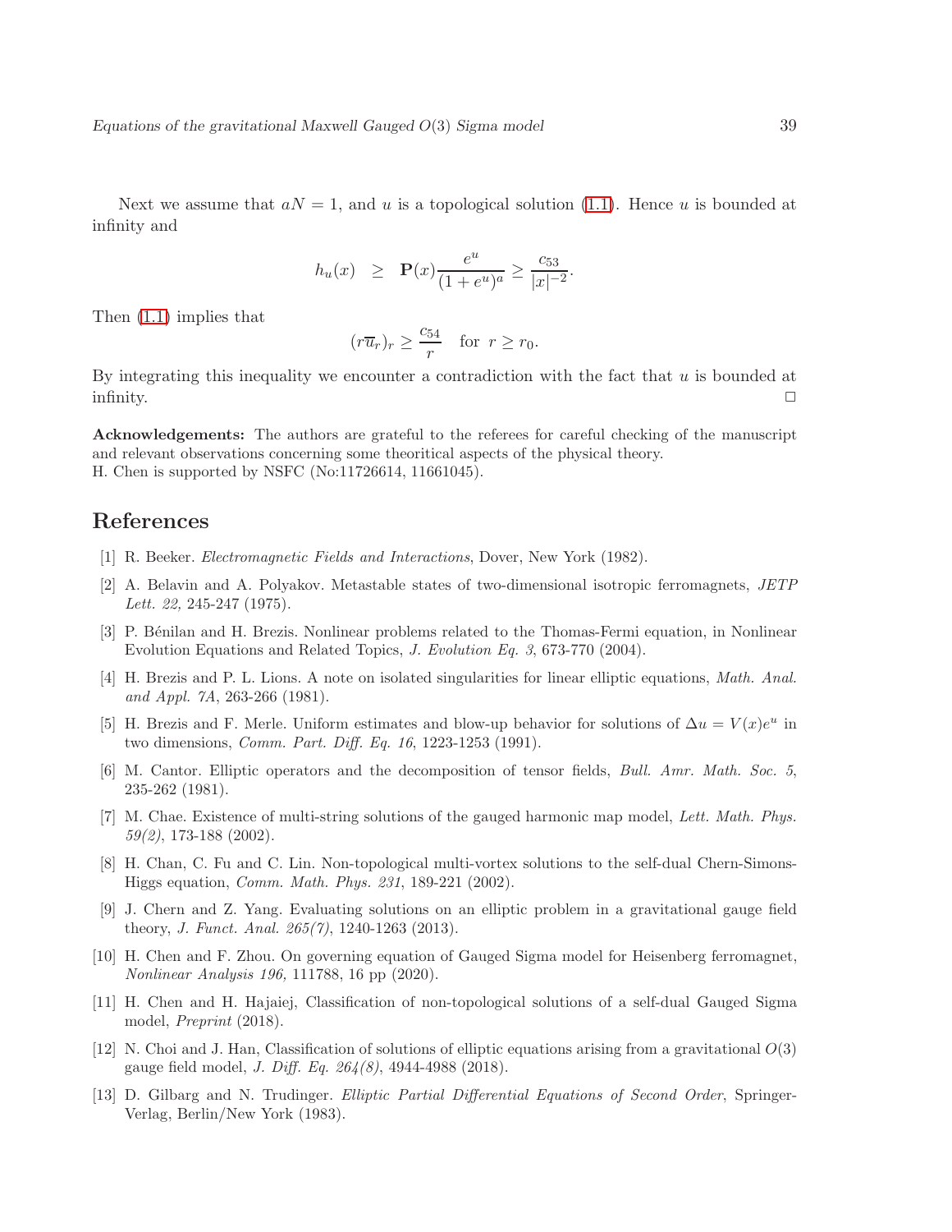Next we assume that $aN = 1$, and $u$ is a topological solution (1.1). Hence $u$ is bounded at infinity and

$$h_u(x) \quad \geq \quad \mathbf{P}(x)\frac{e^u}{(1+e^u)^a} \geq \frac{c_{53}}{|x|^{-2}}.$$

Then (1.1) implies that

$$(r\overline{u}_r)_r \geq \frac{c_{54}}{r} \quad \text{for } \ r \geq r_0.$$

By integrating this inequality we encounter a contradiction with the fact that $u$ is bounded at infinity. □

**Acknowledgements:** The authors are grateful to the referees for careful checking of the manuscript and relevant observations concerning some theoritical aspects of the physical theory.
H. Chen is supported by NSFC (No:11726614, 11661045).

## References

[1] R. Beeker. *Electromagnetic Fields and Interactions*, Dover, New York (1982).

[2] A. Belavin and A. Polyakov. Metastable states of two-dimensional isotropic ferromagnets, *JETP Lett. 22,* 245-247 (1975).

[3] P. Bénilan and H. Brezis. Nonlinear problems related to the Thomas-Fermi equation, in Nonlinear Evolution Equations and Related Topics, *J. Evolution Eq. 3*, 673-770 (2004).

[4] H. Brezis and P. L. Lions. A note on isolated singularities for linear elliptic equations, *Math. Anal. and Appl. 7A*, 263-266 (1981).

[5] H. Brezis and F. Merle. Uniform estimates and blow-up behavior for solutions of $\Delta u = V(x)e^u$ in two dimensions, *Comm. Part. Diff. Eq. 16*, 1223-1253 (1991).

[6] M. Cantor. Elliptic operators and the decomposition of tensor fields, *Bull. Amr. Math. Soc. 5*, 235-262 (1981).

[7] M. Chae. Existence of multi-string solutions of the gauged harmonic map model, *Lett. Math. Phys. 59(2)*, 173-188 (2002).

[8] H. Chan, C. Fu and C. Lin. Non-topological multi-vortex solutions to the self-dual Chern-Simons-Higgs equation, *Comm. Math. Phys. 231*, 189-221 (2002).

[9] J. Chern and Z. Yang. Evaluating solutions on an elliptic problem in a gravitational gauge field theory, *J. Funct. Anal. 265(7)*, 1240-1263 (2013).

[10] H. Chen and F. Zhou. On governing equation of Gauged Sigma model for Heisenberg ferromagnet, *Nonlinear Analysis 196*, 111788, 16 pp (2020).

[11] H. Chen and H. Hajaiej, Classification of non-topological solutions of a self-dual Gauged Sigma model, *Preprint* (2018).

[12] N. Choi and J. Han, Classification of solutions of elliptic equations arising from a gravitational $O(3)$ gauge field model, *J. Diff. Eq. 264(8)*, 4944-4988 (2018).

[13] D. Gilbarg and N. Trudinger. *Elliptic Partial Differential Equations of Second Order*, Springer-Verlag, Berlin/New York (1983).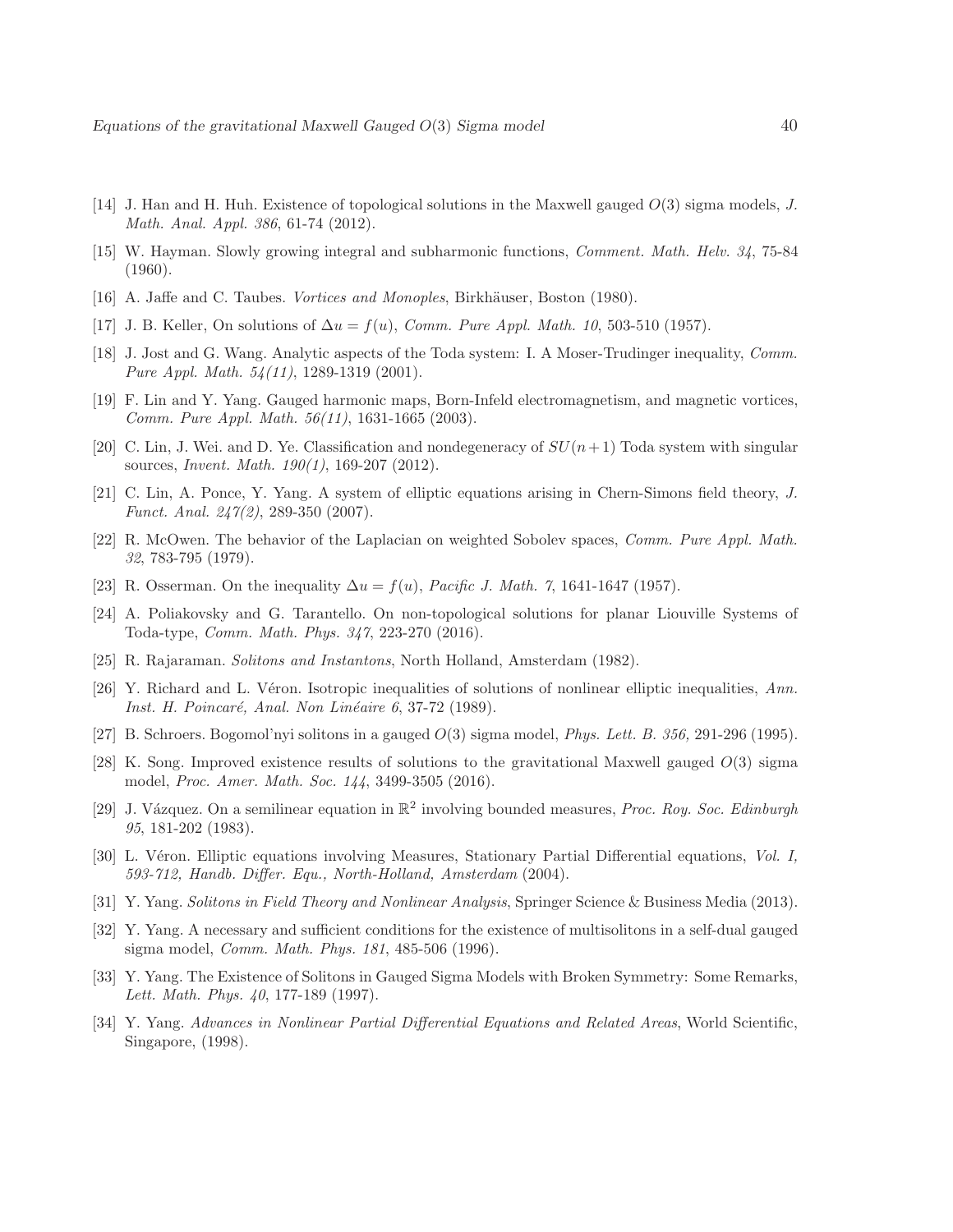[14] J. Han and H. Huh. Existence of topological solutions in the Maxwell gauged $O(3)$ sigma models, *J. Math. Anal. Appl. 386*, 61-74 (2012).

[15] W. Hayman. Slowly growing integral and subharmonic functions, *Comment. Math. Helv. 34*, 75-84 (1960).

[16] A. Jaffe and C. Taubes. *Vortices and Monoples*, Birkhäuser, Boston (1980).

[17] J. B. Keller, On solutions of $\Delta u = f(u)$, *Comm. Pure Appl. Math. 10*, 503-510 (1957).

[18] J. Jost and G. Wang. Analytic aspects of the Toda system: I. A Moser-Trudinger inequality, *Comm. Pure Appl. Math. 54(11)*, 1289-1319 (2001).

[19] F. Lin and Y. Yang. Gauged harmonic maps, Born-Infeld electromagnetism, and magnetic vortices, *Comm. Pure Appl. Math. 56(11)*, 1631-1665 (2003).

[20] C. Lin, J. Wei. and D. Ye. Classification and nondegeneracy of $SU(n+1)$ Toda system with singular sources, *Invent. Math. 190(1)*, 169-207 (2012).

[21] C. Lin, A. Ponce, Y. Yang. A system of elliptic equations arising in Chern-Simons field theory, *J. Funct. Anal. 247(2)*, 289-350 (2007).

[22] R. McOwen. The behavior of the Laplacian on weighted Sobolev spaces, *Comm. Pure Appl. Math. 32*, 783-795 (1979).

[23] R. Osserman. On the inequality $\Delta u = f(u)$, *Pacific J. Math. 7*, 1641-1647 (1957).

[24] A. Poliakovsky and G. Tarantello. On non-topological solutions for planar Liouville Systems of Toda-type, *Comm. Math. Phys. 347*, 223-270 (2016).

[25] R. Rajaraman. *Solitons and Instantons*, North Holland, Amsterdam (1982).

[26] Y. Richard and L. Véron. Isotropic inequalities of solutions of nonlinear elliptic inequalities, *Ann. Inst. H. Poincaré, Anal. Non Linéaire 6*, 37-72 (1989).

[27] B. Schroers. Bogomol'nyi solitons in a gauged $O(3)$ sigma model, *Phys. Lett. B. 356,* 291-296 (1995).

[28] K. Song. Improved existence results of solutions to the gravitational Maxwell gauged $O(3)$ sigma model, *Proc. Amer. Math. Soc. 144*, 3499-3505 (2016).

[29] J. Vázquez. On a semilinear equation in $\mathbb{R}^2$ involving bounded measures, *Proc. Roy. Soc. Edinburgh 95*, 181-202 (1983).

[30] L. Véron. Elliptic equations involving Measures, Stationary Partial Differential equations, *Vol. I, 593-712, Handb. Differ. Equ., North-Holland, Amsterdam* (2004).

[31] Y. Yang. *Solitons in Field Theory and Nonlinear Analysis*, Springer Science & Business Media (2013).

[32] Y. Yang. A necessary and sufficient conditions for the existence of multisolitons in a self-dual gauged sigma model, *Comm. Math. Phys. 181*, 485-506 (1996).

[33] Y. Yang. The Existence of Solitons in Gauged Sigma Models with Broken Symmetry: Some Remarks, *Lett. Math. Phys. 40*, 177-189 (1997).

[34] Y. Yang. *Advances in Nonlinear Partial Differential Equations and Related Areas*, World Scientific, Singapore, (1998).